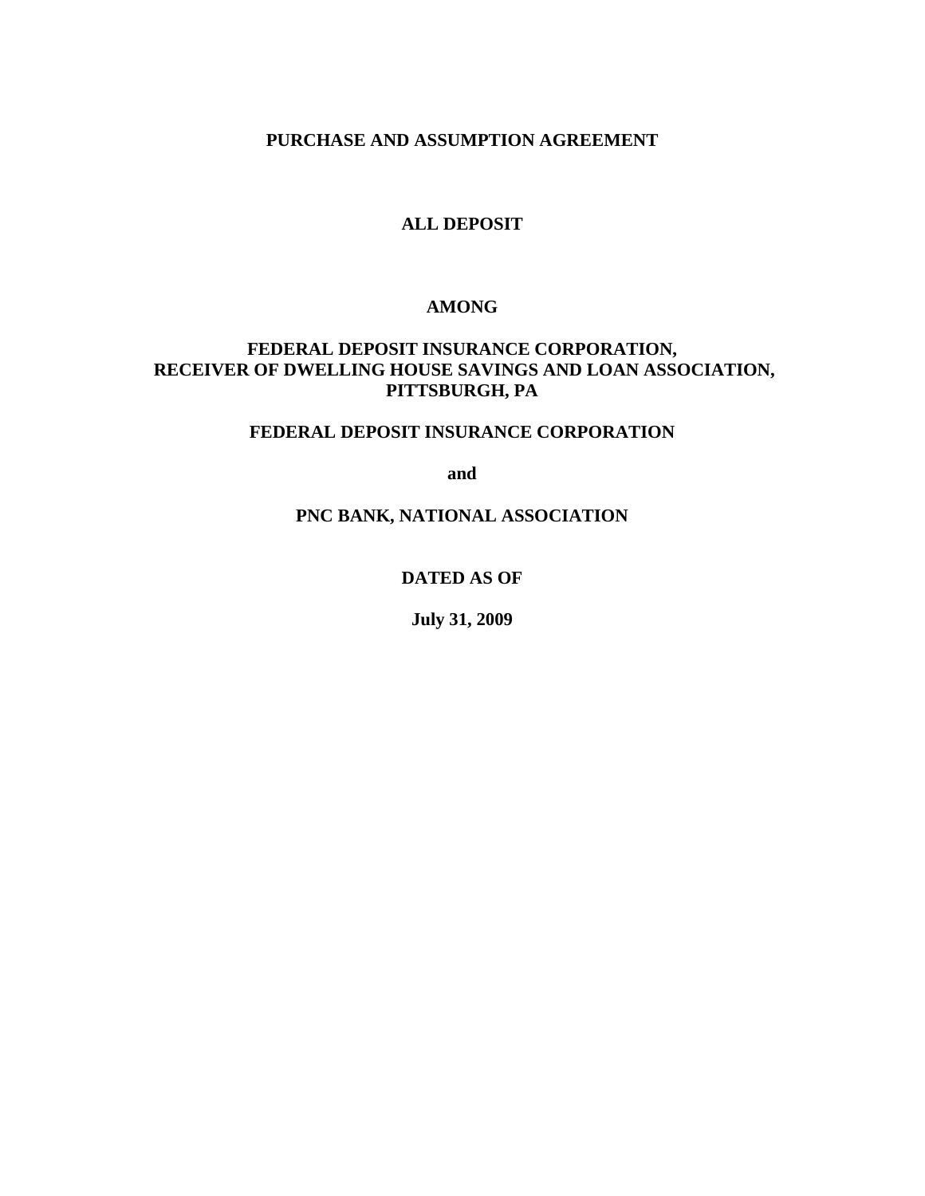# PURCHASE AND ASSUMPTION AGREEMENT

**ALL DEPOSIT**

**AMONG**

**FEDERAL DEPOSIT INSURANCE CORPORATION,**
**RECEIVER OF DWELLING HOUSE SAVINGS AND LOAN ASSOCIATION,**
**PITTSBURGH, PA**

**FEDERAL DEPOSIT INSURANCE CORPORATION**

**and**

**PNC BANK, NATIONAL ASSOCIATION**

**DATED AS OF**

**July 31, 2009**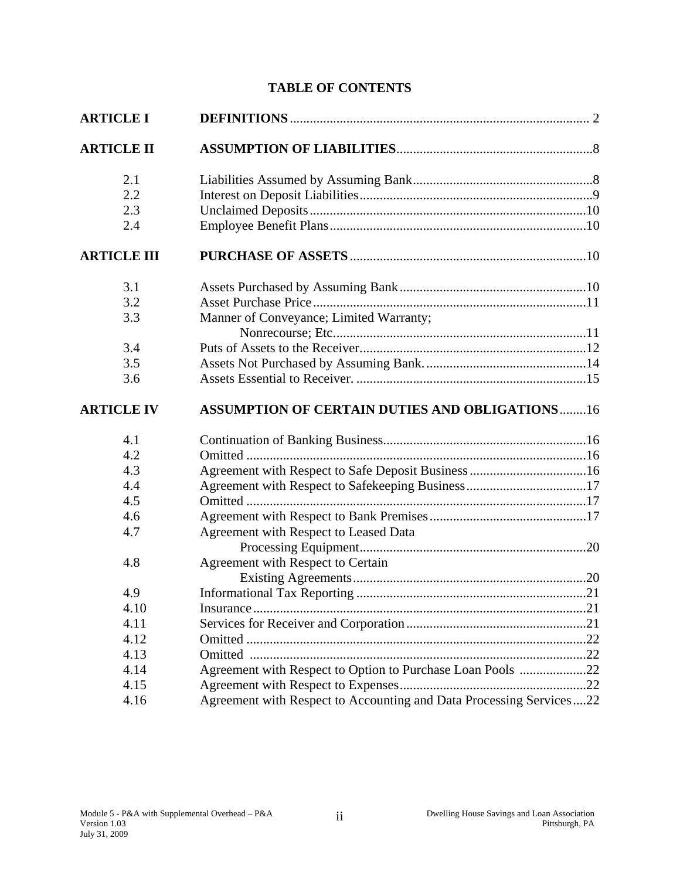# TABLE OF CONTENTS

| | | |
|---|---|---|
| **ARTICLE I** | **DEFINITIONS** | 2 |
| **ARTICLE II** | **ASSUMPTION OF LIABILITIES** | 8 |
| 2.1 | Liabilities Assumed by Assuming Bank | 8 |
| 2.2 | Interest on Deposit Liabilities | 9 |
| 2.3 | Unclaimed Deposits | 10 |
| 2.4 | Employee Benefit Plans | 10 |
| **ARTICLE III** | **PURCHASE OF ASSETS** | 10 |
| 3.1 | Assets Purchased by Assuming Bank | 10 |
| 3.2 | Asset Purchase Price | 11 |
| 3.3 | Manner of Conveyance; Limited Warranty; Nonrecourse; Etc. | 11 |
| 3.4 | Puts of Assets to the Receiver | 12 |
| 3.5 | Assets Not Purchased by Assuming Bank. | 14 |
| 3.6 | Assets Essential to Receiver. | 15 |
| **ARTICLE IV** | **ASSUMPTION OF CERTAIN DUTIES AND OBLIGATIONS** | 16 |
| 4.1 | Continuation of Banking Business | 16 |
| 4.2 | Omitted | 16 |
| 4.3 | Agreement with Respect to Safe Deposit Business | 16 |
| 4.4 | Agreement with Respect to Safekeeping Business | 17 |
| 4.5 | Omitted | 17 |
| 4.6 | Agreement with Respect to Bank Premises | 17 |
| 4.7 | Agreement with Respect to Leased Data Processing Equipment | 20 |
| 4.8 | Agreement with Respect to Certain Existing Agreements | 20 |
| 4.9 | Informational Tax Reporting | 21 |
| 4.10 | Insurance | 21 |
| 4.11 | Services for Receiver and Corporation | 21 |
| 4.12 | Omitted | 22 |
| 4.13 | Omitted | 22 |
| 4.14 | Agreement with Respect to Option to Purchase Loan Pools | 22 |
| 4.15 | Agreement with Respect to Expenses | 22 |
| 4.16 | Agreement with Respect to Accounting and Data Processing Services | 22 |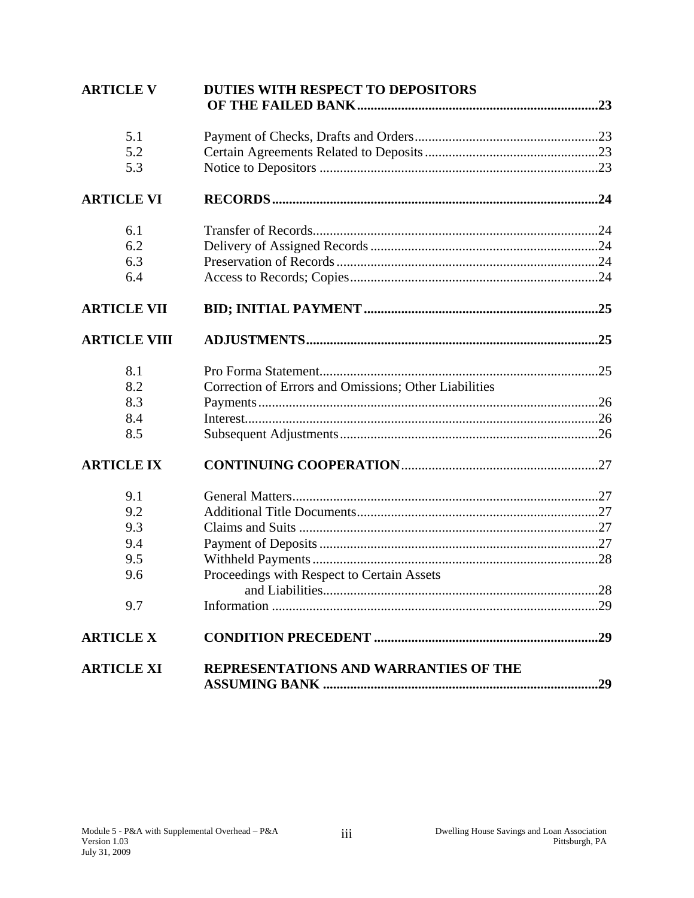| | | |
|---|---|---|
| **ARTICLE V** | **DUTIES WITH RESPECT TO DEPOSITORS OF THE FAILED BANK** | **23** |
| 5.1 | Payment of Checks, Drafts and Orders | 23 |
| 5.2 | Certain Agreements Related to Deposits | 23 |
| 5.3 | Notice to Depositors | 23 |
| **ARTICLE VI** | **RECORDS** | **24** |
| 6.1 | Transfer of Records | 24 |
| 6.2 | Delivery of Assigned Records | 24 |
| 6.3 | Preservation of Records | 24 |
| 6.4 | Access to Records; Copies | 24 |
| **ARTICLE VII** | **BID; INITIAL PAYMENT** | **25** |
| **ARTICLE VIII** | **ADJUSTMENTS** | **25** |
| 8.1 | Pro Forma Statement | 25 |
| 8.2 | Correction of Errors and Omissions; Other Liabilities | |
| 8.3 | Payments | 26 |
| 8.4 | Interest | 26 |
| 8.5 | Subsequent Adjustments | 26 |
| **ARTICLE IX** | **CONTINUING COOPERATION** | 27 |
| 9.1 | General Matters | 27 |
| 9.2 | Additional Title Documents | 27 |
| 9.3 | Claims and Suits | 27 |
| 9.4 | Payment of Deposits | 27 |
| 9.5 | Withheld Payments | 28 |
| 9.6 | Proceedings with Respect to Certain Assets and Liabilities | 28 |
| 9.7 | Information | 29 |
| **ARTICLE X** | **CONDITION PRECEDENT** | **29** |
| **ARTICLE XI** | **REPRESENTATIONS AND WARRANTIES OF THE ASSUMING BANK** | **29** |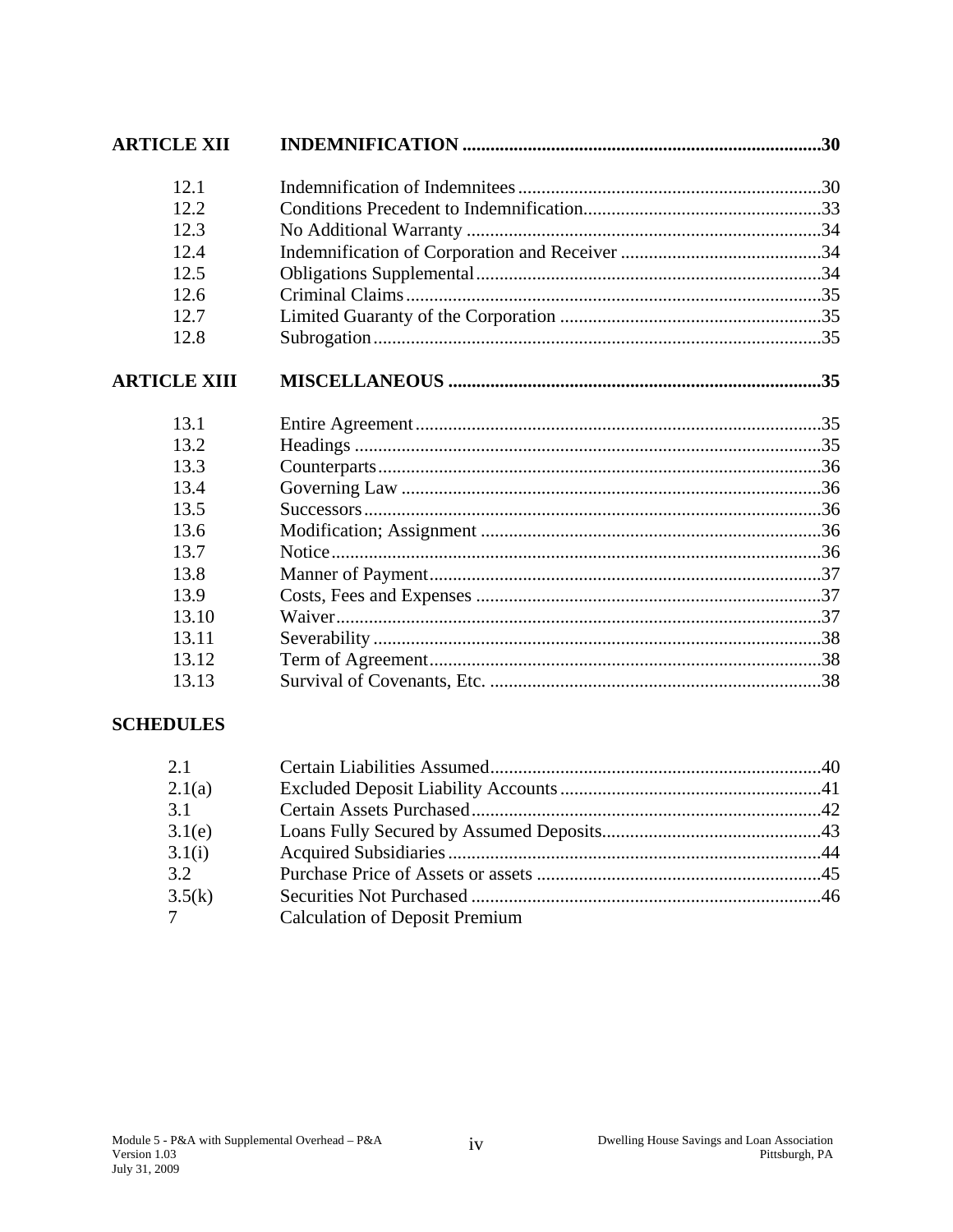| | | |
|---|---|---|
| **ARTICLE XII** | **INDEMNIFICATION** | **30** |
| 12.1 | Indemnification of Indemnitees | 30 |
| 12.2 | Conditions Precedent to Indemnification | 33 |
| 12.3 | No Additional Warranty | 34 |
| 12.4 | Indemnification of Corporation and Receiver | 34 |
| 12.5 | Obligations Supplemental | 34 |
| 12.6 | Criminal Claims | 35 |
| 12.7 | Limited Guaranty of the Corporation | 35 |
| 12.8 | Subrogation | 35 |
| **ARTICLE XIII** | **MISCELLANEOUS** | **35** |
| 13.1 | Entire Agreement | 35 |
| 13.2 | Headings | 35 |
| 13.3 | Counterparts | 36 |
| 13.4 | Governing Law | 36 |
| 13.5 | Successors | 36 |
| 13.6 | Modification; Assignment | 36 |
| 13.7 | Notice | 36 |
| 13.8 | Manner of Payment | 37 |
| 13.9 | Costs, Fees and Expenses | 37 |
| 13.10 | Waiver | 37 |
| 13.11 | Severability | 38 |
| 13.12 | Term of Agreement | 38 |
| 13.13 | Survival of Covenants, Etc. | 38 |

**SCHEDULES**

| | | |
|---|---|---|
| 2.1 | Certain Liabilities Assumed | 40 |
| 2.1(a) | Excluded Deposit Liability Accounts | 41 |
| 3.1 | Certain Assets Purchased | 42 |
| 3.1(e) | Loans Fully Secured by Assumed Deposits | 43 |
| 3.1(i) | Acquired Subsidiaries | 44 |
| 3.2 | Purchase Price of Assets or assets | 45 |
| 3.5(k) | Securities Not Purchased | 46 |
| 7 | Calculation of Deposit Premium | |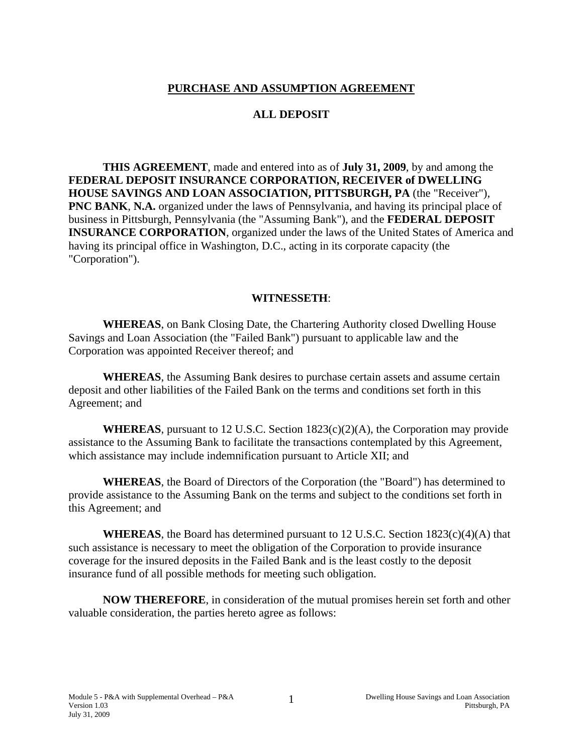# PURCHASE AND ASSUMPTION AGREEMENT

## ALL DEPOSIT

**THIS AGREEMENT**, made and entered into as of **July 31, 2009**, by and among the **FEDERAL DEPOSIT INSURANCE CORPORATION, RECEIVER of DWELLING HOUSE SAVINGS AND LOAN ASSOCIATION, PITTSBURGH, PA** (the "Receiver"), **PNC BANK**, **N.A.** organized under the laws of Pennsylvania, and having its principal place of business in Pittsburgh, Pennsylvania (the "Assuming Bank"), and the **FEDERAL DEPOSIT INSURANCE CORPORATION**, organized under the laws of the United States of America and having its principal office in Washington, D.C., acting in its corporate capacity (the "Corporation").

**WITNESSETH**:

**WHEREAS**, on Bank Closing Date, the Chartering Authority closed Dwelling House Savings and Loan Association (the "Failed Bank") pursuant to applicable law and the Corporation was appointed Receiver thereof; and

**WHEREAS**, the Assuming Bank desires to purchase certain assets and assume certain deposit and other liabilities of the Failed Bank on the terms and conditions set forth in this Agreement; and

**WHEREAS**, pursuant to 12 U.S.C. Section 1823(c)(2)(A), the Corporation may provide assistance to the Assuming Bank to facilitate the transactions contemplated by this Agreement, which assistance may include indemnification pursuant to Article XII; and

**WHEREAS**, the Board of Directors of the Corporation (the "Board") has determined to provide assistance to the Assuming Bank on the terms and subject to the conditions set forth in this Agreement; and

**WHEREAS**, the Board has determined pursuant to 12 U.S.C. Section 1823(c)(4)(A) that such assistance is necessary to meet the obligation of the Corporation to provide insurance coverage for the insured deposits in the Failed Bank and is the least costly to the deposit insurance fund of all possible methods for meeting such obligation.

**NOW THEREFORE**, in consideration of the mutual promises herein set forth and other valuable consideration, the parties hereto agree as follows: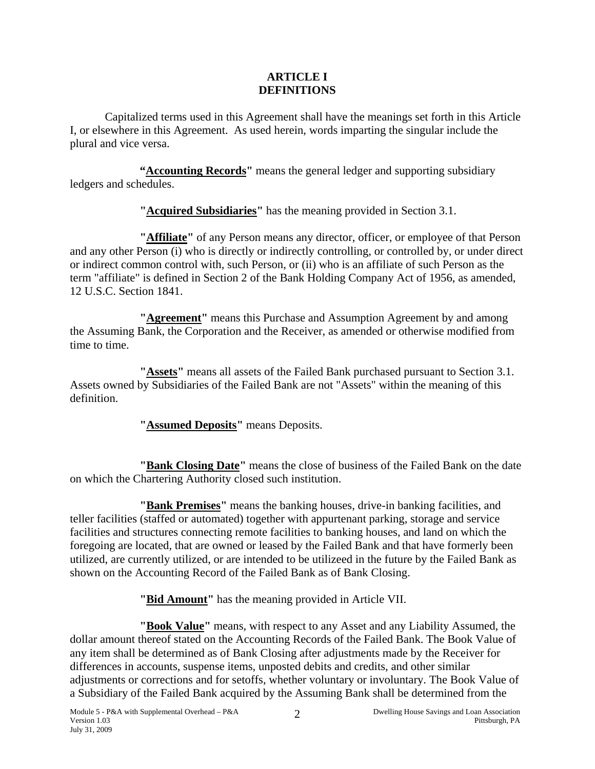# ARTICLE I
# DEFINITIONS

Capitalized terms used in this Agreement shall have the meanings set forth in this Article I, or elsewhere in this Agreement. As used herein, words imparting the singular include the plural and vice versa.

**"<u>Accounting Records</u>"** means the general ledger and supporting subsidiary ledgers and schedules.

**"<u>Acquired Subsidiaries</u>"** has the meaning provided in Section 3.1.

**"<u>Affiliate</u>"** of any Person means any director, officer, or employee of that Person and any other Person (i) who is directly or indirectly controlling, or controlled by, or under direct or indirect common control with, such Person, or (ii) who is an affiliate of such Person as the term "affiliate" is defined in Section 2 of the Bank Holding Company Act of 1956, as amended, 12 U.S.C. Section 1841.

**"<u>Agreement</u>"** means this Purchase and Assumption Agreement by and among the Assuming Bank, the Corporation and the Receiver, as amended or otherwise modified from time to time.

**"<u>Assets</u>"** means all assets of the Failed Bank purchased pursuant to Section 3.1. Assets owned by Subsidiaries of the Failed Bank are not "Assets" within the meaning of this definition.

**"<u>Assumed Deposits</u>"** means Deposits.

**"<u>Bank Closing Date</u>"** means the close of business of the Failed Bank on the date on which the Chartering Authority closed such institution.

**"<u>Bank Premises</u>"** means the banking houses, drive-in banking facilities, and teller facilities (staffed or automated) together with appurtenant parking, storage and service facilities and structures connecting remote facilities to banking houses, and land on which the foregoing are located, that are owned or leased by the Failed Bank and that have formerly been utilized, are currently utilized, or are intended to be utilizeed in the future by the Failed Bank as shown on the Accounting Record of the Failed Bank as of Bank Closing.

**"<u>Bid Amount</u>"** has the meaning provided in Article VII.

**"<u>Book Value</u>"** means, with respect to any Asset and any Liability Assumed, the dollar amount thereof stated on the Accounting Records of the Failed Bank. The Book Value of any item shall be determined as of Bank Closing after adjustments made by the Receiver for differences in accounts, suspense items, unposted debits and credits, and other similar adjustments or corrections and for setoffs, whether voluntary or involuntary. The Book Value of a Subsidiary of the Failed Bank acquired by the Assuming Bank shall be determined from the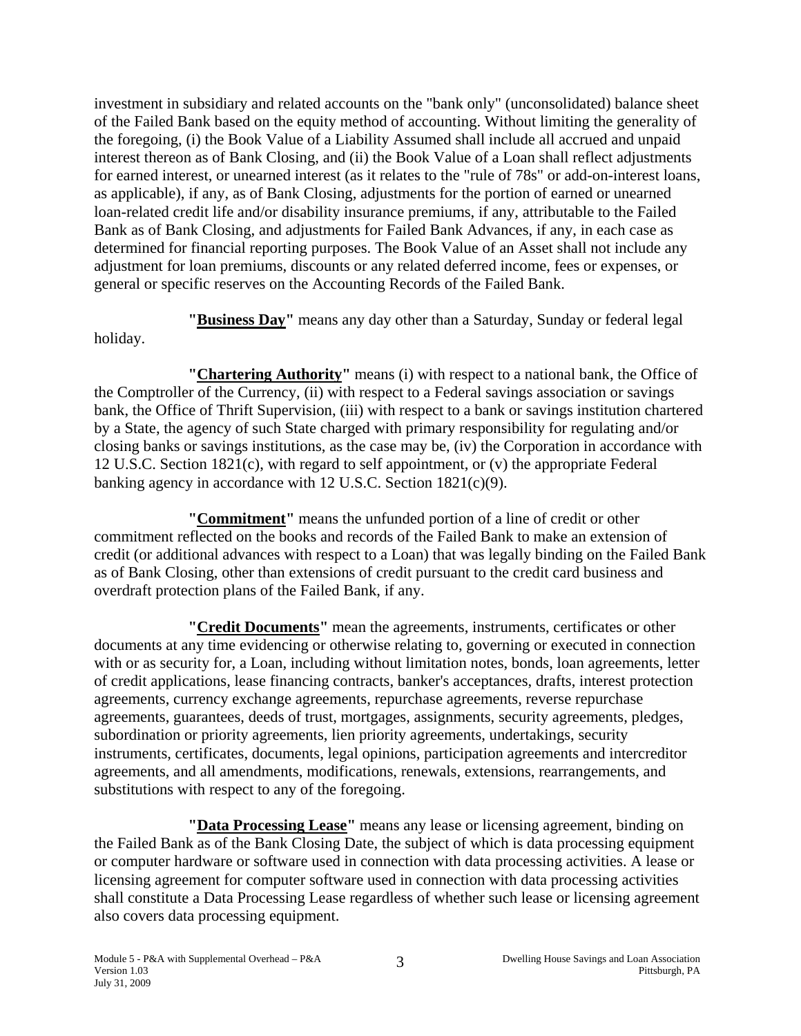investment in subsidiary and related accounts on the "bank only" (unconsolidated) balance sheet of the Failed Bank based on the equity method of accounting. Without limiting the generality of the foregoing, (i) the Book Value of a Liability Assumed shall include all accrued and unpaid interest thereon as of Bank Closing, and (ii) the Book Value of a Loan shall reflect adjustments for earned interest, or unearned interest (as it relates to the "rule of 78s" or add-on-interest loans, as applicable), if any, as of Bank Closing, adjustments for the portion of earned or unearned loan-related credit life and/or disability insurance premiums, if any, attributable to the Failed Bank as of Bank Closing, and adjustments for Failed Bank Advances, if any, in each case as determined for financial reporting purposes. The Book Value of an Asset shall not include any adjustment for loan premiums, discounts or any related deferred income, fees or expenses, or general or specific reserves on the Accounting Records of the Failed Bank.

**"Business Day"** means any day other than a Saturday, Sunday or federal legal holiday.

**"Chartering Authority"** means (i) with respect to a national bank, the Office of the Comptroller of the Currency, (ii) with respect to a Federal savings association or savings bank, the Office of Thrift Supervision, (iii) with respect to a bank or savings institution chartered by a State, the agency of such State charged with primary responsibility for regulating and/or closing banks or savings institutions, as the case may be, (iv) the Corporation in accordance with 12 U.S.C. Section 1821(c), with regard to self appointment, or (v) the appropriate Federal banking agency in accordance with 12 U.S.C. Section 1821(c)(9).

**"Commitment"** means the unfunded portion of a line of credit or other commitment reflected on the books and records of the Failed Bank to make an extension of credit (or additional advances with respect to a Loan) that was legally binding on the Failed Bank as of Bank Closing, other than extensions of credit pursuant to the credit card business and overdraft protection plans of the Failed Bank, if any.

**"Credit Documents"** mean the agreements, instruments, certificates or other documents at any time evidencing or otherwise relating to, governing or executed in connection with or as security for, a Loan, including without limitation notes, bonds, loan agreements, letter of credit applications, lease financing contracts, banker's acceptances, drafts, interest protection agreements, currency exchange agreements, repurchase agreements, reverse repurchase agreements, guarantees, deeds of trust, mortgages, assignments, security agreements, pledges, subordination or priority agreements, lien priority agreements, undertakings, security instruments, certificates, documents, legal opinions, participation agreements and intercreditor agreements, and all amendments, modifications, renewals, extensions, rearrangements, and substitutions with respect to any of the foregoing.

**"Data Processing Lease"** means any lease or licensing agreement, binding on the Failed Bank as of the Bank Closing Date, the subject of which is data processing equipment or computer hardware or software used in connection with data processing activities. A lease or licensing agreement for computer software used in connection with data processing activities shall constitute a Data Processing Lease regardless of whether such lease or licensing agreement also covers data processing equipment.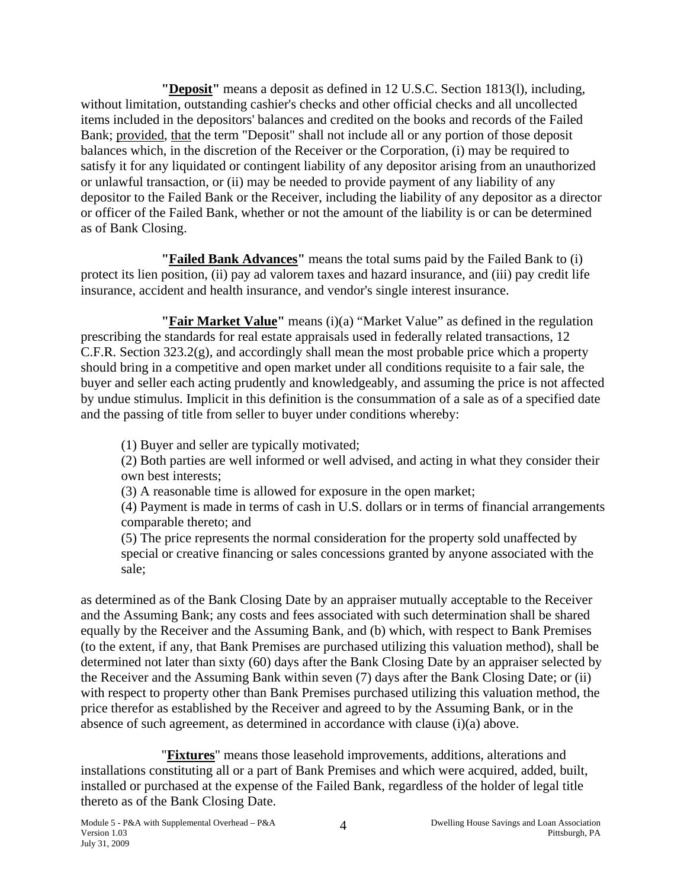**"Deposit"** means a deposit as defined in 12 U.S.C. Section 1813(l), including, without limitation, outstanding cashier's checks and other official checks and all uncollected items included in the depositors' balances and credited on the books and records of the Failed Bank; provided, that the term "Deposit" shall not include all or any portion of those deposit balances which, in the discretion of the Receiver or the Corporation, (i) may be required to satisfy it for any liquidated or contingent liability of any depositor arising from an unauthorized or unlawful transaction, or (ii) may be needed to provide payment of any liability of any depositor to the Failed Bank or the Receiver, including the liability of any depositor as a director or officer of the Failed Bank, whether or not the amount of the liability is or can be determined as of Bank Closing.

**"Failed Bank Advances"** means the total sums paid by the Failed Bank to (i) protect its lien position, (ii) pay ad valorem taxes and hazard insurance, and (iii) pay credit life insurance, accident and health insurance, and vendor's single interest insurance.

**"Fair Market Value"** means (i)(a) "Market Value" as defined in the regulation prescribing the standards for real estate appraisals used in federally related transactions, 12 C.F.R. Section 323.2(g), and accordingly shall mean the most probable price which a property should bring in a competitive and open market under all conditions requisite to a fair sale, the buyer and seller each acting prudently and knowledgeably, and assuming the price is not affected by undue stimulus. Implicit in this definition is the consummation of a sale as of a specified date and the passing of title from seller to buyer under conditions whereby:

(1) Buyer and seller are typically motivated;
(2) Both parties are well informed or well advised, and acting in what they consider their own best interests;
(3) A reasonable time is allowed for exposure in the open market;
(4) Payment is made in terms of cash in U.S. dollars or in terms of financial arrangements comparable thereto; and
(5) The price represents the normal consideration for the property sold unaffected by special or creative financing or sales concessions granted by anyone associated with the sale;

as determined as of the Bank Closing Date by an appraiser mutually acceptable to the Receiver and the Assuming Bank; any costs and fees associated with such determination shall be shared equally by the Receiver and the Assuming Bank, and (b) which, with respect to Bank Premises (to the extent, if any, that Bank Premises are purchased utilizing this valuation method), shall be determined not later than sixty (60) days after the Bank Closing Date by an appraiser selected by the Receiver and the Assuming Bank within seven (7) days after the Bank Closing Date; or (ii) with respect to property other than Bank Premises purchased utilizing this valuation method, the price therefor as established by the Receiver and agreed to by the Assuming Bank, or in the absence of such agreement, as determined in accordance with clause (i)(a) above.

"**Fixtures**" means those leasehold improvements, additions, alterations and installations constituting all or a part of Bank Premises and which were acquired, added, built, installed or purchased at the expense of the Failed Bank, regardless of the holder of legal title thereto as of the Bank Closing Date.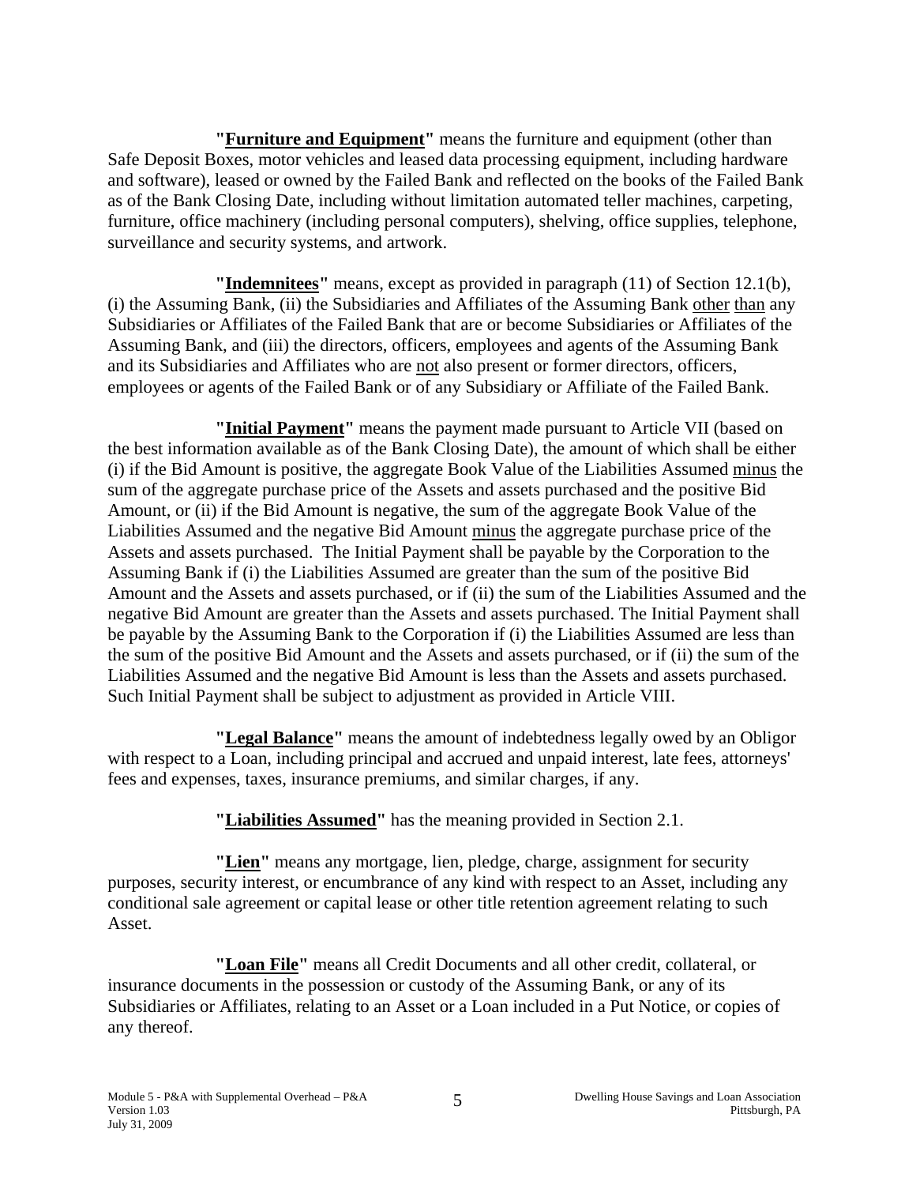**"Furniture and Equipment"** means the furniture and equipment (other than Safe Deposit Boxes, motor vehicles and leased data processing equipment, including hardware and software), leased or owned by the Failed Bank and reflected on the books of the Failed Bank as of the Bank Closing Date, including without limitation automated teller machines, carpeting, furniture, office machinery (including personal computers), shelving, office supplies, telephone, surveillance and security systems, and artwork.

**"Indemnitees"** means, except as provided in paragraph (11) of Section 12.1(b), (i) the Assuming Bank, (ii) the Subsidiaries and Affiliates of the Assuming Bank other than any Subsidiaries or Affiliates of the Failed Bank that are or become Subsidiaries or Affiliates of the Assuming Bank, and (iii) the directors, officers, employees and agents of the Assuming Bank and its Subsidiaries and Affiliates who are not also present or former directors, officers, employees or agents of the Failed Bank or of any Subsidiary or Affiliate of the Failed Bank.

**"Initial Payment"** means the payment made pursuant to Article VII (based on the best information available as of the Bank Closing Date), the amount of which shall be either (i) if the Bid Amount is positive, the aggregate Book Value of the Liabilities Assumed minus the sum of the aggregate purchase price of the Assets and assets purchased and the positive Bid Amount, or (ii) if the Bid Amount is negative, the sum of the aggregate Book Value of the Liabilities Assumed and the negative Bid Amount minus the aggregate purchase price of the Assets and assets purchased. The Initial Payment shall be payable by the Corporation to the Assuming Bank if (i) the Liabilities Assumed are greater than the sum of the positive Bid Amount and the Assets and assets purchased, or if (ii) the sum of the Liabilities Assumed and the negative Bid Amount are greater than the Assets and assets purchased. The Initial Payment shall be payable by the Assuming Bank to the Corporation if (i) the Liabilities Assumed are less than the sum of the positive Bid Amount and the Assets and assets purchased, or if (ii) the sum of the Liabilities Assumed and the negative Bid Amount is less than the Assets and assets purchased. Such Initial Payment shall be subject to adjustment as provided in Article VIII.

**"Legal Balance"** means the amount of indebtedness legally owed by an Obligor with respect to a Loan, including principal and accrued and unpaid interest, late fees, attorneys' fees and expenses, taxes, insurance premiums, and similar charges, if any.

**"Liabilities Assumed"** has the meaning provided in Section 2.1.

**"Lien"** means any mortgage, lien, pledge, charge, assignment for security purposes, security interest, or encumbrance of any kind with respect to an Asset, including any conditional sale agreement or capital lease or other title retention agreement relating to such Asset.

**"Loan File"** means all Credit Documents and all other credit, collateral, or insurance documents in the possession or custody of the Assuming Bank, or any of its Subsidiaries or Affiliates, relating to an Asset or a Loan included in a Put Notice, or copies of any thereof.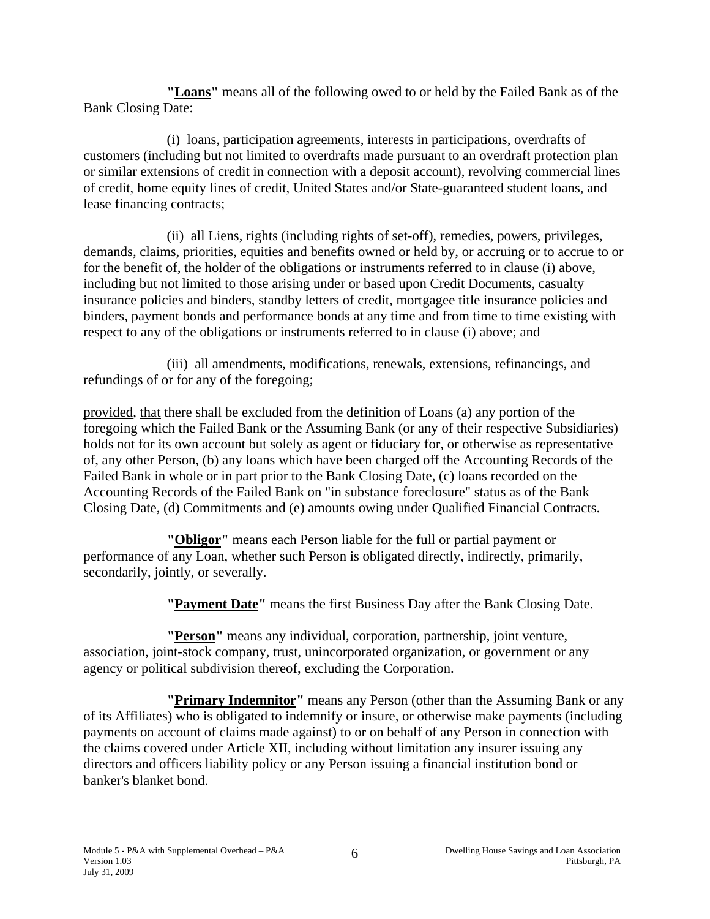**"Loans"** means all of the following owed to or held by the Failed Bank as of the Bank Closing Date:

(i) loans, participation agreements, interests in participations, overdrafts of customers (including but not limited to overdrafts made pursuant to an overdraft protection plan or similar extensions of credit in connection with a deposit account), revolving commercial lines of credit, home equity lines of credit, United States and/or State-guaranteed student loans, and lease financing contracts;

(ii) all Liens, rights (including rights of set-off), remedies, powers, privileges, demands, claims, priorities, equities and benefits owned or held by, or accruing or to accrue to or for the benefit of, the holder of the obligations or instruments referred to in clause (i) above, including but not limited to those arising under or based upon Credit Documents, casualty insurance policies and binders, standby letters of credit, mortgagee title insurance policies and binders, payment bonds and performance bonds at any time and from time to time existing with respect to any of the obligations or instruments referred to in clause (i) above; and

(iii) all amendments, modifications, renewals, extensions, refinancings, and refundings of or for any of the foregoing;

provided, that there shall be excluded from the definition of Loans (a) any portion of the foregoing which the Failed Bank or the Assuming Bank (or any of their respective Subsidiaries) holds not for its own account but solely as agent or fiduciary for, or otherwise as representative of, any other Person, (b) any loans which have been charged off the Accounting Records of the Failed Bank in whole or in part prior to the Bank Closing Date, (c) loans recorded on the Accounting Records of the Failed Bank on "in substance foreclosure" status as of the Bank Closing Date, (d) Commitments and (e) amounts owing under Qualified Financial Contracts.

**"Obligor"** means each Person liable for the full or partial payment or performance of any Loan, whether such Person is obligated directly, indirectly, primarily, secondarily, jointly, or severally.

**"Payment Date"** means the first Business Day after the Bank Closing Date.

**"Person"** means any individual, corporation, partnership, joint venture, association, joint-stock company, trust, unincorporated organization, or government or any agency or political subdivision thereof, excluding the Corporation.

**"Primary Indemnitor"** means any Person (other than the Assuming Bank or any of its Affiliates) who is obligated to indemnify or insure, or otherwise make payments (including payments on account of claims made against) to or on behalf of any Person in connection with the claims covered under Article XII, including without limitation any insurer issuing any directors and officers liability policy or any Person issuing a financial institution bond or banker's blanket bond.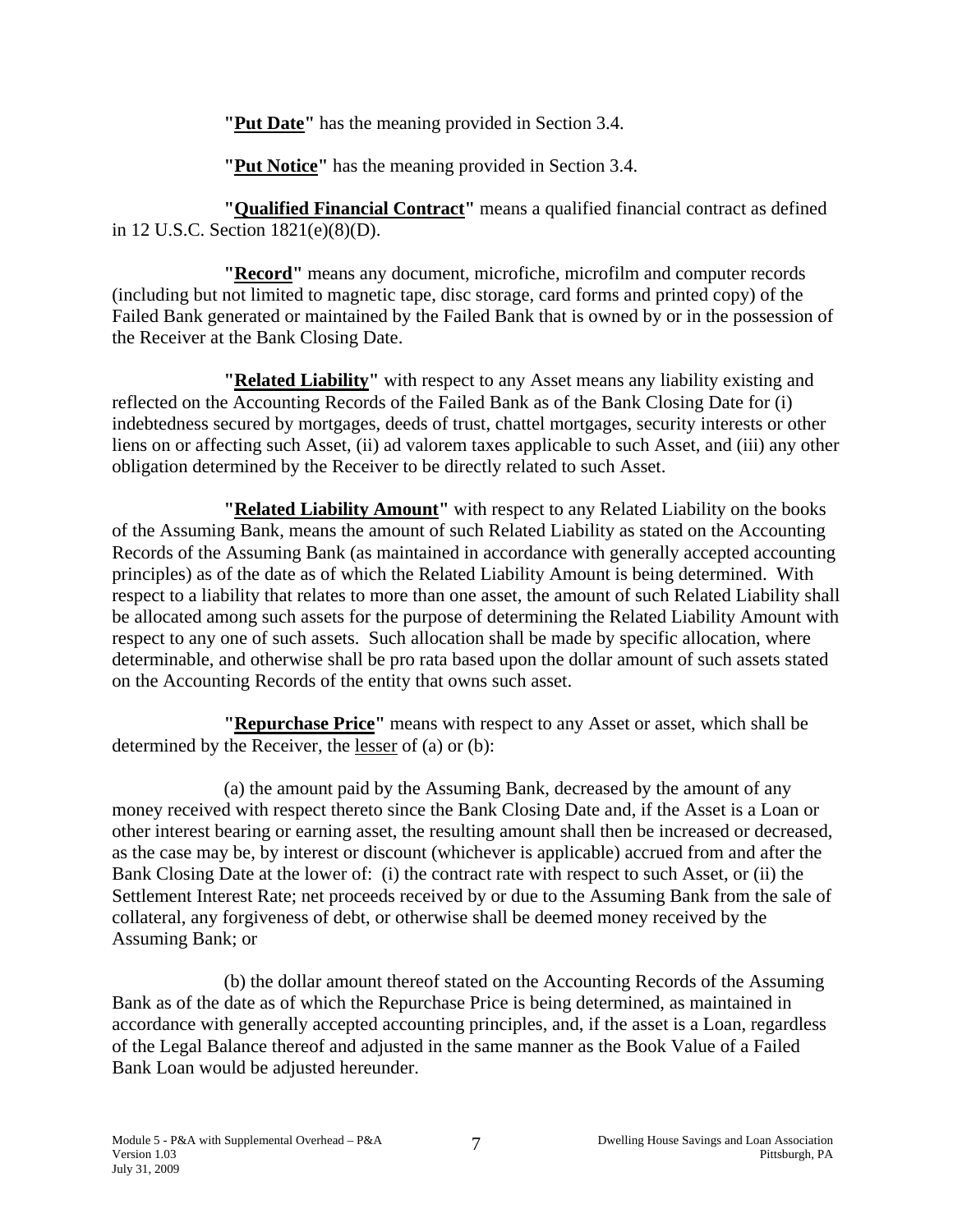**"Put Date"** has the meaning provided in Section 3.4.

**"Put Notice"** has the meaning provided in Section 3.4.

**"Qualified Financial Contract"** means a qualified financial contract as defined in 12 U.S.C. Section 1821(e)(8)(D).

**"Record"** means any document, microfiche, microfilm and computer records (including but not limited to magnetic tape, disc storage, card forms and printed copy) of the Failed Bank generated or maintained by the Failed Bank that is owned by or in the possession of the Receiver at the Bank Closing Date.

**"Related Liability"** with respect to any Asset means any liability existing and reflected on the Accounting Records of the Failed Bank as of the Bank Closing Date for (i) indebtedness secured by mortgages, deeds of trust, chattel mortgages, security interests or other liens on or affecting such Asset, (ii) ad valorem taxes applicable to such Asset, and (iii) any other obligation determined by the Receiver to be directly related to such Asset.

**"Related Liability Amount"** with respect to any Related Liability on the books of the Assuming Bank, means the amount of such Related Liability as stated on the Accounting Records of the Assuming Bank (as maintained in accordance with generally accepted accounting principles) as of the date as of which the Related Liability Amount is being determined. With respect to a liability that relates to more than one asset, the amount of such Related Liability shall be allocated among such assets for the purpose of determining the Related Liability Amount with respect to any one of such assets. Such allocation shall be made by specific allocation, where determinable, and otherwise shall be pro rata based upon the dollar amount of such assets stated on the Accounting Records of the entity that owns such asset.

**"Repurchase Price"** means with respect to any Asset or asset, which shall be determined by the Receiver, the lesser of (a) or (b):

(a) the amount paid by the Assuming Bank, decreased by the amount of any money received with respect thereto since the Bank Closing Date and, if the Asset is a Loan or other interest bearing or earning asset, the resulting amount shall then be increased or decreased, as the case may be, by interest or discount (whichever is applicable) accrued from and after the Bank Closing Date at the lower of: (i) the contract rate with respect to such Asset, or (ii) the Settlement Interest Rate; net proceeds received by or due to the Assuming Bank from the sale of collateral, any forgiveness of debt, or otherwise shall be deemed money received by the Assuming Bank; or

(b) the dollar amount thereof stated on the Accounting Records of the Assuming Bank as of the date as of which the Repurchase Price is being determined, as maintained in accordance with generally accepted accounting principles, and, if the asset is a Loan, regardless of the Legal Balance thereof and adjusted in the same manner as the Book Value of a Failed Bank Loan would be adjusted hereunder.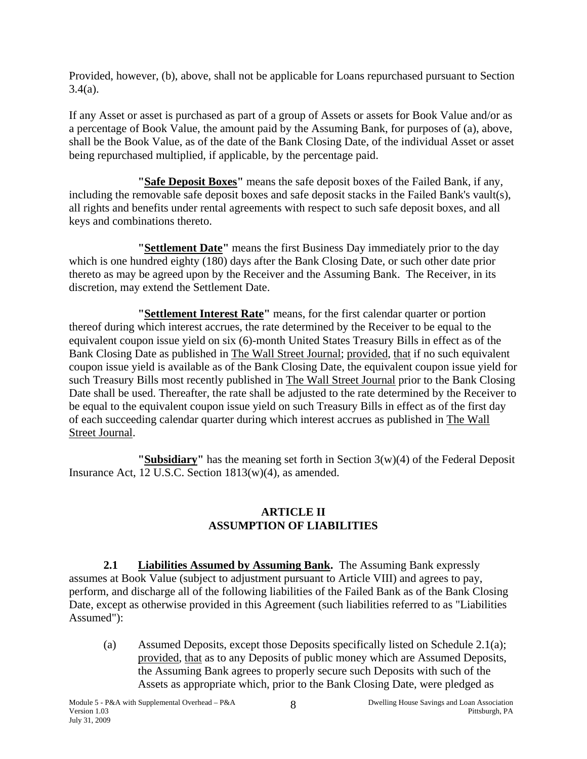Provided, however, (b), above, shall not be applicable for Loans repurchased pursuant to Section 3.4(a).

If any Asset or asset is purchased as part of a group of Assets or assets for Book Value and/or as a percentage of Book Value, the amount paid by the Assuming Bank, for purposes of (a), above, shall be the Book Value, as of the date of the Bank Closing Date, of the individual Asset or asset being repurchased multiplied, if applicable, by the percentage paid.

**"Safe Deposit Boxes"** means the safe deposit boxes of the Failed Bank, if any, including the removable safe deposit boxes and safe deposit stacks in the Failed Bank's vault(s), all rights and benefits under rental agreements with respect to such safe deposit boxes, and all keys and combinations thereto.

**"Settlement Date"** means the first Business Day immediately prior to the day which is one hundred eighty (180) days after the Bank Closing Date, or such other date prior thereto as may be agreed upon by the Receiver and the Assuming Bank. The Receiver, in its discretion, may extend the Settlement Date.

**"Settlement Interest Rate"** means, for the first calendar quarter or portion thereof during which interest accrues, the rate determined by the Receiver to be equal to the equivalent coupon issue yield on six (6)-month United States Treasury Bills in effect as of the Bank Closing Date as published in The Wall Street Journal; provided, that if no such equivalent coupon issue yield is available as of the Bank Closing Date, the equivalent coupon issue yield for such Treasury Bills most recently published in The Wall Street Journal prior to the Bank Closing Date shall be used. Thereafter, the rate shall be adjusted to the rate determined by the Receiver to be equal to the equivalent coupon issue yield on such Treasury Bills in effect as of the first day of each succeeding calendar quarter during which interest accrues as published in The Wall Street Journal.

**"Subsidiary"** has the meaning set forth in Section 3(w)(4) of the Federal Deposit Insurance Act, 12 U.S.C. Section 1813(w)(4), as amended.

## ARTICLE II
## ASSUMPTION OF LIABILITIES

**2.1 Liabilities Assumed by Assuming Bank.** The Assuming Bank expressly assumes at Book Value (subject to adjustment pursuant to Article VIII) and agrees to pay, perform, and discharge all of the following liabilities of the Failed Bank as of the Bank Closing Date, except as otherwise provided in this Agreement (such liabilities referred to as "Liabilities Assumed"):

(a) Assumed Deposits, except those Deposits specifically listed on Schedule 2.1(a); provided, that as to any Deposits of public money which are Assumed Deposits, the Assuming Bank agrees to properly secure such Deposits with such of the Assets as appropriate which, prior to the Bank Closing Date, were pledged as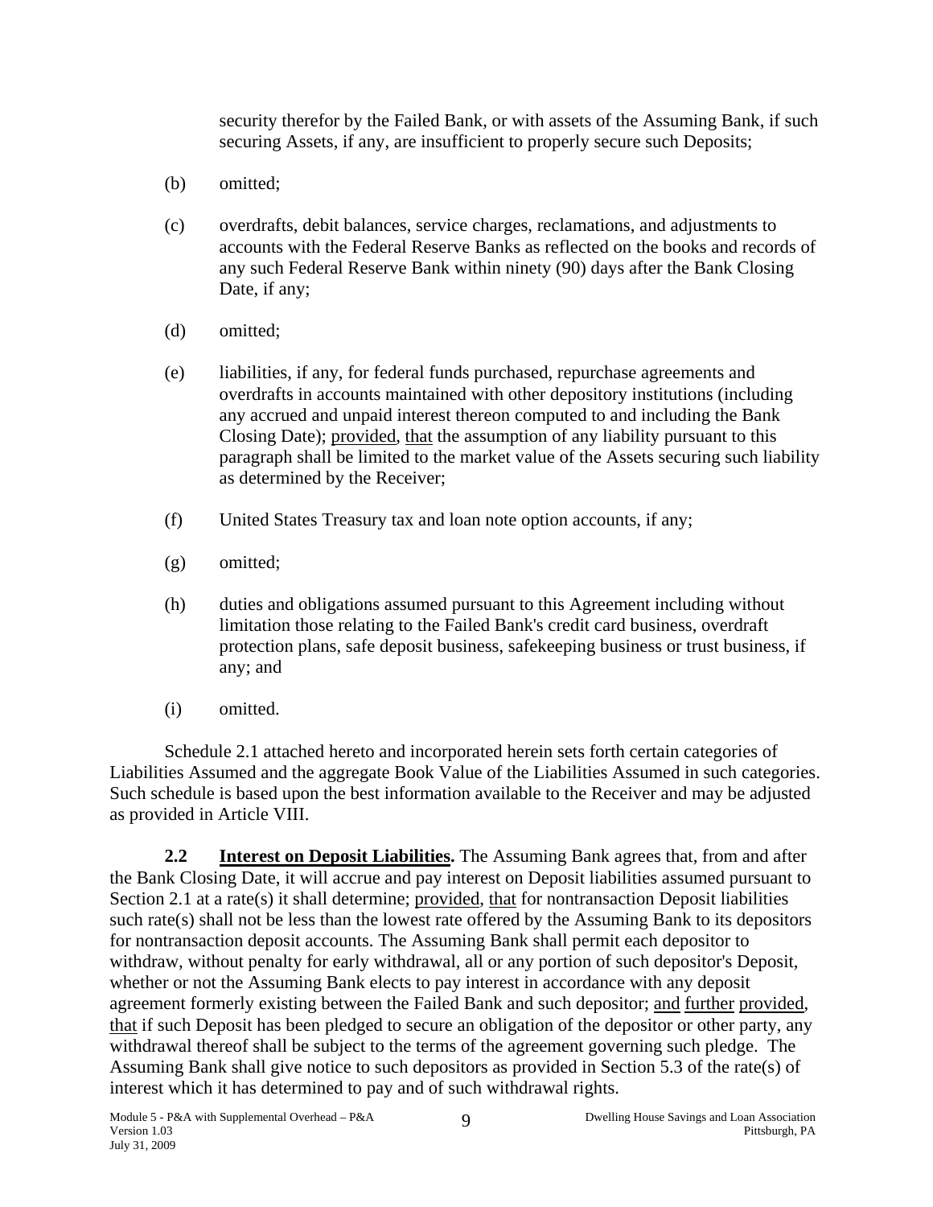security therefor by the Failed Bank, or with assets of the Assuming Bank, if such securing Assets, if any, are insufficient to properly secure such Deposits;

(b) omitted;

(c) overdrafts, debit balances, service charges, reclamations, and adjustments to accounts with the Federal Reserve Banks as reflected on the books and records of any such Federal Reserve Bank within ninety (90) days after the Bank Closing Date, if any;

(d) omitted;

(e) liabilities, if any, for federal funds purchased, repurchase agreements and overdrafts in accounts maintained with other depository institutions (including any accrued and unpaid interest thereon computed to and including the Bank Closing Date); provided, that the assumption of any liability pursuant to this paragraph shall be limited to the market value of the Assets securing such liability as determined by the Receiver;

(f) United States Treasury tax and loan note option accounts, if any;

(g) omitted;

(h) duties and obligations assumed pursuant to this Agreement including without limitation those relating to the Failed Bank's credit card business, overdraft protection plans, safe deposit business, safekeeping business or trust business, if any; and

(i) omitted.

Schedule 2.1 attached hereto and incorporated herein sets forth certain categories of Liabilities Assumed and the aggregate Book Value of the Liabilities Assumed in such categories. Such schedule is based upon the best information available to the Receiver and may be adjusted as provided in Article VIII.

**2.2 Interest on Deposit Liabilities.** The Assuming Bank agrees that, from and after the Bank Closing Date, it will accrue and pay interest on Deposit liabilities assumed pursuant to Section 2.1 at a rate(s) it shall determine; provided, that for nontransaction Deposit liabilities such rate(s) shall not be less than the lowest rate offered by the Assuming Bank to its depositors for nontransaction deposit accounts. The Assuming Bank shall permit each depositor to withdraw, without penalty for early withdrawal, all or any portion of such depositor's Deposit, whether or not the Assuming Bank elects to pay interest in accordance with any deposit agreement formerly existing between the Failed Bank and such depositor; and further provided, that if such Deposit has been pledged to secure an obligation of the depositor or other party, any withdrawal thereof shall be subject to the terms of the agreement governing such pledge. The Assuming Bank shall give notice to such depositors as provided in Section 5.3 of the rate(s) of interest which it has determined to pay and of such withdrawal rights.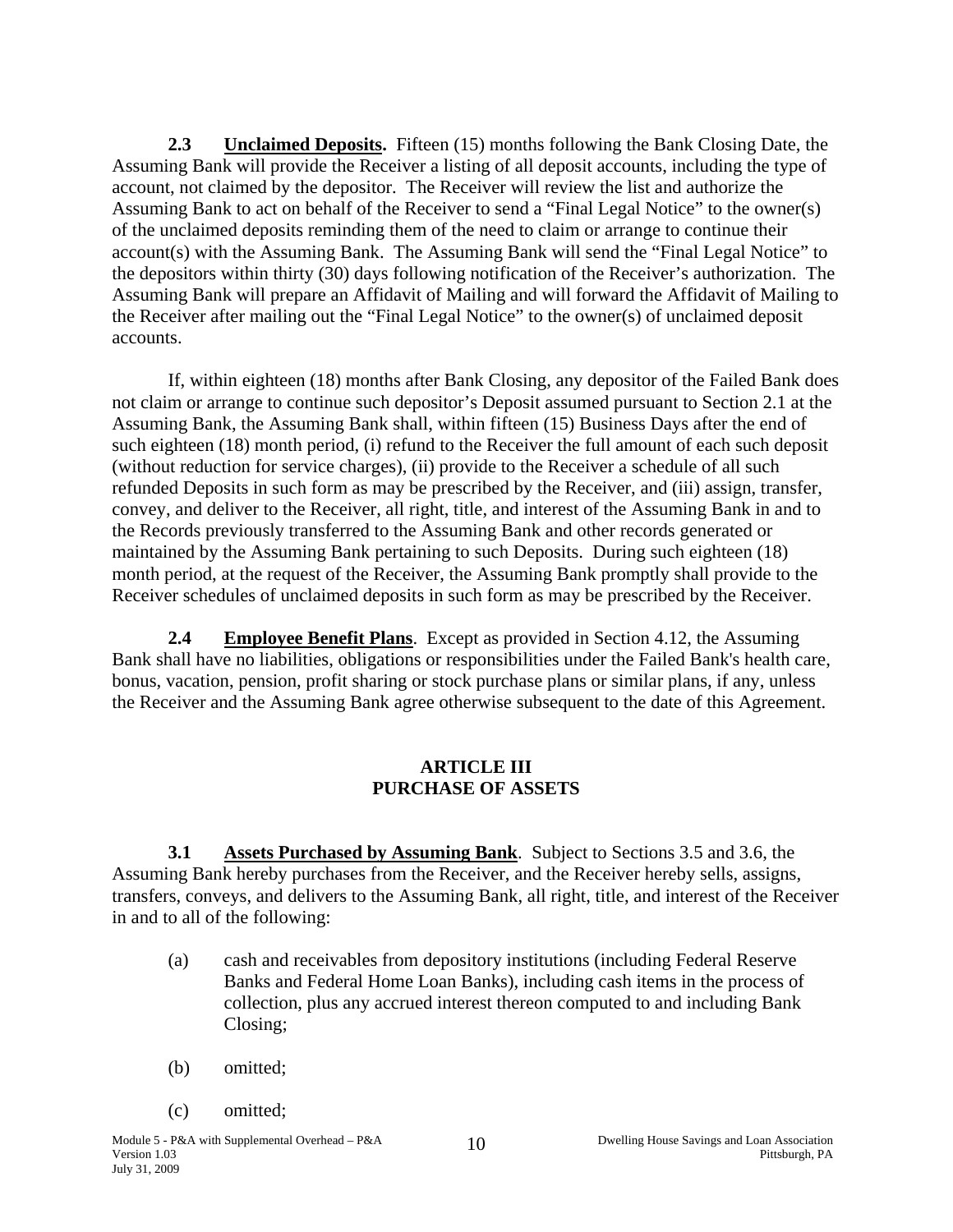**2.3 Unclaimed Deposits.** Fifteen (15) months following the Bank Closing Date, the Assuming Bank will provide the Receiver a listing of all deposit accounts, including the type of account, not claimed by the depositor. The Receiver will review the list and authorize the Assuming Bank to act on behalf of the Receiver to send a "Final Legal Notice" to the owner(s) of the unclaimed deposits reminding them of the need to claim or arrange to continue their account(s) with the Assuming Bank. The Assuming Bank will send the "Final Legal Notice" to the depositors within thirty (30) days following notification of the Receiver's authorization. The Assuming Bank will prepare an Affidavit of Mailing and will forward the Affidavit of Mailing to the Receiver after mailing out the "Final Legal Notice" to the owner(s) of unclaimed deposit accounts.

If, within eighteen (18) months after Bank Closing, any depositor of the Failed Bank does not claim or arrange to continue such depositor's Deposit assumed pursuant to Section 2.1 at the Assuming Bank, the Assuming Bank shall, within fifteen (15) Business Days after the end of such eighteen (18) month period, (i) refund to the Receiver the full amount of each such deposit (without reduction for service charges), (ii) provide to the Receiver a schedule of all such refunded Deposits in such form as may be prescribed by the Receiver, and (iii) assign, transfer, convey, and deliver to the Receiver, all right, title, and interest of the Assuming Bank in and to the Records previously transferred to the Assuming Bank and other records generated or maintained by the Assuming Bank pertaining to such Deposits. During such eighteen (18) month period, at the request of the Receiver, the Assuming Bank promptly shall provide to the Receiver schedules of unclaimed deposits in such form as may be prescribed by the Receiver.

**2.4 Employee Benefit Plans**. Except as provided in Section 4.12, the Assuming Bank shall have no liabilities, obligations or responsibilities under the Failed Bank's health care, bonus, vacation, pension, profit sharing or stock purchase plans or similar plans, if any, unless the Receiver and the Assuming Bank agree otherwise subsequent to the date of this Agreement.

## ARTICLE III
## PURCHASE OF ASSETS

**3.1 Assets Purchased by Assuming Bank**. Subject to Sections 3.5 and 3.6, the Assuming Bank hereby purchases from the Receiver, and the Receiver hereby sells, assigns, transfers, conveys, and delivers to the Assuming Bank, all right, title, and interest of the Receiver in and to all of the following:

(a) cash and receivables from depository institutions (including Federal Reserve Banks and Federal Home Loan Banks), including cash items in the process of collection, plus any accrued interest thereon computed to and including Bank Closing;

(b) omitted;

(c) omitted;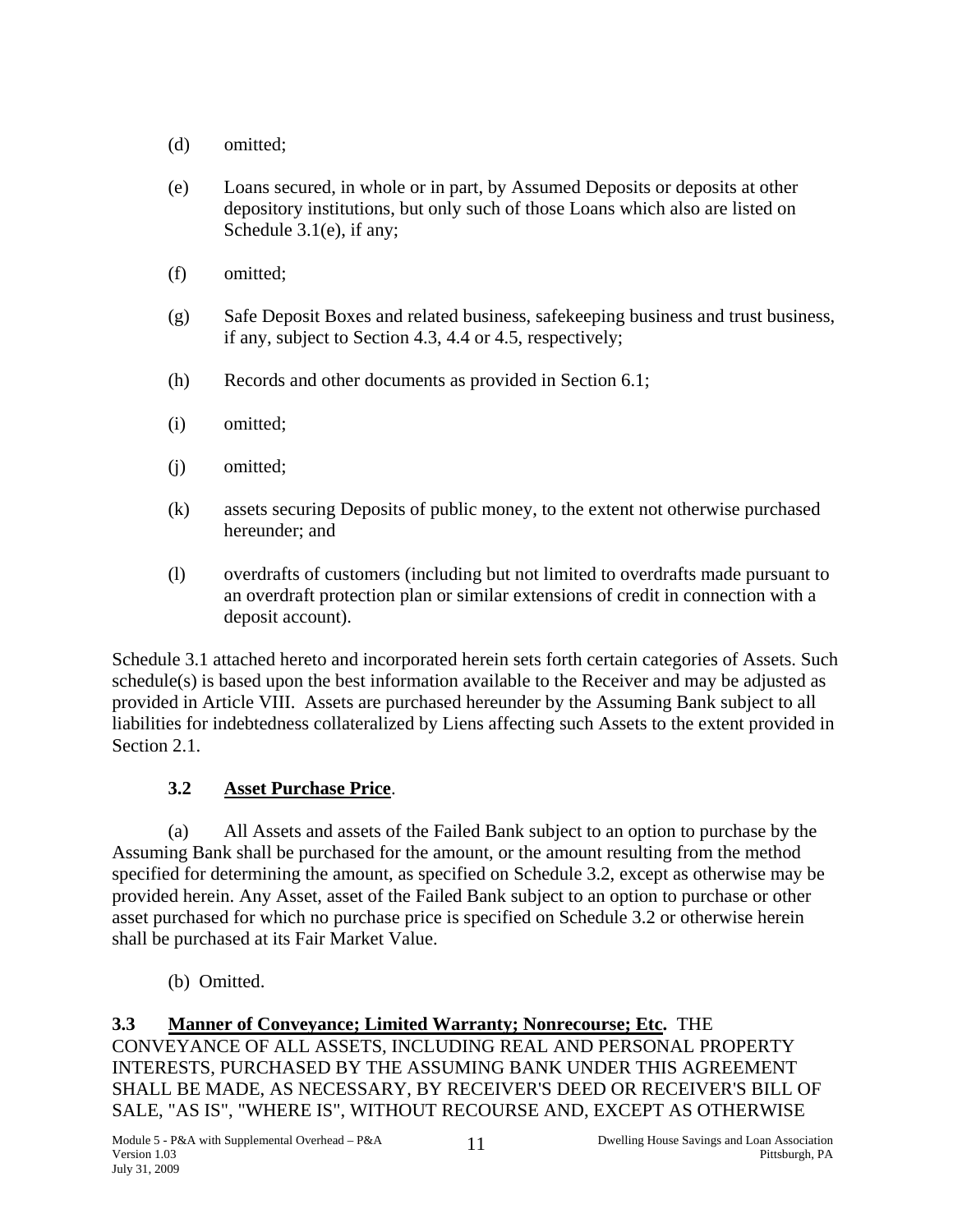(d) omitted;

(e) Loans secured, in whole or in part, by Assumed Deposits or deposits at other depository institutions, but only such of those Loans which also are listed on Schedule 3.1(e), if any;

(f) omitted;

(g) Safe Deposit Boxes and related business, safekeeping business and trust business, if any, subject to Section 4.3, 4.4 or 4.5, respectively;

(h) Records and other documents as provided in Section 6.1;

(i) omitted;

(j) omitted;

(k) assets securing Deposits of public money, to the extent not otherwise purchased hereunder; and

(l) overdrafts of customers (including but not limited to overdrafts made pursuant to an overdraft protection plan or similar extensions of credit in connection with a deposit account).

Schedule 3.1 attached hereto and incorporated herein sets forth certain categories of Assets. Such schedule(s) is based upon the best information available to the Receiver and may be adjusted as provided in Article VIII. Assets are purchased hereunder by the Assuming Bank subject to all liabilities for indebtedness collateralized by Liens affecting such Assets to the extent provided in Section 2.1.

**3.2 <u>Asset Purchase Price</u>.**

(a) All Assets and assets of the Failed Bank subject to an option to purchase by the Assuming Bank shall be purchased for the amount, or the amount resulting from the method specified for determining the amount, as specified on Schedule 3.2, except as otherwise may be provided herein. Any Asset, asset of the Failed Bank subject to an option to purchase or other asset purchased for which no purchase price is specified on Schedule 3.2 or otherwise herein shall be purchased at its Fair Market Value.

(b) Omitted.

**3.3 <u>Manner of Conveyance; Limited Warranty; Nonrecourse; Etc.</u>** THE CONVEYANCE OF ALL ASSETS, INCLUDING REAL AND PERSONAL PROPERTY INTERESTS, PURCHASED BY THE ASSUMING BANK UNDER THIS AGREEMENT SHALL BE MADE, AS NECESSARY, BY RECEIVER'S DEED OR RECEIVER'S BILL OF SALE, "AS IS", "WHERE IS", WITHOUT RECOURSE AND, EXCEPT AS OTHERWISE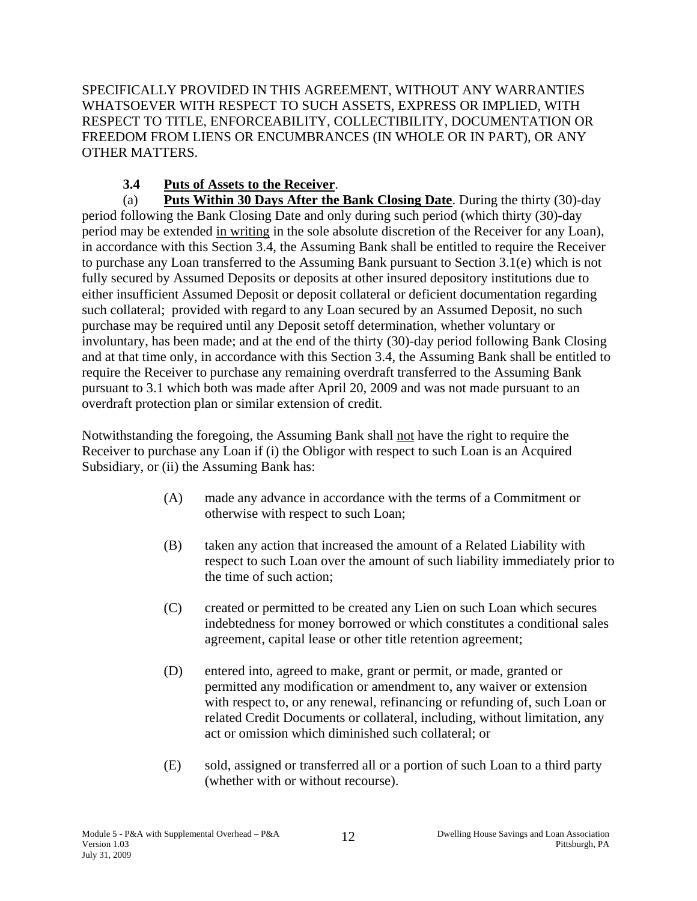SPECIFICALLY PROVIDED IN THIS AGREEMENT, WITHOUT ANY WARRANTIES WHATSOEVER WITH RESPECT TO SUCH ASSETS, EXPRESS OR IMPLIED, WITH RESPECT TO TITLE, ENFORCEABILITY, COLLECTIBILITY, DOCUMENTATION OR FREEDOM FROM LIENS OR ENCUMBRANCES (IN WHOLE OR IN PART), OR ANY OTHER MATTERS.

**3.4 Puts of Assets to the Receiver**.

(a) **Puts Within 30 Days After the Bank Closing Date**. During the thirty (30)-day period following the Bank Closing Date and only during such period (which thirty (30)-day period may be extended in writing in the sole absolute discretion of the Receiver for any Loan), in accordance with this Section 3.4, the Assuming Bank shall be entitled to require the Receiver to purchase any Loan transferred to the Assuming Bank pursuant to Section 3.1(e) which is not fully secured by Assumed Deposits or deposits at other insured depository institutions due to either insufficient Assumed Deposit or deposit collateral or deficient documentation regarding such collateral; provided with regard to any Loan secured by an Assumed Deposit, no such purchase may be required until any Deposit setoff determination, whether voluntary or involuntary, has been made; and at the end of the thirty (30)-day period following Bank Closing and at that time only, in accordance with this Section 3.4, the Assuming Bank shall be entitled to require the Receiver to purchase any remaining overdraft transferred to the Assuming Bank pursuant to 3.1 which both was made after April 20, 2009 and was not made pursuant to an overdraft protection plan or similar extension of credit.

Notwithstanding the foregoing, the Assuming Bank shall not have the right to require the Receiver to purchase any Loan if (i) the Obligor with respect to such Loan is an Acquired Subsidiary, or (ii) the Assuming Bank has:

(A) made any advance in accordance with the terms of a Commitment or otherwise with respect to such Loan;

(B) taken any action that increased the amount of a Related Liability with respect to such Loan over the amount of such liability immediately prior to the time of such action;

(C) created or permitted to be created any Lien on such Loan which secures indebtedness for money borrowed or which constitutes a conditional sales agreement, capital lease or other title retention agreement;

(D) entered into, agreed to make, grant or permit, or made, granted or permitted any modification or amendment to, any waiver or extension with respect to, or any renewal, refinancing or refunding of, such Loan or related Credit Documents or collateral, including, without limitation, any act or omission which diminished such collateral; or

(E) sold, assigned or transferred all or a portion of such Loan to a third party (whether with or without recourse).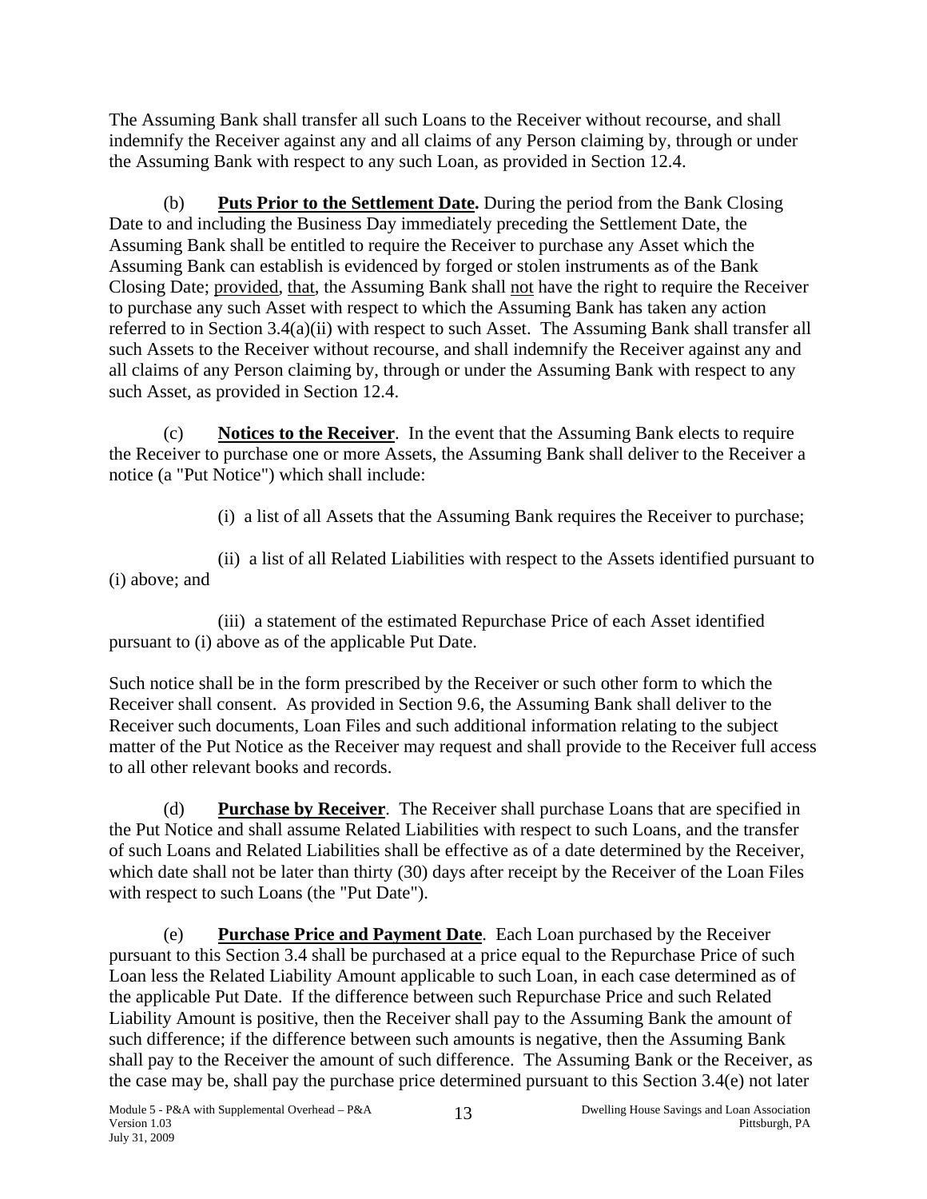The Assuming Bank shall transfer all such Loans to the Receiver without recourse, and shall indemnify the Receiver against any and all claims of any Person claiming by, through or under the Assuming Bank with respect to any such Loan, as provided in Section 12.4.

(b) **Puts Prior to the Settlement Date.** During the period from the Bank Closing Date to and including the Business Day immediately preceding the Settlement Date, the Assuming Bank shall be entitled to require the Receiver to purchase any Asset which the Assuming Bank can establish is evidenced by forged or stolen instruments as of the Bank Closing Date; provided, that, the Assuming Bank shall not have the right to require the Receiver to purchase any such Asset with respect to which the Assuming Bank has taken any action referred to in Section 3.4(a)(ii) with respect to such Asset. The Assuming Bank shall transfer all such Assets to the Receiver without recourse, and shall indemnify the Receiver against any and all claims of any Person claiming by, through or under the Assuming Bank with respect to any such Asset, as provided in Section 12.4.

(c) **Notices to the Receiver**. In the event that the Assuming Bank elects to require the Receiver to purchase one or more Assets, the Assuming Bank shall deliver to the Receiver a notice (a "Put Notice") which shall include:

(i) a list of all Assets that the Assuming Bank requires the Receiver to purchase;

(ii) a list of all Related Liabilities with respect to the Assets identified pursuant to (i) above; and

(iii) a statement of the estimated Repurchase Price of each Asset identified pursuant to (i) above as of the applicable Put Date.

Such notice shall be in the form prescribed by the Receiver or such other form to which the Receiver shall consent. As provided in Section 9.6, the Assuming Bank shall deliver to the Receiver such documents, Loan Files and such additional information relating to the subject matter of the Put Notice as the Receiver may request and shall provide to the Receiver full access to all other relevant books and records.

(d) **Purchase by Receiver**. The Receiver shall purchase Loans that are specified in the Put Notice and shall assume Related Liabilities with respect to such Loans, and the transfer of such Loans and Related Liabilities shall be effective as of a date determined by the Receiver, which date shall not be later than thirty (30) days after receipt by the Receiver of the Loan Files with respect to such Loans (the "Put Date").

(e) **Purchase Price and Payment Date**. Each Loan purchased by the Receiver pursuant to this Section 3.4 shall be purchased at a price equal to the Repurchase Price of such Loan less the Related Liability Amount applicable to such Loan, in each case determined as of the applicable Put Date. If the difference between such Repurchase Price and such Related Liability Amount is positive, then the Receiver shall pay to the Assuming Bank the amount of such difference; if the difference between such amounts is negative, then the Assuming Bank shall pay to the Receiver the amount of such difference. The Assuming Bank or the Receiver, as the case may be, shall pay the purchase price determined pursuant to this Section 3.4(e) not later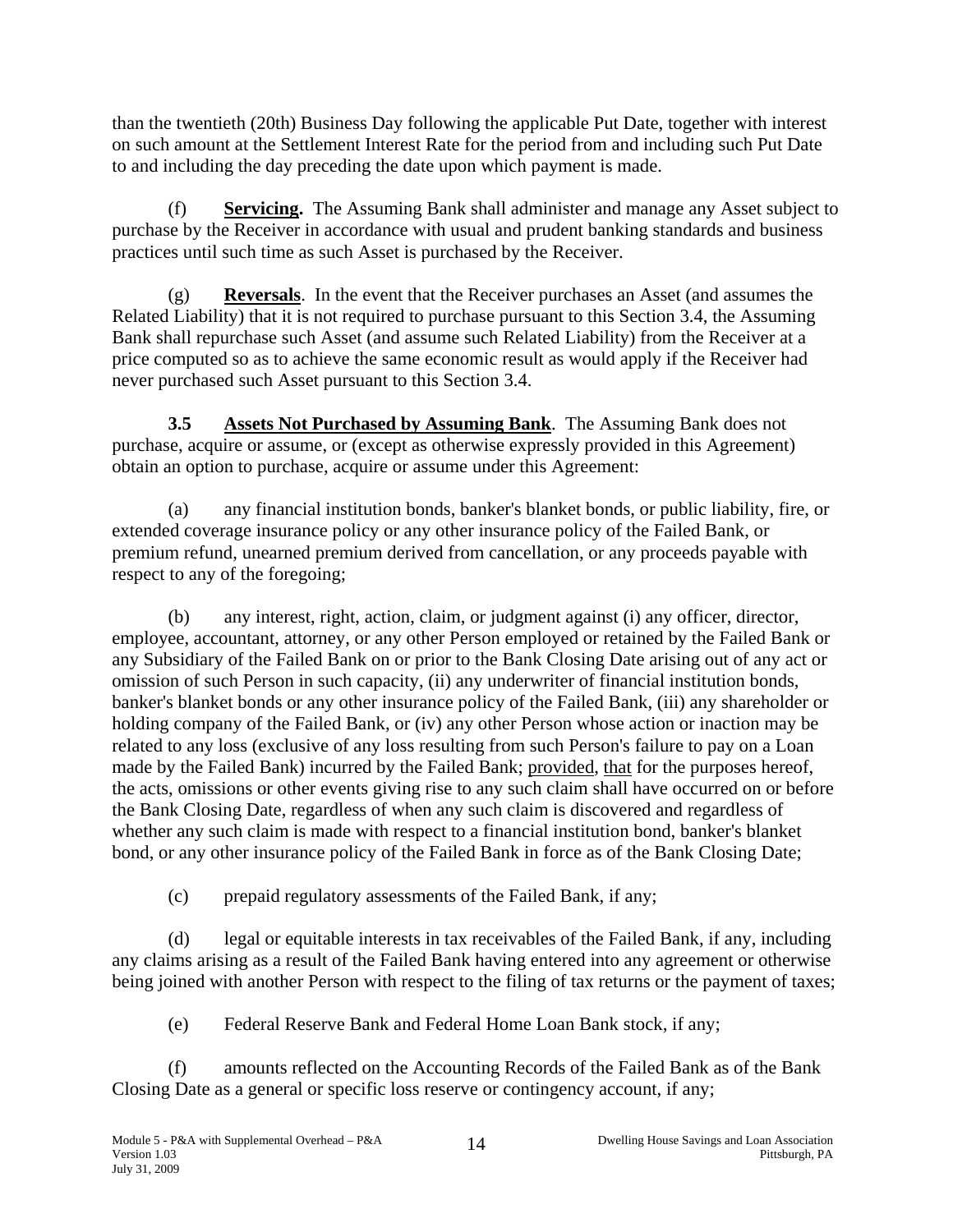than the twentieth (20th) Business Day following the applicable Put Date, together with interest on such amount at the Settlement Interest Rate for the period from and including such Put Date to and including the day preceding the date upon which payment is made.

(f) **Servicing.** The Assuming Bank shall administer and manage any Asset subject to purchase by the Receiver in accordance with usual and prudent banking standards and business practices until such time as such Asset is purchased by the Receiver.

(g) **Reversals**. In the event that the Receiver purchases an Asset (and assumes the Related Liability) that it is not required to purchase pursuant to this Section 3.4, the Assuming Bank shall repurchase such Asset (and assume such Related Liability) from the Receiver at a price computed so as to achieve the same economic result as would apply if the Receiver had never purchased such Asset pursuant to this Section 3.4.

**3.5 Assets Not Purchased by Assuming Bank**. The Assuming Bank does not purchase, acquire or assume, or (except as otherwise expressly provided in this Agreement) obtain an option to purchase, acquire or assume under this Agreement:

(a) any financial institution bonds, banker's blanket bonds, or public liability, fire, or extended coverage insurance policy or any other insurance policy of the Failed Bank, or premium refund, unearned premium derived from cancellation, or any proceeds payable with respect to any of the foregoing;

(b) any interest, right, action, claim, or judgment against (i) any officer, director, employee, accountant, attorney, or any other Person employed or retained by the Failed Bank or any Subsidiary of the Failed Bank on or prior to the Bank Closing Date arising out of any act or omission of such Person in such capacity, (ii) any underwriter of financial institution bonds, banker's blanket bonds or any other insurance policy of the Failed Bank, (iii) any shareholder or holding company of the Failed Bank, or (iv) any other Person whose action or inaction may be related to any loss (exclusive of any loss resulting from such Person's failure to pay on a Loan made by the Failed Bank) incurred by the Failed Bank; provided, that for the purposes hereof, the acts, omissions or other events giving rise to any such claim shall have occurred on or before the Bank Closing Date, regardless of when any such claim is discovered and regardless of whether any such claim is made with respect to a financial institution bond, banker's blanket bond, or any other insurance policy of the Failed Bank in force as of the Bank Closing Date;

(c) prepaid regulatory assessments of the Failed Bank, if any;

(d) legal or equitable interests in tax receivables of the Failed Bank, if any, including any claims arising as a result of the Failed Bank having entered into any agreement or otherwise being joined with another Person with respect to the filing of tax returns or the payment of taxes;

(e) Federal Reserve Bank and Federal Home Loan Bank stock, if any;

(f) amounts reflected on the Accounting Records of the Failed Bank as of the Bank Closing Date as a general or specific loss reserve or contingency account, if any;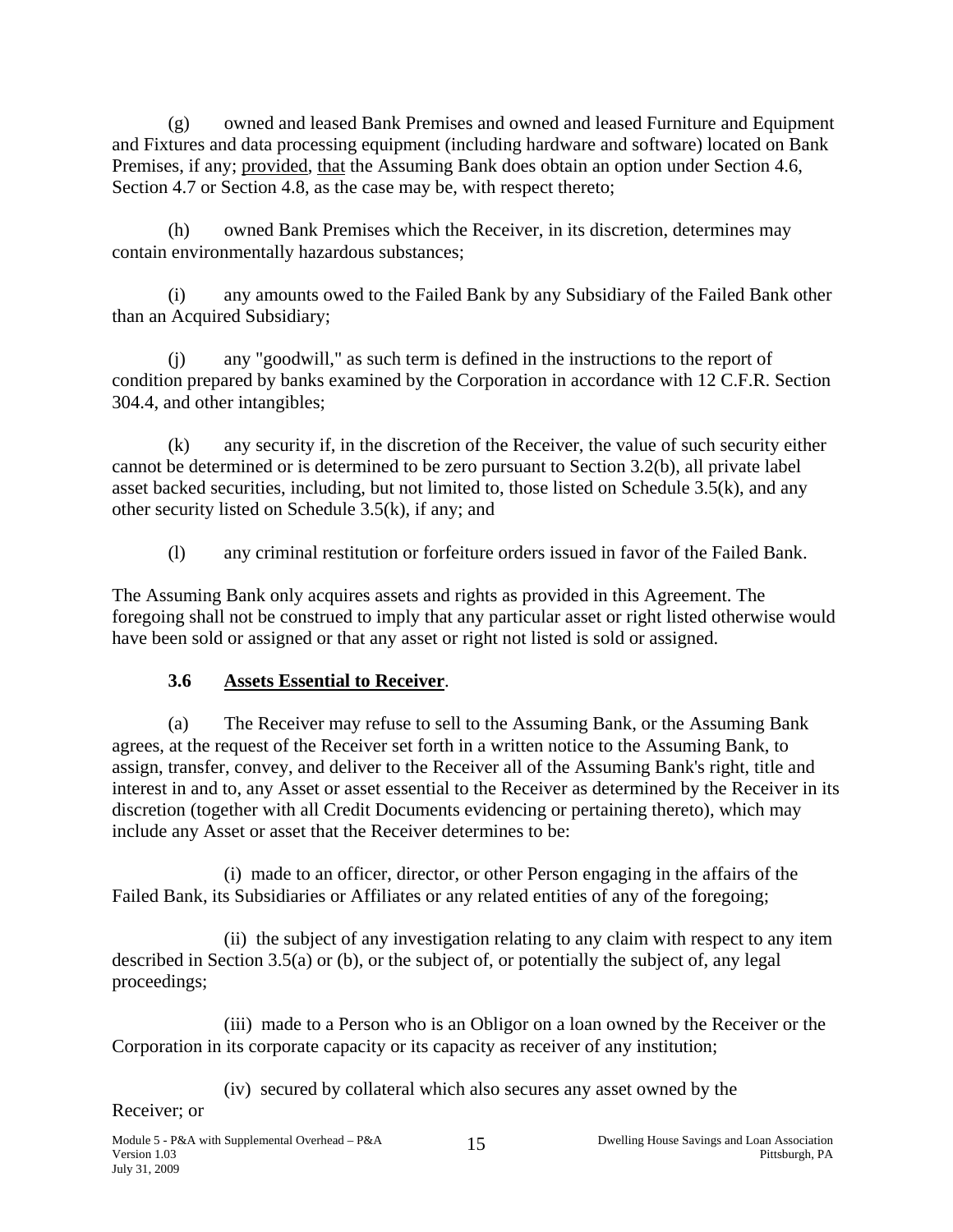(g) owned and leased Bank Premises and owned and leased Furniture and Equipment and Fixtures and data processing equipment (including hardware and software) located on Bank Premises, if any; provided, that the Assuming Bank does obtain an option under Section 4.6, Section 4.7 or Section 4.8, as the case may be, with respect thereto;

(h) owned Bank Premises which the Receiver, in its discretion, determines may contain environmentally hazardous substances;

(i) any amounts owed to the Failed Bank by any Subsidiary of the Failed Bank other than an Acquired Subsidiary;

(j) any "goodwill," as such term is defined in the instructions to the report of condition prepared by banks examined by the Corporation in accordance with 12 C.F.R. Section 304.4, and other intangibles;

(k) any security if, in the discretion of the Receiver, the value of such security either cannot be determined or is determined to be zero pursuant to Section 3.2(b), all private label asset backed securities, including, but not limited to, those listed on Schedule 3.5(k), and any other security listed on Schedule 3.5(k), if any; and

(l) any criminal restitution or forfeiture orders issued in favor of the Failed Bank.

The Assuming Bank only acquires assets and rights as provided in this Agreement. The foregoing shall not be construed to imply that any particular asset or right listed otherwise would have been sold or assigned or that any asset or right not listed is sold or assigned.

### 3.6 Assets Essential to Receiver.

(a) The Receiver may refuse to sell to the Assuming Bank, or the Assuming Bank agrees, at the request of the Receiver set forth in a written notice to the Assuming Bank, to assign, transfer, convey, and deliver to the Receiver all of the Assuming Bank's right, title and interest in and to, any Asset or asset essential to the Receiver as determined by the Receiver in its discretion (together with all Credit Documents evidencing or pertaining thereto), which may include any Asset or asset that the Receiver determines to be:

(i) made to an officer, director, or other Person engaging in the affairs of the Failed Bank, its Subsidiaries or Affiliates or any related entities of any of the foregoing;

(ii) the subject of any investigation relating to any claim with respect to any item described in Section 3.5(a) or (b), or the subject of, or potentially the subject of, any legal proceedings;

(iii) made to a Person who is an Obligor on a loan owned by the Receiver or the Corporation in its corporate capacity or its capacity as receiver of any institution;

(iv) secured by collateral which also secures any asset owned by the Receiver; or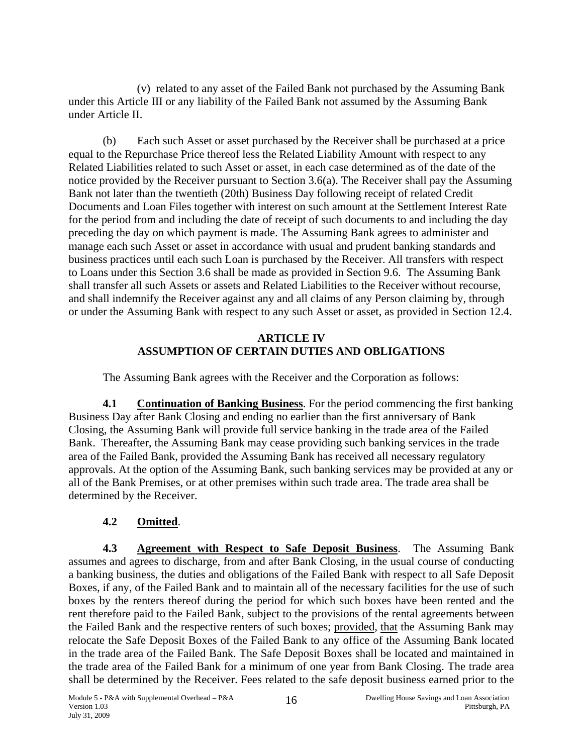(v) related to any asset of the Failed Bank not purchased by the Assuming Bank under this Article III or any liability of the Failed Bank not assumed by the Assuming Bank under Article II.

(b) Each such Asset or asset purchased by the Receiver shall be purchased at a price equal to the Repurchase Price thereof less the Related Liability Amount with respect to any Related Liabilities related to such Asset or asset, in each case determined as of the date of the notice provided by the Receiver pursuant to Section 3.6(a). The Receiver shall pay the Assuming Bank not later than the twentieth (20th) Business Day following receipt of related Credit Documents and Loan Files together with interest on such amount at the Settlement Interest Rate for the period from and including the date of receipt of such documents to and including the day preceding the day on which payment is made. The Assuming Bank agrees to administer and manage each such Asset or asset in accordance with usual and prudent banking standards and business practices until each such Loan is purchased by the Receiver. All transfers with respect to Loans under this Section 3.6 shall be made as provided in Section 9.6. The Assuming Bank shall transfer all such Assets or assets and Related Liabilities to the Receiver without recourse, and shall indemnify the Receiver against any and all claims of any Person claiming by, through or under the Assuming Bank with respect to any such Asset or asset, as provided in Section 12.4.

## ARTICLE IV
## ASSUMPTION OF CERTAIN DUTIES AND OBLIGATIONS

The Assuming Bank agrees with the Receiver and the Corporation as follows:

**4.1 Continuation of Banking Business**. For the period commencing the first banking Business Day after Bank Closing and ending no earlier than the first anniversary of Bank Closing, the Assuming Bank will provide full service banking in the trade area of the Failed Bank. Thereafter, the Assuming Bank may cease providing such banking services in the trade area of the Failed Bank, provided the Assuming Bank has received all necessary regulatory approvals. At the option of the Assuming Bank, such banking services may be provided at any or all of the Bank Premises, or at other premises within such trade area. The trade area shall be determined by the Receiver.

**4.2 Omitted**.

**4.3 Agreement with Respect to Safe Deposit Business**. The Assuming Bank assumes and agrees to discharge, from and after Bank Closing, in the usual course of conducting a banking business, the duties and obligations of the Failed Bank with respect to all Safe Deposit Boxes, if any, of the Failed Bank and to maintain all of the necessary facilities for the use of such boxes by the renters thereof during the period for which such boxes have been rented and the rent therefore paid to the Failed Bank, subject to the provisions of the rental agreements between the Failed Bank and the respective renters of such boxes; provided, that the Assuming Bank may relocate the Safe Deposit Boxes of the Failed Bank to any office of the Assuming Bank located in the trade area of the Failed Bank. The Safe Deposit Boxes shall be located and maintained in the trade area of the Failed Bank for a minimum of one year from Bank Closing. The trade area shall be determined by the Receiver. Fees related to the safe deposit business earned prior to the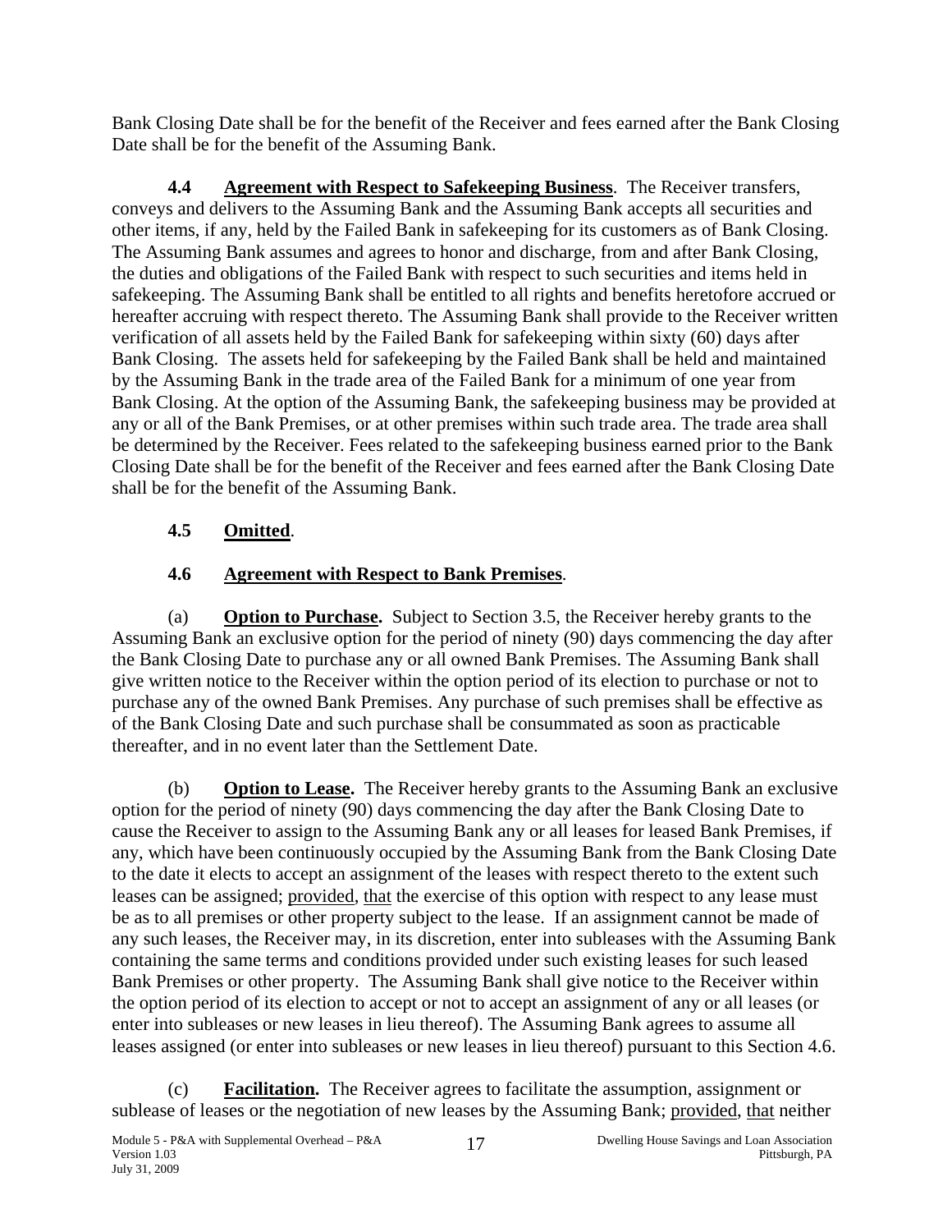Bank Closing Date shall be for the benefit of the Receiver and fees earned after the Bank Closing Date shall be for the benefit of the Assuming Bank.

**4.4 Agreement with Respect to Safekeeping Business**. The Receiver transfers, conveys and delivers to the Assuming Bank and the Assuming Bank accepts all securities and other items, if any, held by the Failed Bank in safekeeping for its customers as of Bank Closing. The Assuming Bank assumes and agrees to honor and discharge, from and after Bank Closing, the duties and obligations of the Failed Bank with respect to such securities and items held in safekeeping. The Assuming Bank shall be entitled to all rights and benefits heretofore accrued or hereafter accruing with respect thereto. The Assuming Bank shall provide to the Receiver written verification of all assets held by the Failed Bank for safekeeping within sixty (60) days after Bank Closing. The assets held for safekeeping by the Failed Bank shall be held and maintained by the Assuming Bank in the trade area of the Failed Bank for a minimum of one year from Bank Closing. At the option of the Assuming Bank, the safekeeping business may be provided at any or all of the Bank Premises, or at other premises within such trade area. The trade area shall be determined by the Receiver. Fees related to the safekeeping business earned prior to the Bank Closing Date shall be for the benefit of the Receiver and fees earned after the Bank Closing Date shall be for the benefit of the Assuming Bank.

**4.5 Omitted**.

**4.6 Agreement with Respect to Bank Premises**.

(a) **Option to Purchase.** Subject to Section 3.5, the Receiver hereby grants to the Assuming Bank an exclusive option for the period of ninety (90) days commencing the day after the Bank Closing Date to purchase any or all owned Bank Premises. The Assuming Bank shall give written notice to the Receiver within the option period of its election to purchase or not to purchase any of the owned Bank Premises. Any purchase of such premises shall be effective as of the Bank Closing Date and such purchase shall be consummated as soon as practicable thereafter, and in no event later than the Settlement Date.

(b) **Option to Lease.** The Receiver hereby grants to the Assuming Bank an exclusive option for the period of ninety (90) days commencing the day after the Bank Closing Date to cause the Receiver to assign to the Assuming Bank any or all leases for leased Bank Premises, if any, which have been continuously occupied by the Assuming Bank from the Bank Closing Date to the date it elects to accept an assignment of the leases with respect thereto to the extent such leases can be assigned; provided, that the exercise of this option with respect to any lease must be as to all premises or other property subject to the lease. If an assignment cannot be made of any such leases, the Receiver may, in its discretion, enter into subleases with the Assuming Bank containing the same terms and conditions provided under such existing leases for such leased Bank Premises or other property. The Assuming Bank shall give notice to the Receiver within the option period of its election to accept or not to accept an assignment of any or all leases (or enter into subleases or new leases in lieu thereof). The Assuming Bank agrees to assume all leases assigned (or enter into subleases or new leases in lieu thereof) pursuant to this Section 4.6.

(c) **Facilitation.** The Receiver agrees to facilitate the assumption, assignment or sublease of leases or the negotiation of new leases by the Assuming Bank; provided, that neither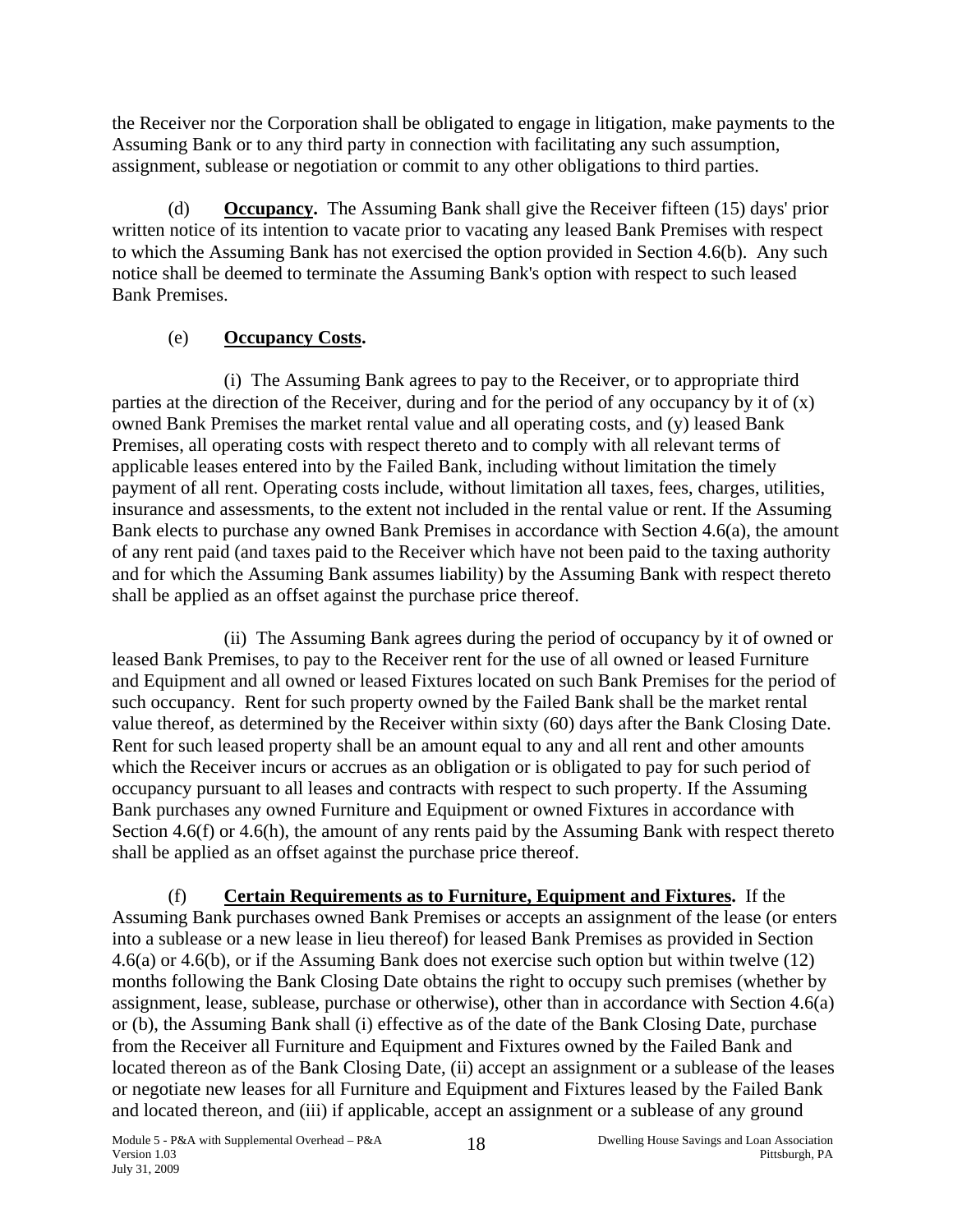the Receiver nor the Corporation shall be obligated to engage in litigation, make payments to the Assuming Bank or to any third party in connection with facilitating any such assumption, assignment, sublease or negotiation or commit to any other obligations to third parties.

(d) **Occupancy.** The Assuming Bank shall give the Receiver fifteen (15) days' prior written notice of its intention to vacate prior to vacating any leased Bank Premises with respect to which the Assuming Bank has not exercised the option provided in Section 4.6(b). Any such notice shall be deemed to terminate the Assuming Bank's option with respect to such leased Bank Premises.

(e) **Occupancy Costs.**

(i) The Assuming Bank agrees to pay to the Receiver, or to appropriate third parties at the direction of the Receiver, during and for the period of any occupancy by it of (x) owned Bank Premises the market rental value and all operating costs, and (y) leased Bank Premises, all operating costs with respect thereto and to comply with all relevant terms of applicable leases entered into by the Failed Bank, including without limitation the timely payment of all rent. Operating costs include, without limitation all taxes, fees, charges, utilities, insurance and assessments, to the extent not included in the rental value or rent. If the Assuming Bank elects to purchase any owned Bank Premises in accordance with Section 4.6(a), the amount of any rent paid (and taxes paid to the Receiver which have not been paid to the taxing authority and for which the Assuming Bank assumes liability) by the Assuming Bank with respect thereto shall be applied as an offset against the purchase price thereof.

(ii) The Assuming Bank agrees during the period of occupancy by it of owned or leased Bank Premises, to pay to the Receiver rent for the use of all owned or leased Furniture and Equipment and all owned or leased Fixtures located on such Bank Premises for the period of such occupancy. Rent for such property owned by the Failed Bank shall be the market rental value thereof, as determined by the Receiver within sixty (60) days after the Bank Closing Date. Rent for such leased property shall be an amount equal to any and all rent and other amounts which the Receiver incurs or accrues as an obligation or is obligated to pay for such period of occupancy pursuant to all leases and contracts with respect to such property. If the Assuming Bank purchases any owned Furniture and Equipment or owned Fixtures in accordance with Section 4.6(f) or 4.6(h), the amount of any rents paid by the Assuming Bank with respect thereto shall be applied as an offset against the purchase price thereof.

(f) **Certain Requirements as to Furniture, Equipment and Fixtures.** If the Assuming Bank purchases owned Bank Premises or accepts an assignment of the lease (or enters into a sublease or a new lease in lieu thereof) for leased Bank Premises as provided in Section 4.6(a) or 4.6(b), or if the Assuming Bank does not exercise such option but within twelve (12) months following the Bank Closing Date obtains the right to occupy such premises (whether by assignment, lease, sublease, purchase or otherwise), other than in accordance with Section 4.6(a) or (b), the Assuming Bank shall (i) effective as of the date of the Bank Closing Date, purchase from the Receiver all Furniture and Equipment and Fixtures owned by the Failed Bank and located thereon as of the Bank Closing Date, (ii) accept an assignment or a sublease of the leases or negotiate new leases for all Furniture and Equipment and Fixtures leased by the Failed Bank and located thereon, and (iii) if applicable, accept an assignment or a sublease of any ground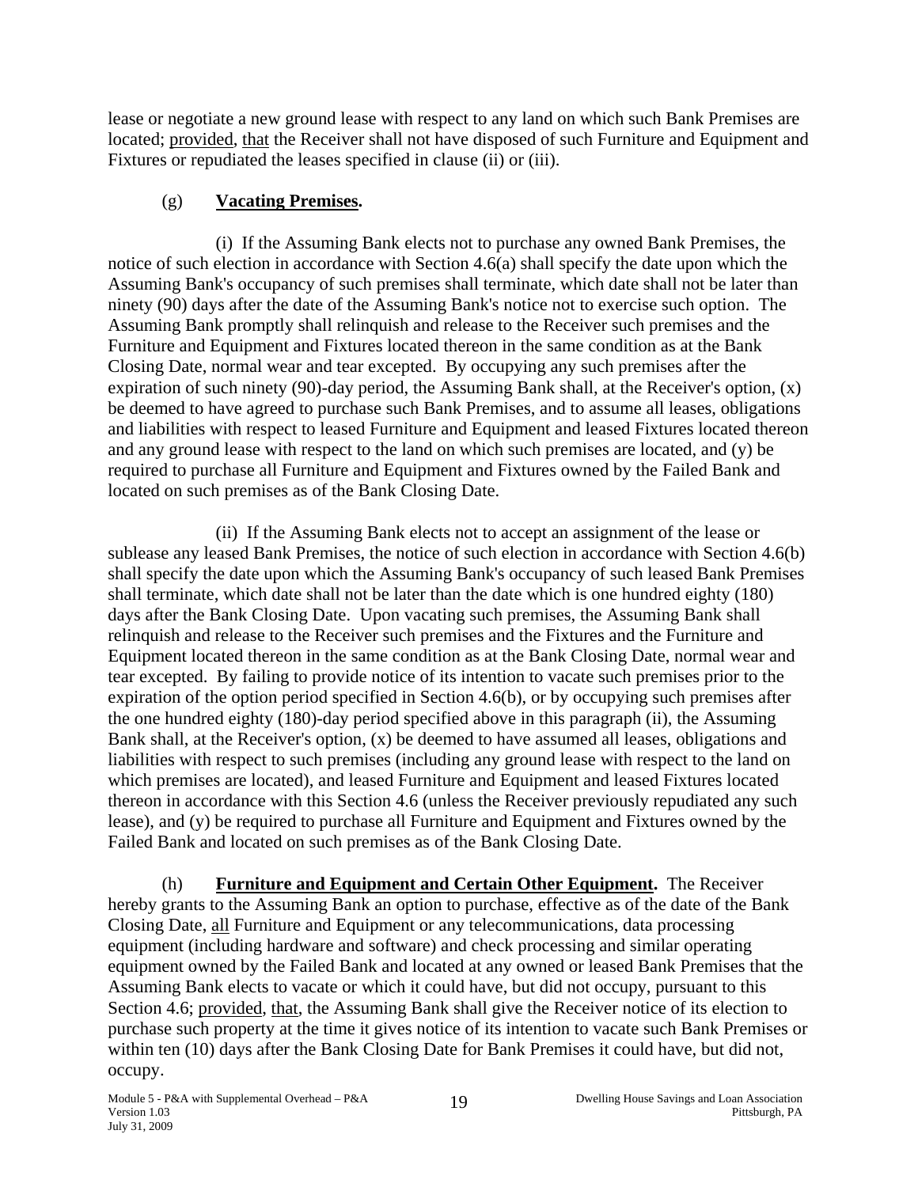lease or negotiate a new ground lease with respect to any land on which such Bank Premises are located; provided, that the Receiver shall not have disposed of such Furniture and Equipment and Fixtures or repudiated the leases specified in clause (ii) or (iii).

(g) **Vacating Premises.**

(i) If the Assuming Bank elects not to purchase any owned Bank Premises, the notice of such election in accordance with Section 4.6(a) shall specify the date upon which the Assuming Bank's occupancy of such premises shall terminate, which date shall not be later than ninety (90) days after the date of the Assuming Bank's notice not to exercise such option. The Assuming Bank promptly shall relinquish and release to the Receiver such premises and the Furniture and Equipment and Fixtures located thereon in the same condition as at the Bank Closing Date, normal wear and tear excepted. By occupying any such premises after the expiration of such ninety (90)-day period, the Assuming Bank shall, at the Receiver's option, (x) be deemed to have agreed to purchase such Bank Premises, and to assume all leases, obligations and liabilities with respect to leased Furniture and Equipment and leased Fixtures located thereon and any ground lease with respect to the land on which such premises are located, and (y) be required to purchase all Furniture and Equipment and Fixtures owned by the Failed Bank and located on such premises as of the Bank Closing Date.

(ii) If the Assuming Bank elects not to accept an assignment of the lease or sublease any leased Bank Premises, the notice of such election in accordance with Section 4.6(b) shall specify the date upon which the Assuming Bank's occupancy of such leased Bank Premises shall terminate, which date shall not be later than the date which is one hundred eighty (180) days after the Bank Closing Date. Upon vacating such premises, the Assuming Bank shall relinquish and release to the Receiver such premises and the Fixtures and the Furniture and Equipment located thereon in the same condition as at the Bank Closing Date, normal wear and tear excepted. By failing to provide notice of its intention to vacate such premises prior to the expiration of the option period specified in Section 4.6(b), or by occupying such premises after the one hundred eighty (180)-day period specified above in this paragraph (ii), the Assuming Bank shall, at the Receiver's option, (x) be deemed to have assumed all leases, obligations and liabilities with respect to such premises (including any ground lease with respect to the land on which premises are located), and leased Furniture and Equipment and leased Fixtures located thereon in accordance with this Section 4.6 (unless the Receiver previously repudiated any such lease), and (y) be required to purchase all Furniture and Equipment and Fixtures owned by the Failed Bank and located on such premises as of the Bank Closing Date.

(h) **Furniture and Equipment and Certain Other Equipment.** The Receiver hereby grants to the Assuming Bank an option to purchase, effective as of the date of the Bank Closing Date, all Furniture and Equipment or any telecommunications, data processing equipment (including hardware and software) and check processing and similar operating equipment owned by the Failed Bank and located at any owned or leased Bank Premises that the Assuming Bank elects to vacate or which it could have, but did not occupy, pursuant to this Section 4.6; provided, that, the Assuming Bank shall give the Receiver notice of its election to purchase such property at the time it gives notice of its intention to vacate such Bank Premises or within ten (10) days after the Bank Closing Date for Bank Premises it could have, but did not, occupy.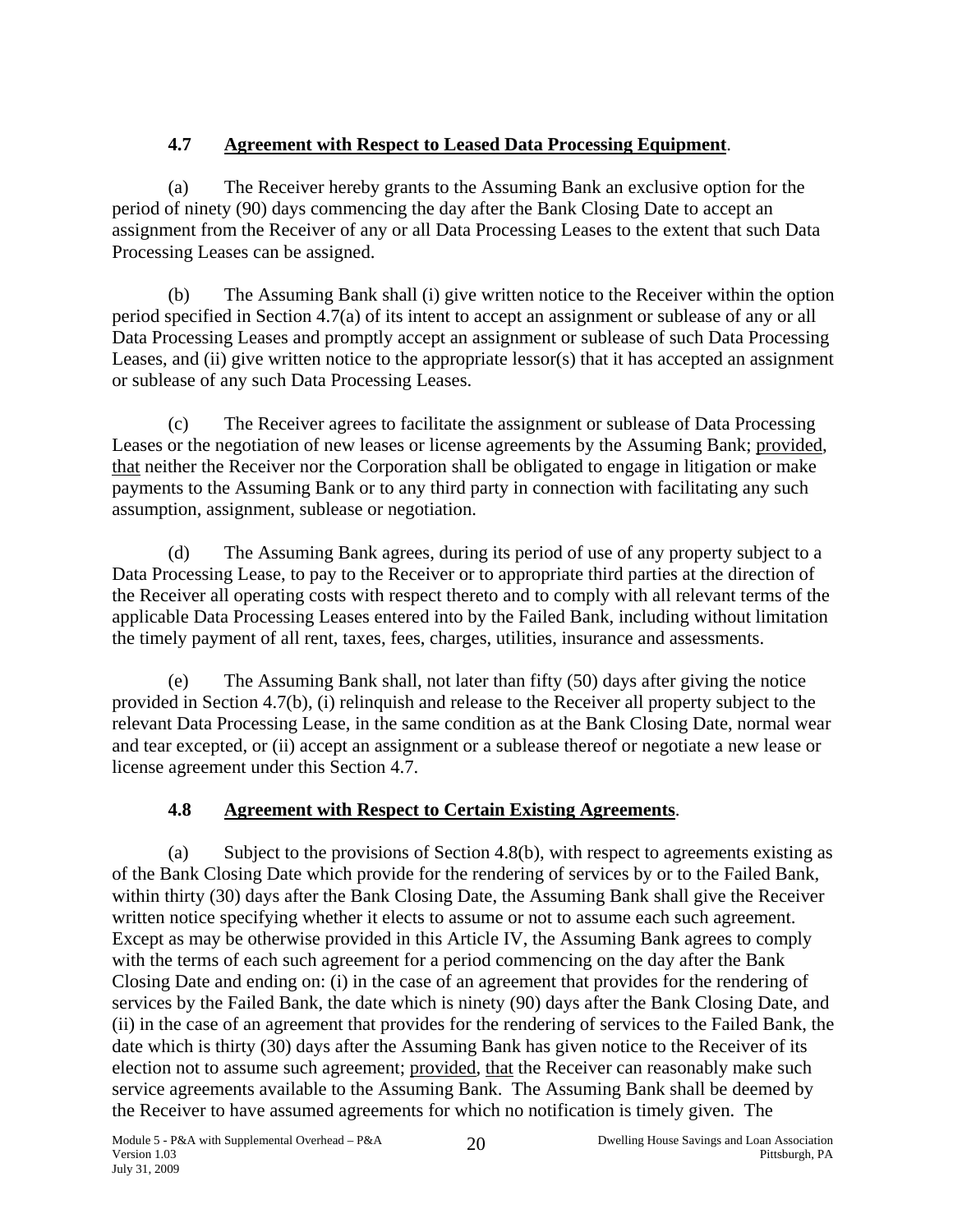### **4.7 Agreement with Respect to Leased Data Processing Equipment**.

(a) The Receiver hereby grants to the Assuming Bank an exclusive option for the period of ninety (90) days commencing the day after the Bank Closing Date to accept an assignment from the Receiver of any or all Data Processing Leases to the extent that such Data Processing Leases can be assigned.

(b) The Assuming Bank shall (i) give written notice to the Receiver within the option period specified in Section 4.7(a) of its intent to accept an assignment or sublease of any or all Data Processing Leases and promptly accept an assignment or sublease of such Data Processing Leases, and (ii) give written notice to the appropriate lessor(s) that it has accepted an assignment or sublease of any such Data Processing Leases.

(c) The Receiver agrees to facilitate the assignment or sublease of Data Processing Leases or the negotiation of new leases or license agreements by the Assuming Bank; provided, that neither the Receiver nor the Corporation shall be obligated to engage in litigation or make payments to the Assuming Bank or to any third party in connection with facilitating any such assumption, assignment, sublease or negotiation.

(d) The Assuming Bank agrees, during its period of use of any property subject to a Data Processing Lease, to pay to the Receiver or to appropriate third parties at the direction of the Receiver all operating costs with respect thereto and to comply with all relevant terms of the applicable Data Processing Leases entered into by the Failed Bank, including without limitation the timely payment of all rent, taxes, fees, charges, utilities, insurance and assessments.

(e) The Assuming Bank shall, not later than fifty (50) days after giving the notice provided in Section 4.7(b), (i) relinquish and release to the Receiver all property subject to the relevant Data Processing Lease, in the same condition as at the Bank Closing Date, normal wear and tear excepted, or (ii) accept an assignment or a sublease thereof or negotiate a new lease or license agreement under this Section 4.7.

### **4.8 Agreement with Respect to Certain Existing Agreements**.

(a) Subject to the provisions of Section 4.8(b), with respect to agreements existing as of the Bank Closing Date which provide for the rendering of services by or to the Failed Bank, within thirty (30) days after the Bank Closing Date, the Assuming Bank shall give the Receiver written notice specifying whether it elects to assume or not to assume each such agreement. Except as may be otherwise provided in this Article IV, the Assuming Bank agrees to comply with the terms of each such agreement for a period commencing on the day after the Bank Closing Date and ending on: (i) in the case of an agreement that provides for the rendering of services by the Failed Bank, the date which is ninety (90) days after the Bank Closing Date, and (ii) in the case of an agreement that provides for the rendering of services to the Failed Bank, the date which is thirty (30) days after the Assuming Bank has given notice to the Receiver of its election not to assume such agreement; provided, that the Receiver can reasonably make such service agreements available to the Assuming Bank. The Assuming Bank shall be deemed by the Receiver to have assumed agreements for which no notification is timely given. The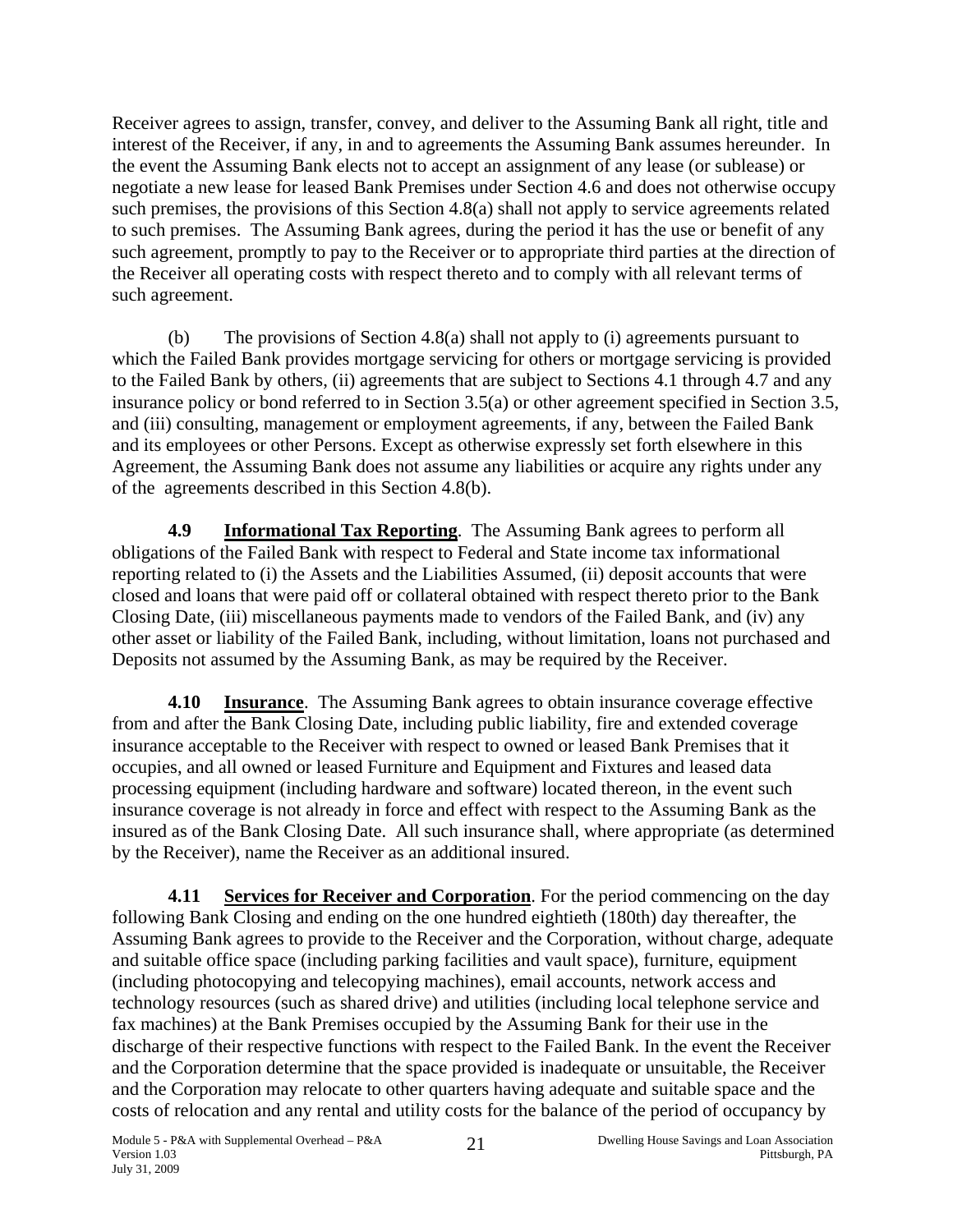Receiver agrees to assign, transfer, convey, and deliver to the Assuming Bank all right, title and interest of the Receiver, if any, in and to agreements the Assuming Bank assumes hereunder. In the event the Assuming Bank elects not to accept an assignment of any lease (or sublease) or negotiate a new lease for leased Bank Premises under Section 4.6 and does not otherwise occupy such premises, the provisions of this Section 4.8(a) shall not apply to service agreements related to such premises. The Assuming Bank agrees, during the period it has the use or benefit of any such agreement, promptly to pay to the Receiver or to appropriate third parties at the direction of the Receiver all operating costs with respect thereto and to comply with all relevant terms of such agreement.

(b) The provisions of Section 4.8(a) shall not apply to (i) agreements pursuant to which the Failed Bank provides mortgage servicing for others or mortgage servicing is provided to the Failed Bank by others, (ii) agreements that are subject to Sections 4.1 through 4.7 and any insurance policy or bond referred to in Section 3.5(a) or other agreement specified in Section 3.5, and (iii) consulting, management or employment agreements, if any, between the Failed Bank and its employees or other Persons. Except as otherwise expressly set forth elsewhere in this Agreement, the Assuming Bank does not assume any liabilities or acquire any rights under any of the agreements described in this Section 4.8(b).

**4.9 Informational Tax Reporting**. The Assuming Bank agrees to perform all obligations of the Failed Bank with respect to Federal and State income tax informational reporting related to (i) the Assets and the Liabilities Assumed, (ii) deposit accounts that were closed and loans that were paid off or collateral obtained with respect thereto prior to the Bank Closing Date, (iii) miscellaneous payments made to vendors of the Failed Bank, and (iv) any other asset or liability of the Failed Bank, including, without limitation, loans not purchased and Deposits not assumed by the Assuming Bank, as may be required by the Receiver.

**4.10 Insurance**. The Assuming Bank agrees to obtain insurance coverage effective from and after the Bank Closing Date, including public liability, fire and extended coverage insurance acceptable to the Receiver with respect to owned or leased Bank Premises that it occupies, and all owned or leased Furniture and Equipment and Fixtures and leased data processing equipment (including hardware and software) located thereon, in the event such insurance coverage is not already in force and effect with respect to the Assuming Bank as the insured as of the Bank Closing Date. All such insurance shall, where appropriate (as determined by the Receiver), name the Receiver as an additional insured.

**4.11 Services for Receiver and Corporation**. For the period commencing on the day following Bank Closing and ending on the one hundred eightieth (180th) day thereafter, the Assuming Bank agrees to provide to the Receiver and the Corporation, without charge, adequate and suitable office space (including parking facilities and vault space), furniture, equipment (including photocopying and telecopying machines), email accounts, network access and technology resources (such as shared drive) and utilities (including local telephone service and fax machines) at the Bank Premises occupied by the Assuming Bank for their use in the discharge of their respective functions with respect to the Failed Bank. In the event the Receiver and the Corporation determine that the space provided is inadequate or unsuitable, the Receiver and the Corporation may relocate to other quarters having adequate and suitable space and the costs of relocation and any rental and utility costs for the balance of the period of occupancy by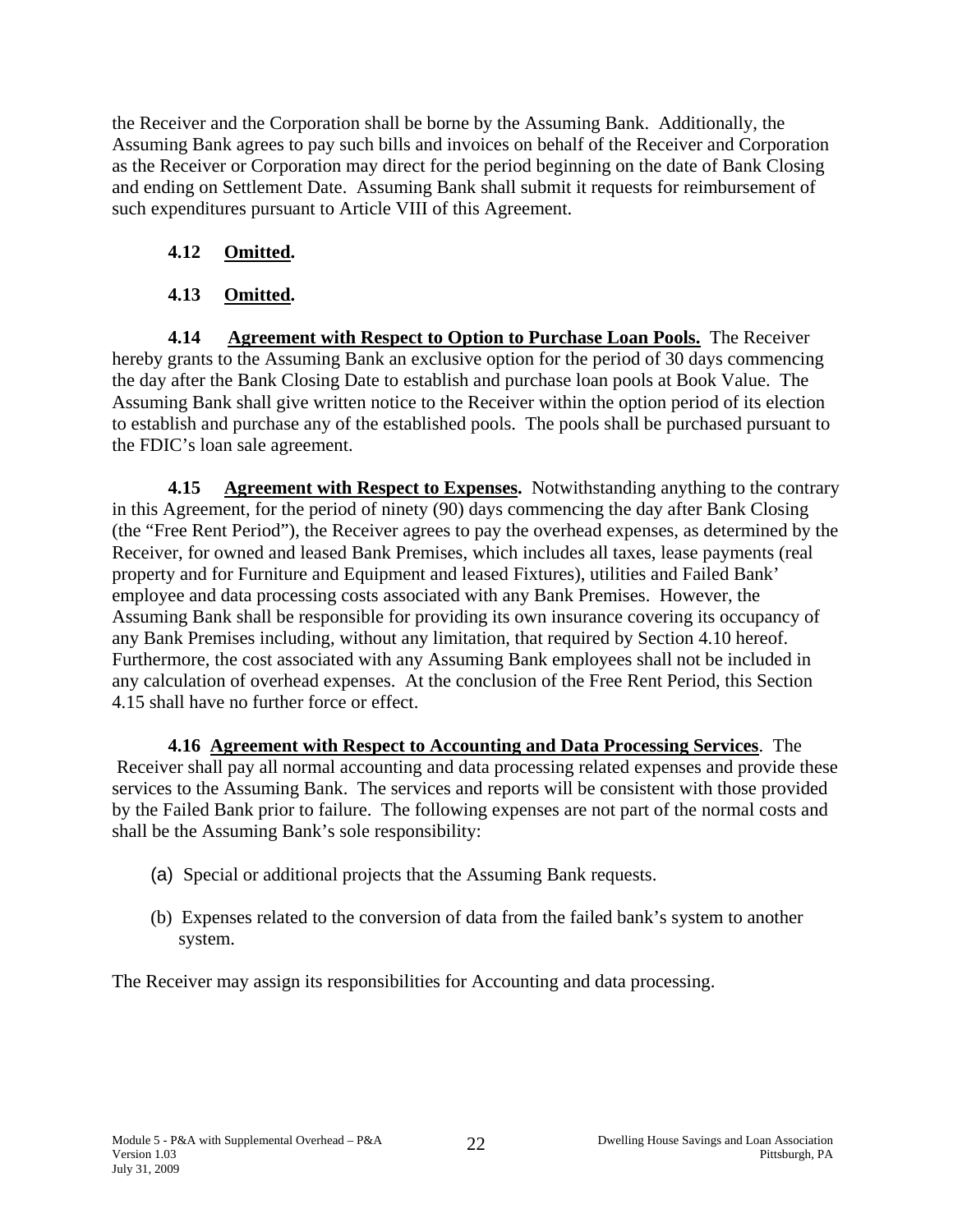the Receiver and the Corporation shall be borne by the Assuming Bank. Additionally, the Assuming Bank agrees to pay such bills and invoices on behalf of the Receiver and Corporation as the Receiver or Corporation may direct for the period beginning on the date of Bank Closing and ending on Settlement Date. Assuming Bank shall submit it requests for reimbursement of such expenditures pursuant to Article VIII of this Agreement.

**4.12 <u>Omitted</u>.**

**4.13 <u>Omitted</u>.**

**4.14 <u>Agreement with Respect to Option to Purchase Loan Pools.</u>** The Receiver hereby grants to the Assuming Bank an exclusive option for the period of 30 days commencing the day after the Bank Closing Date to establish and purchase loan pools at Book Value. The Assuming Bank shall give written notice to the Receiver within the option period of its election to establish and purchase any of the established pools. The pools shall be purchased pursuant to the FDIC's loan sale agreement.

**4.15 <u>Agreement with Respect to Expenses</u>.** Notwithstanding anything to the contrary in this Agreement, for the period of ninety (90) days commencing the day after Bank Closing (the "Free Rent Period"), the Receiver agrees to pay the overhead expenses, as determined by the Receiver, for owned and leased Bank Premises, which includes all taxes, lease payments (real property and for Furniture and Equipment and leased Fixtures), utilities and Failed Bank' employee and data processing costs associated with any Bank Premises. However, the Assuming Bank shall be responsible for providing its own insurance covering its occupancy of any Bank Premises including, without any limitation, that required by Section 4.10 hereof. Furthermore, the cost associated with any Assuming Bank employees shall not be included in any calculation of overhead expenses. At the conclusion of the Free Rent Period, this Section 4.15 shall have no further force or effect.

**4.16 <u>Agreement with Respect to Accounting and Data Processing Services</u>**. The Receiver shall pay all normal accounting and data processing related expenses and provide these services to the Assuming Bank. The services and reports will be consistent with those provided by the Failed Bank prior to failure. The following expenses are not part of the normal costs and shall be the Assuming Bank's sole responsibility:

(a) Special or additional projects that the Assuming Bank requests.

(b) Expenses related to the conversion of data from the failed bank's system to another system.

The Receiver may assign its responsibilities for Accounting and data processing.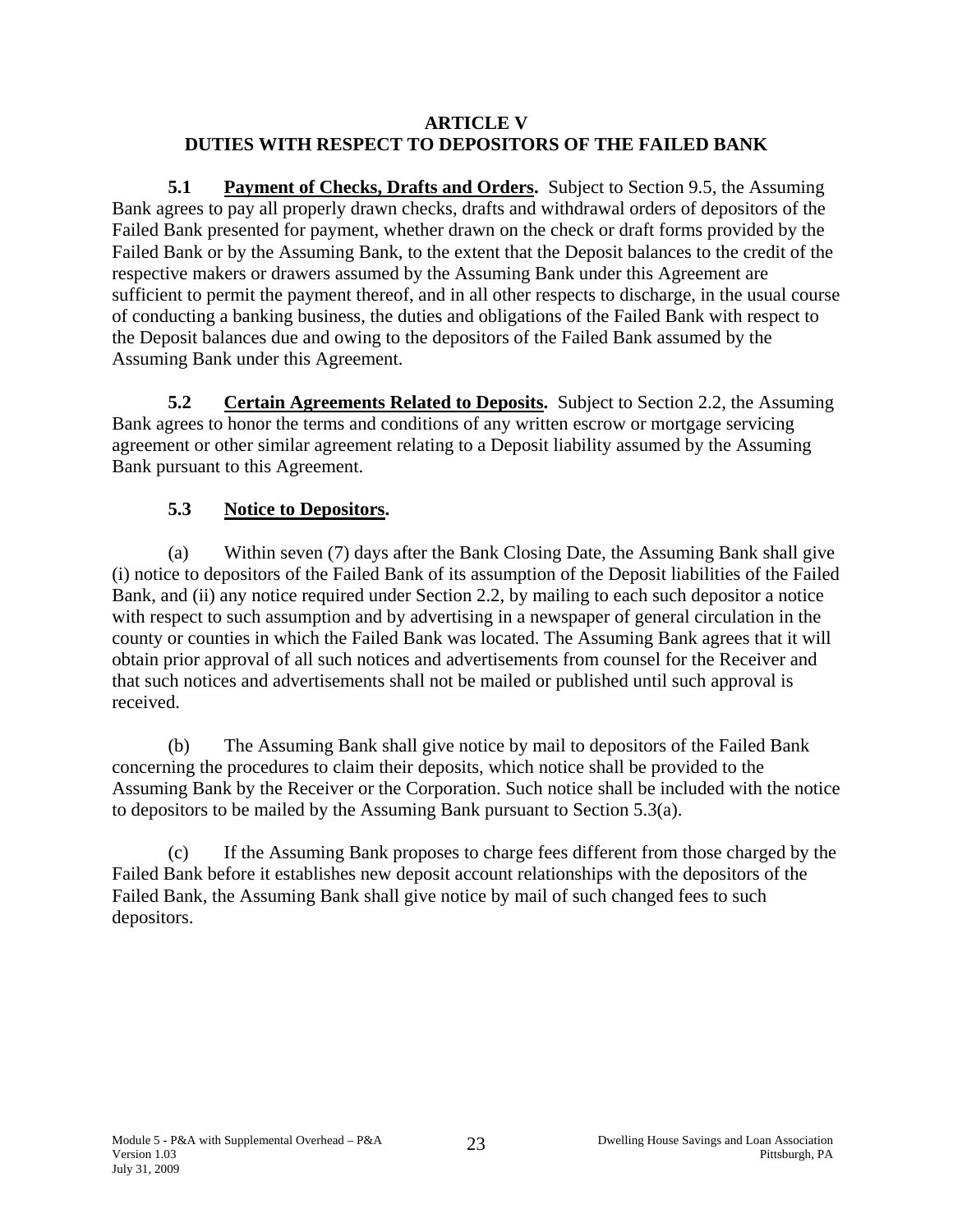## ARTICLE V
## DUTIES WITH RESPECT TO DEPOSITORS OF THE FAILED BANK

**5.1 Payment of Checks, Drafts and Orders.** Subject to Section 9.5, the Assuming Bank agrees to pay all properly drawn checks, drafts and withdrawal orders of depositors of the Failed Bank presented for payment, whether drawn on the check or draft forms provided by the Failed Bank or by the Assuming Bank, to the extent that the Deposit balances to the credit of the respective makers or drawers assumed by the Assuming Bank under this Agreement are sufficient to permit the payment thereof, and in all other respects to discharge, in the usual course of conducting a banking business, the duties and obligations of the Failed Bank with respect to the Deposit balances due and owing to the depositors of the Failed Bank assumed by the Assuming Bank under this Agreement.

**5.2 Certain Agreements Related to Deposits.** Subject to Section 2.2, the Assuming Bank agrees to honor the terms and conditions of any written escrow or mortgage servicing agreement or other similar agreement relating to a Deposit liability assumed by the Assuming Bank pursuant to this Agreement.

**5.3 Notice to Depositors.**

(a) Within seven (7) days after the Bank Closing Date, the Assuming Bank shall give (i) notice to depositors of the Failed Bank of its assumption of the Deposit liabilities of the Failed Bank, and (ii) any notice required under Section 2.2, by mailing to each such depositor a notice with respect to such assumption and by advertising in a newspaper of general circulation in the county or counties in which the Failed Bank was located. The Assuming Bank agrees that it will obtain prior approval of all such notices and advertisements from counsel for the Receiver and that such notices and advertisements shall not be mailed or published until such approval is received.

(b) The Assuming Bank shall give notice by mail to depositors of the Failed Bank concerning the procedures to claim their deposits, which notice shall be provided to the Assuming Bank by the Receiver or the Corporation. Such notice shall be included with the notice to depositors to be mailed by the Assuming Bank pursuant to Section 5.3(a).

(c) If the Assuming Bank proposes to charge fees different from those charged by the Failed Bank before it establishes new deposit account relationships with the depositors of the Failed Bank, the Assuming Bank shall give notice by mail of such changed fees to such depositors.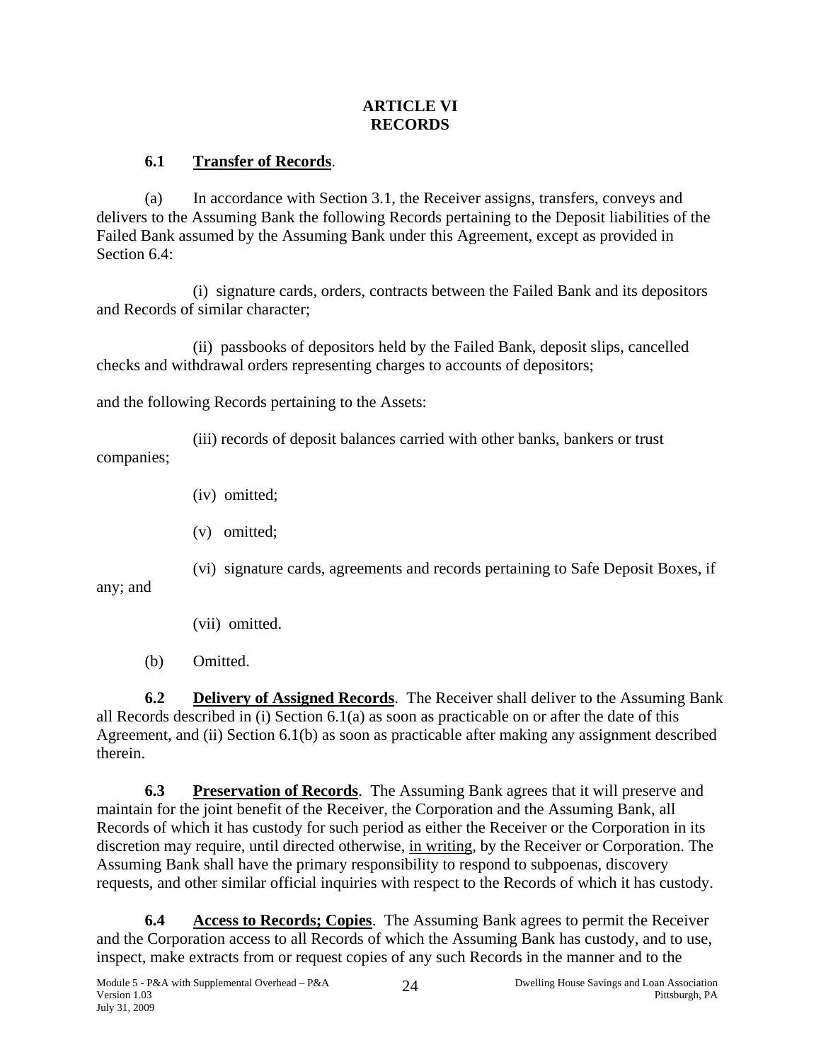# ARTICLE VI
# RECORDS

### 6.1 Transfer of Records.

(a) In accordance with Section 3.1, the Receiver assigns, transfers, conveys and delivers to the Assuming Bank the following Records pertaining to the Deposit liabilities of the Failed Bank assumed by the Assuming Bank under this Agreement, except as provided in Section 6.4:

(i) signature cards, orders, contracts between the Failed Bank and its depositors and Records of similar character;

(ii) passbooks of depositors held by the Failed Bank, deposit slips, cancelled checks and withdrawal orders representing charges to accounts of depositors;

and the following Records pertaining to the Assets:

(iii) records of deposit balances carried with other banks, bankers or trust companies;

(iv) omitted;

(v) omitted;

(vi) signature cards, agreements and records pertaining to Safe Deposit Boxes, if any; and

(vii) omitted.

(b) Omitted.

**6.2 Delivery of Assigned Records**. The Receiver shall deliver to the Assuming Bank all Records described in (i) Section 6.1(a) as soon as practicable on or after the date of this Agreement, and (ii) Section 6.1(b) as soon as practicable after making any assignment described therein.

**6.3 Preservation of Records**. The Assuming Bank agrees that it will preserve and maintain for the joint benefit of the Receiver, the Corporation and the Assuming Bank, all Records of which it has custody for such period as either the Receiver or the Corporation in its discretion may require, until directed otherwise, in writing, by the Receiver or Corporation. The Assuming Bank shall have the primary responsibility to respond to subpoenas, discovery requests, and other similar official inquiries with respect to the Records of which it has custody.

**6.4 Access to Records; Copies**. The Assuming Bank agrees to permit the Receiver and the Corporation access to all Records of which the Assuming Bank has custody, and to use, inspect, make extracts from or request copies of any such Records in the manner and to the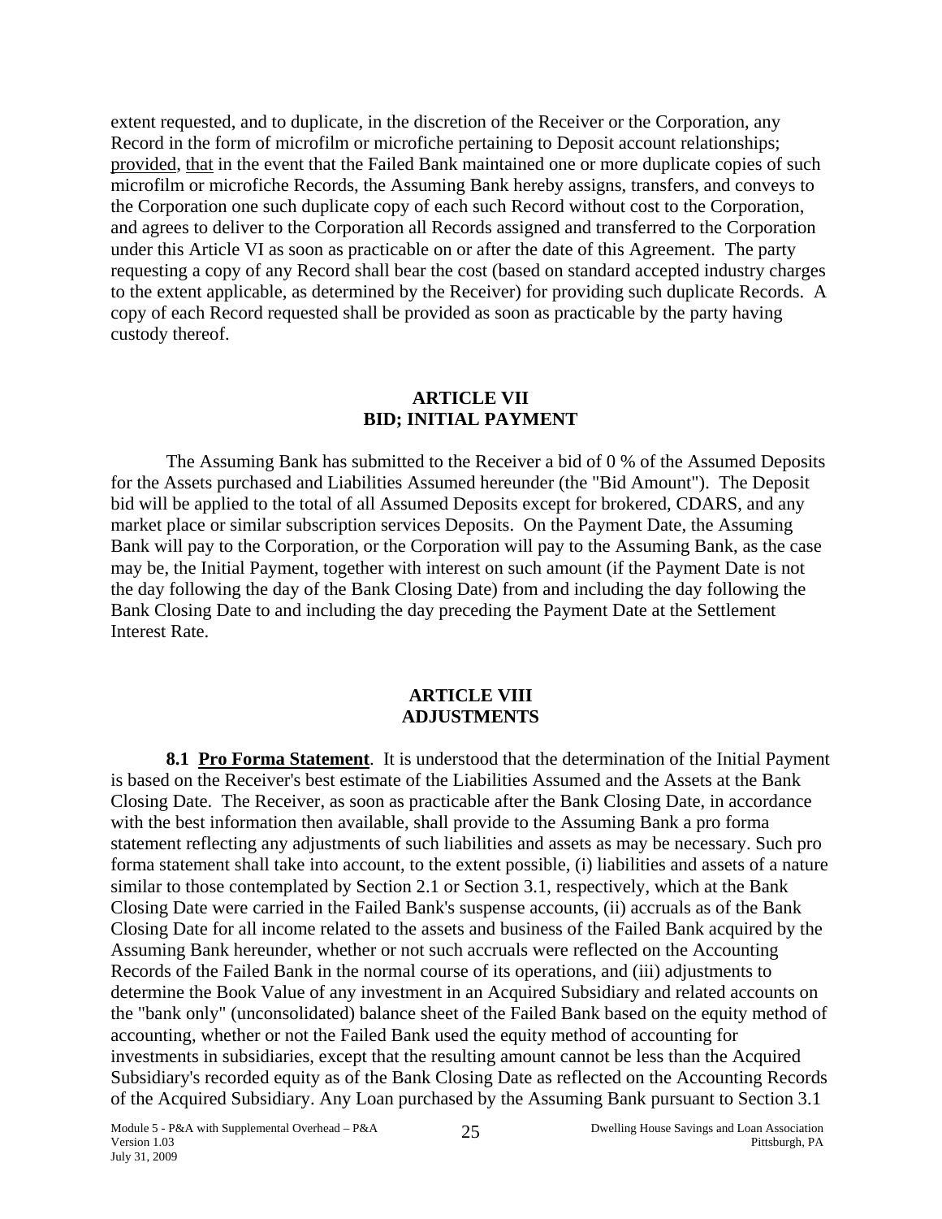extent requested, and to duplicate, in the discretion of the Receiver or the Corporation, any Record in the form of microfilm or microfiche pertaining to Deposit account relationships; provided, that in the event that the Failed Bank maintained one or more duplicate copies of such microfilm or microfiche Records, the Assuming Bank hereby assigns, transfers, and conveys to the Corporation one such duplicate copy of each such Record without cost to the Corporation, and agrees to deliver to the Corporation all Records assigned and transferred to the Corporation under this Article VI as soon as practicable on or after the date of this Agreement. The party requesting a copy of any Record shall bear the cost (based on standard accepted industry charges to the extent applicable, as determined by the Receiver) for providing such duplicate Records. A copy of each Record requested shall be provided as soon as practicable by the party having custody thereof.

## ARTICLE VII
## BID; INITIAL PAYMENT

The Assuming Bank has submitted to the Receiver a bid of 0 % of the Assumed Deposits for the Assets purchased and Liabilities Assumed hereunder (the "Bid Amount"). The Deposit bid will be applied to the total of all Assumed Deposits except for brokered, CDARS, and any market place or similar subscription services Deposits. On the Payment Date, the Assuming Bank will pay to the Corporation, or the Corporation will pay to the Assuming Bank, as the case may be, the Initial Payment, together with interest on such amount (if the Payment Date is not the day following the day of the Bank Closing Date) from and including the day following the Bank Closing Date to and including the day preceding the Payment Date at the Settlement Interest Rate.

## ARTICLE VIII
## ADJUSTMENTS

**8.1 Pro Forma Statement**. It is understood that the determination of the Initial Payment is based on the Receiver's best estimate of the Liabilities Assumed and the Assets at the Bank Closing Date. The Receiver, as soon as practicable after the Bank Closing Date, in accordance with the best information then available, shall provide to the Assuming Bank a pro forma statement reflecting any adjustments of such liabilities and assets as may be necessary. Such pro forma statement shall take into account, to the extent possible, (i) liabilities and assets of a nature similar to those contemplated by Section 2.1 or Section 3.1, respectively, which at the Bank Closing Date were carried in the Failed Bank's suspense accounts, (ii) accruals as of the Bank Closing Date for all income related to the assets and business of the Failed Bank acquired by the Assuming Bank hereunder, whether or not such accruals were reflected on the Accounting Records of the Failed Bank in the normal course of its operations, and (iii) adjustments to determine the Book Value of any investment in an Acquired Subsidiary and related accounts on the "bank only" (unconsolidated) balance sheet of the Failed Bank based on the equity method of accounting, whether or not the Failed Bank used the equity method of accounting for investments in subsidiaries, except that the resulting amount cannot be less than the Acquired Subsidiary's recorded equity as of the Bank Closing Date as reflected on the Accounting Records of the Acquired Subsidiary. Any Loan purchased by the Assuming Bank pursuant to Section 3.1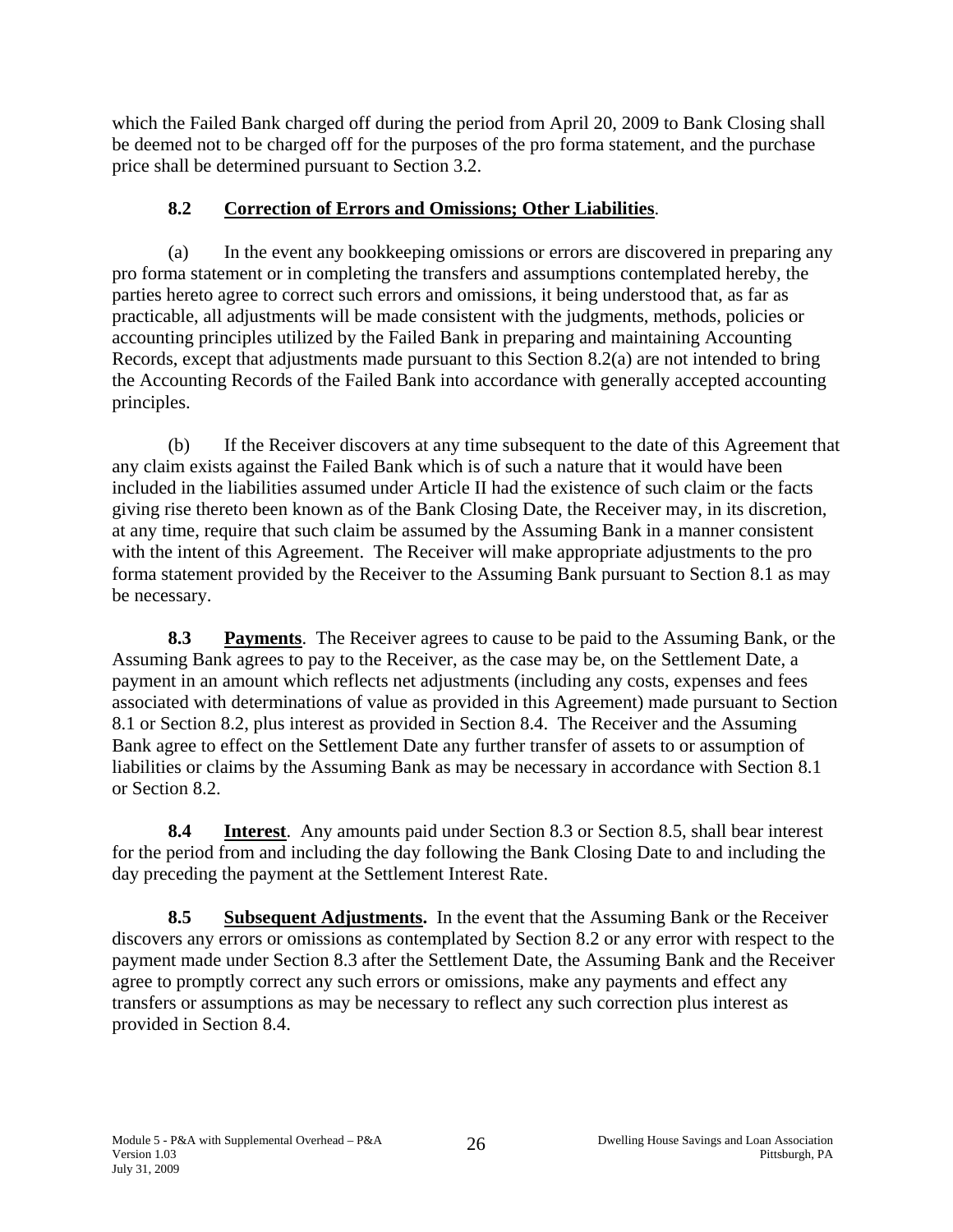which the Failed Bank charged off during the period from April 20, 2009 to Bank Closing shall be deemed not to be charged off for the purposes of the pro forma statement, and the purchase price shall be determined pursuant to Section 3.2.

**8.2 Correction of Errors and Omissions; Other Liabilities**.

(a) In the event any bookkeeping omissions or errors are discovered in preparing any pro forma statement or in completing the transfers and assumptions contemplated hereby, the parties hereto agree to correct such errors and omissions, it being understood that, as far as practicable, all adjustments will be made consistent with the judgments, methods, policies or accounting principles utilized by the Failed Bank in preparing and maintaining Accounting Records, except that adjustments made pursuant to this Section 8.2(a) are not intended to bring the Accounting Records of the Failed Bank into accordance with generally accepted accounting principles.

(b) If the Receiver discovers at any time subsequent to the date of this Agreement that any claim exists against the Failed Bank which is of such a nature that it would have been included in the liabilities assumed under Article II had the existence of such claim or the facts giving rise thereto been known as of the Bank Closing Date, the Receiver may, in its discretion, at any time, require that such claim be assumed by the Assuming Bank in a manner consistent with the intent of this Agreement. The Receiver will make appropriate adjustments to the pro forma statement provided by the Receiver to the Assuming Bank pursuant to Section 8.1 as may be necessary.

**8.3 Payments**. The Receiver agrees to cause to be paid to the Assuming Bank, or the Assuming Bank agrees to pay to the Receiver, as the case may be, on the Settlement Date, a payment in an amount which reflects net adjustments (including any costs, expenses and fees associated with determinations of value as provided in this Agreement) made pursuant to Section 8.1 or Section 8.2, plus interest as provided in Section 8.4. The Receiver and the Assuming Bank agree to effect on the Settlement Date any further transfer of assets to or assumption of liabilities or claims by the Assuming Bank as may be necessary in accordance with Section 8.1 or Section 8.2.

**8.4 Interest**. Any amounts paid under Section 8.3 or Section 8.5, shall bear interest for the period from and including the day following the Bank Closing Date to and including the day preceding the payment at the Settlement Interest Rate.

**8.5 Subsequent Adjustments.** In the event that the Assuming Bank or the Receiver discovers any errors or omissions as contemplated by Section 8.2 or any error with respect to the payment made under Section 8.3 after the Settlement Date, the Assuming Bank and the Receiver agree to promptly correct any such errors or omissions, make any payments and effect any transfers or assumptions as may be necessary to reflect any such correction plus interest as provided in Section 8.4.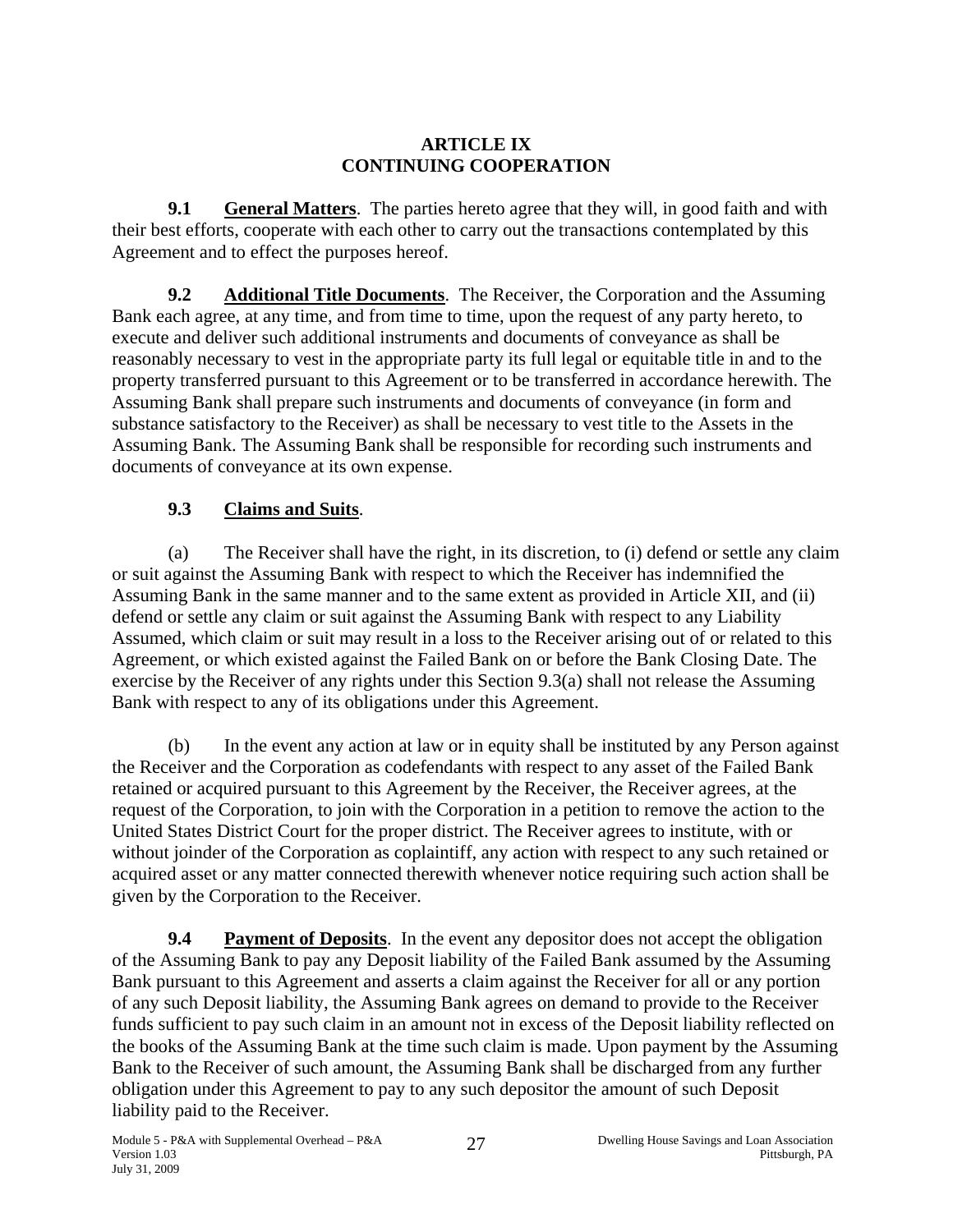# ARTICLE IX
# CONTINUING COOPERATION

**9.1 General Matters**. The parties hereto agree that they will, in good faith and with their best efforts, cooperate with each other to carry out the transactions contemplated by this Agreement and to effect the purposes hereof.

**9.2 Additional Title Documents**. The Receiver, the Corporation and the Assuming Bank each agree, at any time, and from time to time, upon the request of any party hereto, to execute and deliver such additional instruments and documents of conveyance as shall be reasonably necessary to vest in the appropriate party its full legal or equitable title in and to the property transferred pursuant to this Agreement or to be transferred in accordance herewith. The Assuming Bank shall prepare such instruments and documents of conveyance (in form and substance satisfactory to the Receiver) as shall be necessary to vest title to the Assets in the Assuming Bank. The Assuming Bank shall be responsible for recording such instruments and documents of conveyance at its own expense.

**9.3 Claims and Suits**.

(a) The Receiver shall have the right, in its discretion, to (i) defend or settle any claim or suit against the Assuming Bank with respect to which the Receiver has indemnified the Assuming Bank in the same manner and to the same extent as provided in Article XII, and (ii) defend or settle any claim or suit against the Assuming Bank with respect to any Liability Assumed, which claim or suit may result in a loss to the Receiver arising out of or related to this Agreement, or which existed against the Failed Bank on or before the Bank Closing Date. The exercise by the Receiver of any rights under this Section 9.3(a) shall not release the Assuming Bank with respect to any of its obligations under this Agreement.

(b) In the event any action at law or in equity shall be instituted by any Person against the Receiver and the Corporation as codefendants with respect to any asset of the Failed Bank retained or acquired pursuant to this Agreement by the Receiver, the Receiver agrees, at the request of the Corporation, to join with the Corporation in a petition to remove the action to the United States District Court for the proper district. The Receiver agrees to institute, with or without joinder of the Corporation as coplaintiff, any action with respect to any such retained or acquired asset or any matter connected therewith whenever notice requiring such action shall be given by the Corporation to the Receiver.

**9.4 Payment of Deposits**. In the event any depositor does not accept the obligation of the Assuming Bank to pay any Deposit liability of the Failed Bank assumed by the Assuming Bank pursuant to this Agreement and asserts a claim against the Receiver for all or any portion of any such Deposit liability, the Assuming Bank agrees on demand to provide to the Receiver funds sufficient to pay such claim in an amount not in excess of the Deposit liability reflected on the books of the Assuming Bank at the time such claim is made. Upon payment by the Assuming Bank to the Receiver of such amount, the Assuming Bank shall be discharged from any further obligation under this Agreement to pay to any such depositor the amount of such Deposit liability paid to the Receiver.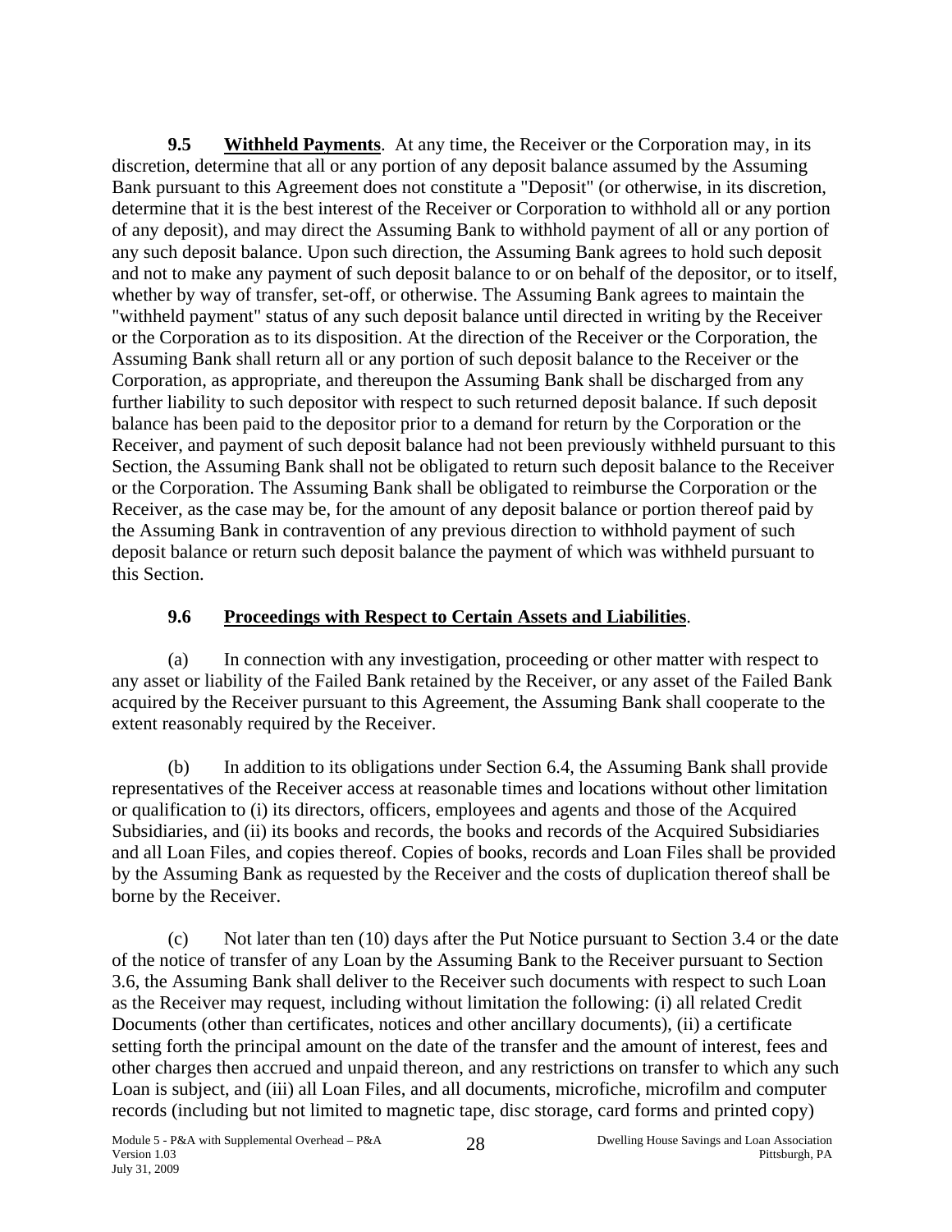**9.5 Withheld Payments**. At any time, the Receiver or the Corporation may, in its discretion, determine that all or any portion of any deposit balance assumed by the Assuming Bank pursuant to this Agreement does not constitute a "Deposit" (or otherwise, in its discretion, determine that it is the best interest of the Receiver or Corporation to withhold all or any portion of any deposit), and may direct the Assuming Bank to withhold payment of all or any portion of any such deposit balance. Upon such direction, the Assuming Bank agrees to hold such deposit and not to make any payment of such deposit balance to or on behalf of the depositor, or to itself, whether by way of transfer, set-off, or otherwise. The Assuming Bank agrees to maintain the "withheld payment" status of any such deposit balance until directed in writing by the Receiver or the Corporation as to its disposition. At the direction of the Receiver or the Corporation, the Assuming Bank shall return all or any portion of such deposit balance to the Receiver or the Corporation, as appropriate, and thereupon the Assuming Bank shall be discharged from any further liability to such depositor with respect to such returned deposit balance. If such deposit balance has been paid to the depositor prior to a demand for return by the Corporation or the Receiver, and payment of such deposit balance had not been previously withheld pursuant to this Section, the Assuming Bank shall not be obligated to return such deposit balance to the Receiver or the Corporation. The Assuming Bank shall be obligated to reimburse the Corporation or the Receiver, as the case may be, for the amount of any deposit balance or portion thereof paid by the Assuming Bank in contravention of any previous direction to withhold payment of such deposit balance or return such deposit balance the payment of which was withheld pursuant to this Section.

**9.6 Proceedings with Respect to Certain Assets and Liabilities**.

(a) In connection with any investigation, proceeding or other matter with respect to any asset or liability of the Failed Bank retained by the Receiver, or any asset of the Failed Bank acquired by the Receiver pursuant to this Agreement, the Assuming Bank shall cooperate to the extent reasonably required by the Receiver.

(b) In addition to its obligations under Section 6.4, the Assuming Bank shall provide representatives of the Receiver access at reasonable times and locations without other limitation or qualification to (i) its directors, officers, employees and agents and those of the Acquired Subsidiaries, and (ii) its books and records, the books and records of the Acquired Subsidiaries and all Loan Files, and copies thereof. Copies of books, records and Loan Files shall be provided by the Assuming Bank as requested by the Receiver and the costs of duplication thereof shall be borne by the Receiver.

(c) Not later than ten (10) days after the Put Notice pursuant to Section 3.4 or the date of the notice of transfer of any Loan by the Assuming Bank to the Receiver pursuant to Section 3.6, the Assuming Bank shall deliver to the Receiver such documents with respect to such Loan as the Receiver may request, including without limitation the following: (i) all related Credit Documents (other than certificates, notices and other ancillary documents), (ii) a certificate setting forth the principal amount on the date of the transfer and the amount of interest, fees and other charges then accrued and unpaid thereon, and any restrictions on transfer to which any such Loan is subject, and (iii) all Loan Files, and all documents, microfiche, microfilm and computer records (including but not limited to magnetic tape, disc storage, card forms and printed copy)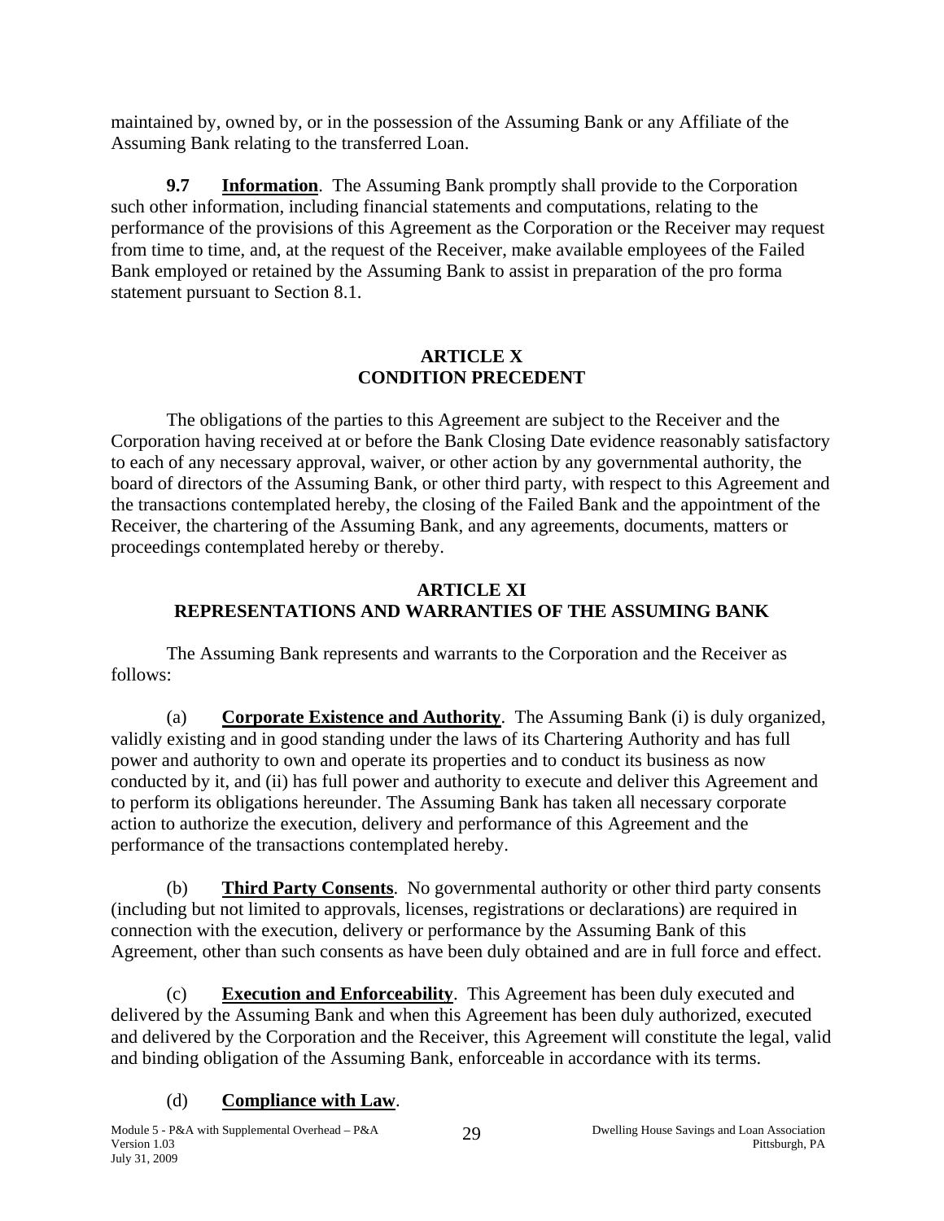maintained by, owned by, or in the possession of the Assuming Bank or any Affiliate of the Assuming Bank relating to the transferred Loan.

**9.7 Information**. The Assuming Bank promptly shall provide to the Corporation such other information, including financial statements and computations, relating to the performance of the provisions of this Agreement as the Corporation or the Receiver may request from time to time, and, at the request of the Receiver, make available employees of the Failed Bank employed or retained by the Assuming Bank to assist in preparation of the pro forma statement pursuant to Section 8.1.

## ARTICLE X
## CONDITION PRECEDENT

The obligations of the parties to this Agreement are subject to the Receiver and the Corporation having received at or before the Bank Closing Date evidence reasonably satisfactory to each of any necessary approval, waiver, or other action by any governmental authority, the board of directors of the Assuming Bank, or other third party, with respect to this Agreement and the transactions contemplated hereby, the closing of the Failed Bank and the appointment of the Receiver, the chartering of the Assuming Bank, and any agreements, documents, matters or proceedings contemplated hereby or thereby.

## ARTICLE XI
## REPRESENTATIONS AND WARRANTIES OF THE ASSUMING BANK

The Assuming Bank represents and warrants to the Corporation and the Receiver as follows:

(a) **Corporate Existence and Authority**. The Assuming Bank (i) is duly organized, validly existing and in good standing under the laws of its Chartering Authority and has full power and authority to own and operate its properties and to conduct its business as now conducted by it, and (ii) has full power and authority to execute and deliver this Agreement and to perform its obligations hereunder. The Assuming Bank has taken all necessary corporate action to authorize the execution, delivery and performance of this Agreement and the performance of the transactions contemplated hereby.

(b) **Third Party Consents**. No governmental authority or other third party consents (including but not limited to approvals, licenses, registrations or declarations) are required in connection with the execution, delivery or performance by the Assuming Bank of this Agreement, other than such consents as have been duly obtained and are in full force and effect.

(c) **Execution and Enforceability**. This Agreement has been duly executed and delivered by the Assuming Bank and when this Agreement has been duly authorized, executed and delivered by the Corporation and the Receiver, this Agreement will constitute the legal, valid and binding obligation of the Assuming Bank, enforceable in accordance with its terms.

(d) **Compliance with Law**.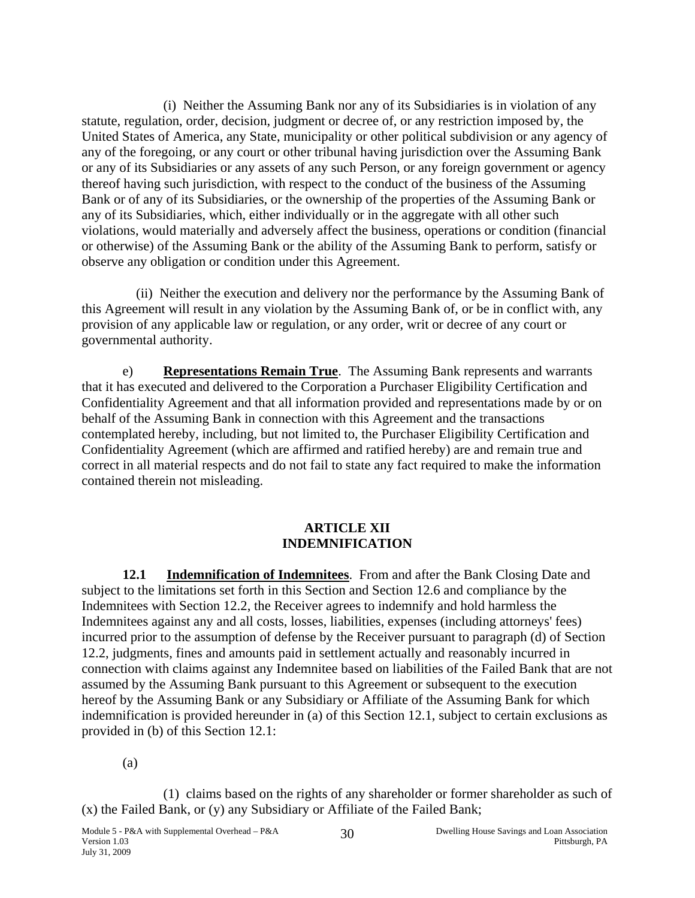(i) Neither the Assuming Bank nor any of its Subsidiaries is in violation of any statute, regulation, order, decision, judgment or decree of, or any restriction imposed by, the United States of America, any State, municipality or other political subdivision or any agency of any of the foregoing, or any court or other tribunal having jurisdiction over the Assuming Bank or any of its Subsidiaries or any assets of any such Person, or any foreign government or agency thereof having such jurisdiction, with respect to the conduct of the business of the Assuming Bank or of any of its Subsidiaries, or the ownership of the properties of the Assuming Bank or any of its Subsidiaries, which, either individually or in the aggregate with all other such violations, would materially and adversely affect the business, operations or condition (financial or otherwise) of the Assuming Bank or the ability of the Assuming Bank to perform, satisfy or observe any obligation or condition under this Agreement.

(ii) Neither the execution and delivery nor the performance by the Assuming Bank of this Agreement will result in any violation by the Assuming Bank of, or be in conflict with, any provision of any applicable law or regulation, or any order, writ or decree of any court or governmental authority.

e) **Representations Remain True**. The Assuming Bank represents and warrants that it has executed and delivered to the Corporation a Purchaser Eligibility Certification and Confidentiality Agreement and that all information provided and representations made by or on behalf of the Assuming Bank in connection with this Agreement and the transactions contemplated hereby, including, but not limited to, the Purchaser Eligibility Certification and Confidentiality Agreement (which are affirmed and ratified hereby) are and remain true and correct in all material respects and do not fail to state any fact required to make the information contained therein not misleading.

## ARTICLE XII
## INDEMNIFICATION

**12.1 Indemnification of Indemnitees**. From and after the Bank Closing Date and subject to the limitations set forth in this Section and Section 12.6 and compliance by the Indemnitees with Section 12.2, the Receiver agrees to indemnify and hold harmless the Indemnitees against any and all costs, losses, liabilities, expenses (including attorneys' fees) incurred prior to the assumption of defense by the Receiver pursuant to paragraph (d) of Section 12.2, judgments, fines and amounts paid in settlement actually and reasonably incurred in connection with claims against any Indemnitee based on liabilities of the Failed Bank that are not assumed by the Assuming Bank pursuant to this Agreement or subsequent to the execution hereof by the Assuming Bank or any Subsidiary or Affiliate of the Assuming Bank for which indemnification is provided hereunder in (a) of this Section 12.1, subject to certain exclusions as provided in (b) of this Section 12.1:

(a)

(1) claims based on the rights of any shareholder or former shareholder as such of (x) the Failed Bank, or (y) any Subsidiary or Affiliate of the Failed Bank;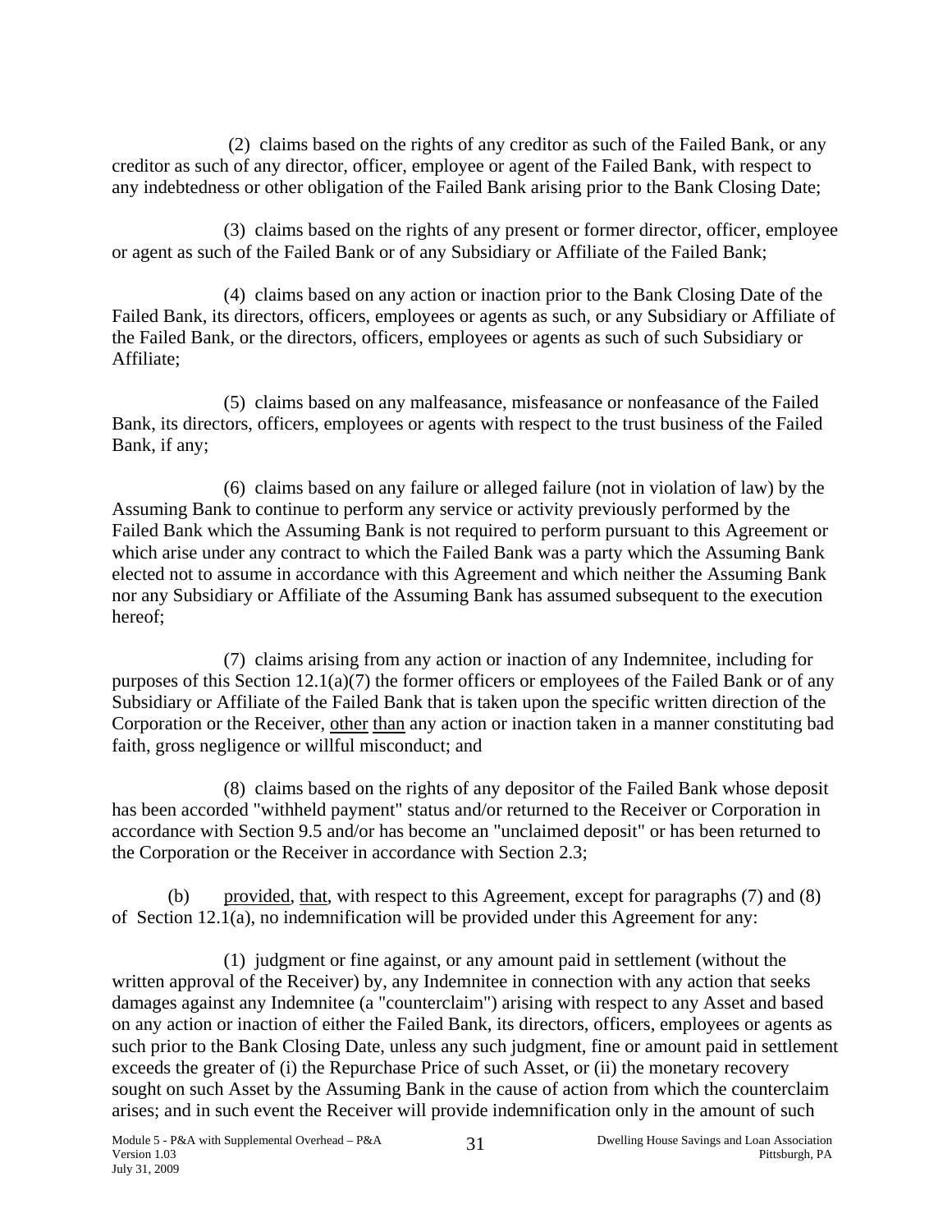(2) claims based on the rights of any creditor as such of the Failed Bank, or any creditor as such of any director, officer, employee or agent of the Failed Bank, with respect to any indebtedness or other obligation of the Failed Bank arising prior to the Bank Closing Date;

(3) claims based on the rights of any present or former director, officer, employee or agent as such of the Failed Bank or of any Subsidiary or Affiliate of the Failed Bank;

(4) claims based on any action or inaction prior to the Bank Closing Date of the Failed Bank, its directors, officers, employees or agents as such, or any Subsidiary or Affiliate of the Failed Bank, or the directors, officers, employees or agents as such of such Subsidiary or Affiliate;

(5) claims based on any malfeasance, misfeasance or nonfeasance of the Failed Bank, its directors, officers, employees or agents with respect to the trust business of the Failed Bank, if any;

(6) claims based on any failure or alleged failure (not in violation of law) by the Assuming Bank to continue to perform any service or activity previously performed by the Failed Bank which the Assuming Bank is not required to perform pursuant to this Agreement or which arise under any contract to which the Failed Bank was a party which the Assuming Bank elected not to assume in accordance with this Agreement and which neither the Assuming Bank nor any Subsidiary or Affiliate of the Assuming Bank has assumed subsequent to the execution hereof;

(7) claims arising from any action or inaction of any Indemnitee, including for purposes of this Section 12.1(a)(7) the former officers or employees of the Failed Bank or of any Subsidiary or Affiliate of the Failed Bank that is taken upon the specific written direction of the Corporation or the Receiver, other than any action or inaction taken in a manner constituting bad faith, gross negligence or willful misconduct; and

(8) claims based on the rights of any depositor of the Failed Bank whose deposit has been accorded "withheld payment" status and/or returned to the Receiver or Corporation in accordance with Section 9.5 and/or has become an "unclaimed deposit" or has been returned to the Corporation or the Receiver in accordance with Section 2.3;

(b) provided, that, with respect to this Agreement, except for paragraphs (7) and (8) of Section 12.1(a), no indemnification will be provided under this Agreement for any:

(1) judgment or fine against, or any amount paid in settlement (without the written approval of the Receiver) by, any Indemnitee in connection with any action that seeks damages against any Indemnitee (a "counterclaim") arising with respect to any Asset and based on any action or inaction of either the Failed Bank, its directors, officers, employees or agents as such prior to the Bank Closing Date, unless any such judgment, fine or amount paid in settlement exceeds the greater of (i) the Repurchase Price of such Asset, or (ii) the monetary recovery sought on such Asset by the Assuming Bank in the cause of action from which the counterclaim arises; and in such event the Receiver will provide indemnification only in the amount of such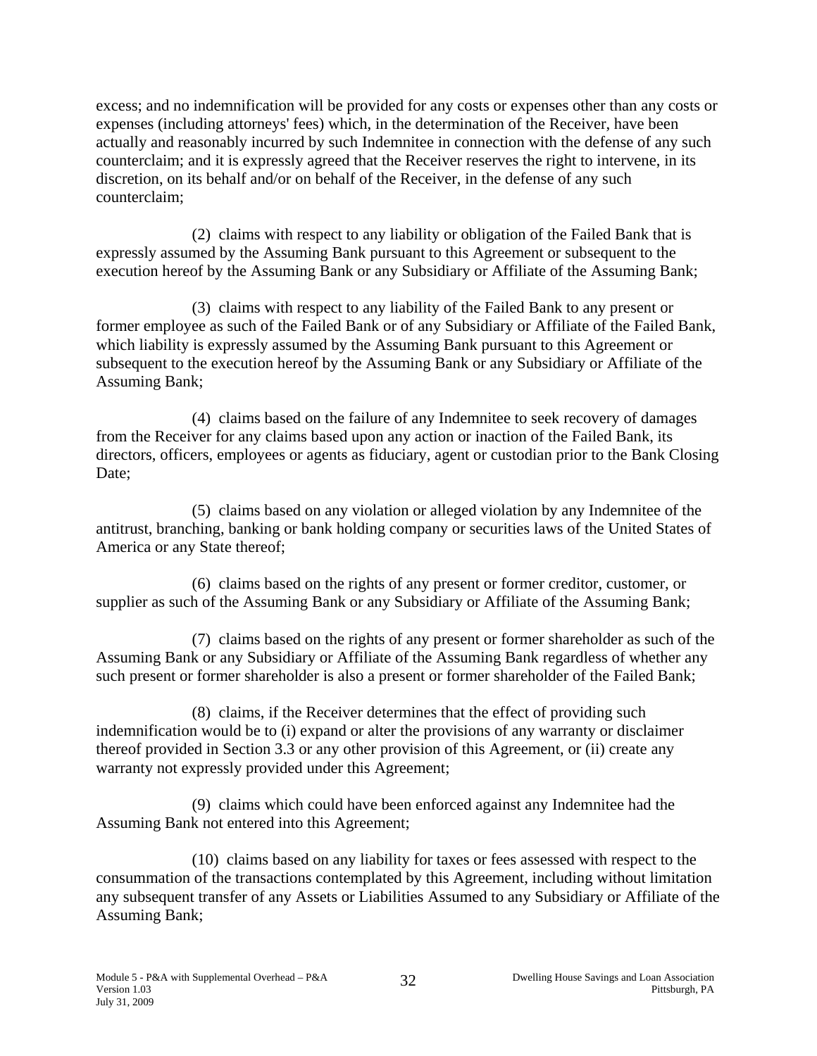excess; and no indemnification will be provided for any costs or expenses other than any costs or expenses (including attorneys' fees) which, in the determination of the Receiver, have been actually and reasonably incurred by such Indemnitee in connection with the defense of any such counterclaim; and it is expressly agreed that the Receiver reserves the right to intervene, in its discretion, on its behalf and/or on behalf of the Receiver, in the defense of any such counterclaim;

(2) claims with respect to any liability or obligation of the Failed Bank that is expressly assumed by the Assuming Bank pursuant to this Agreement or subsequent to the execution hereof by the Assuming Bank or any Subsidiary or Affiliate of the Assuming Bank;

(3) claims with respect to any liability of the Failed Bank to any present or former employee as such of the Failed Bank or of any Subsidiary or Affiliate of the Failed Bank, which liability is expressly assumed by the Assuming Bank pursuant to this Agreement or subsequent to the execution hereof by the Assuming Bank or any Subsidiary or Affiliate of the Assuming Bank;

(4) claims based on the failure of any Indemnitee to seek recovery of damages from the Receiver for any claims based upon any action or inaction of the Failed Bank, its directors, officers, employees or agents as fiduciary, agent or custodian prior to the Bank Closing Date;

(5) claims based on any violation or alleged violation by any Indemnitee of the antitrust, branching, banking or bank holding company or securities laws of the United States of America or any State thereof;

(6) claims based on the rights of any present or former creditor, customer, or supplier as such of the Assuming Bank or any Subsidiary or Affiliate of the Assuming Bank;

(7) claims based on the rights of any present or former shareholder as such of the Assuming Bank or any Subsidiary or Affiliate of the Assuming Bank regardless of whether any such present or former shareholder is also a present or former shareholder of the Failed Bank;

(8) claims, if the Receiver determines that the effect of providing such indemnification would be to (i) expand or alter the provisions of any warranty or disclaimer thereof provided in Section 3.3 or any other provision of this Agreement, or (ii) create any warranty not expressly provided under this Agreement;

(9) claims which could have been enforced against any Indemnitee had the Assuming Bank not entered into this Agreement;

(10) claims based on any liability for taxes or fees assessed with respect to the consummation of the transactions contemplated by this Agreement, including without limitation any subsequent transfer of any Assets or Liabilities Assumed to any Subsidiary or Affiliate of the Assuming Bank;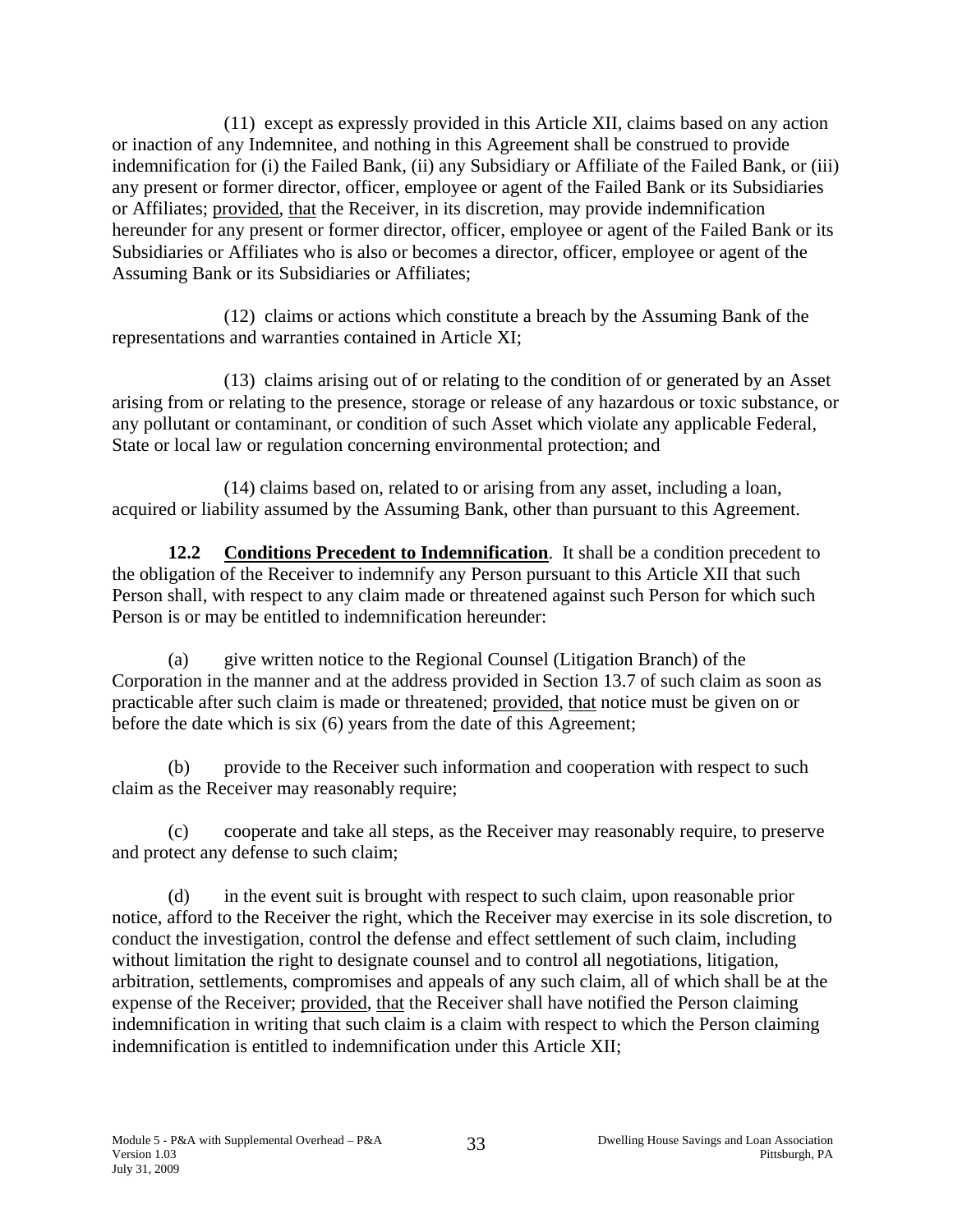(11) except as expressly provided in this Article XII, claims based on any action or inaction of any Indemnitee, and nothing in this Agreement shall be construed to provide indemnification for (i) the Failed Bank, (ii) any Subsidiary or Affiliate of the Failed Bank, or (iii) any present or former director, officer, employee or agent of the Failed Bank or its Subsidiaries or Affiliates; provided, that the Receiver, in its discretion, may provide indemnification hereunder for any present or former director, officer, employee or agent of the Failed Bank or its Subsidiaries or Affiliates who is also or becomes a director, officer, employee or agent of the Assuming Bank or its Subsidiaries or Affiliates;

(12) claims or actions which constitute a breach by the Assuming Bank of the representations and warranties contained in Article XI;

(13) claims arising out of or relating to the condition of or generated by an Asset arising from or relating to the presence, storage or release of any hazardous or toxic substance, or any pollutant or contaminant, or condition of such Asset which violate any applicable Federal, State or local law or regulation concerning environmental protection; and

(14) claims based on, related to or arising from any asset, including a loan, acquired or liability assumed by the Assuming Bank, other than pursuant to this Agreement.

**12.2 Conditions Precedent to Indemnification**. It shall be a condition precedent to the obligation of the Receiver to indemnify any Person pursuant to this Article XII that such Person shall, with respect to any claim made or threatened against such Person for which such Person is or may be entitled to indemnification hereunder:

(a) give written notice to the Regional Counsel (Litigation Branch) of the Corporation in the manner and at the address provided in Section 13.7 of such claim as soon as practicable after such claim is made or threatened; provided, that notice must be given on or before the date which is six (6) years from the date of this Agreement;

(b) provide to the Receiver such information and cooperation with respect to such claim as the Receiver may reasonably require;

(c) cooperate and take all steps, as the Receiver may reasonably require, to preserve and protect any defense to such claim;

(d) in the event suit is brought with respect to such claim, upon reasonable prior notice, afford to the Receiver the right, which the Receiver may exercise in its sole discretion, to conduct the investigation, control the defense and effect settlement of such claim, including without limitation the right to designate counsel and to control all negotiations, litigation, arbitration, settlements, compromises and appeals of any such claim, all of which shall be at the expense of the Receiver; provided, that the Receiver shall have notified the Person claiming indemnification in writing that such claim is a claim with respect to which the Person claiming indemnification is entitled to indemnification under this Article XII;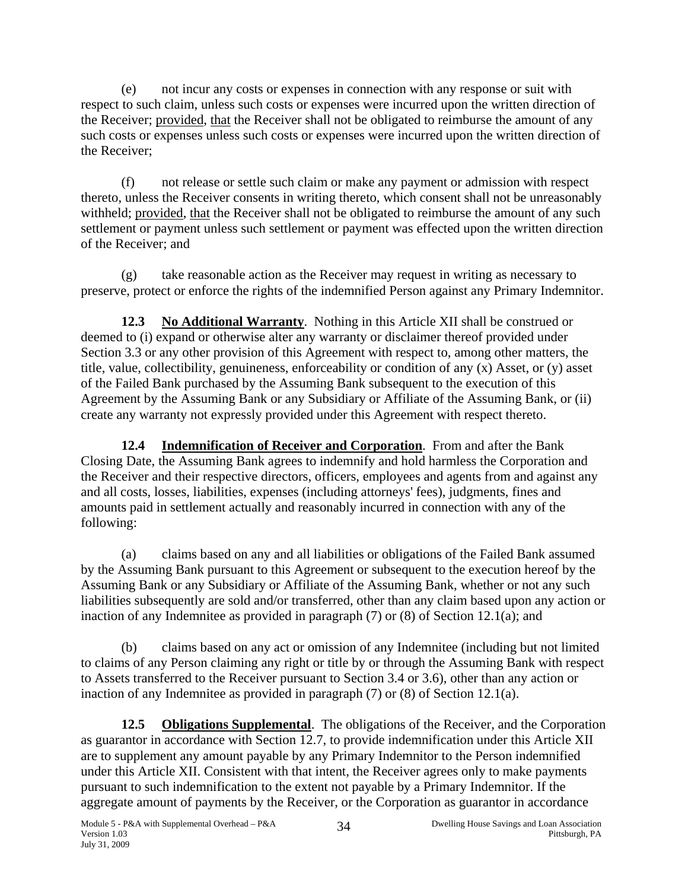(e) not incur any costs or expenses in connection with any response or suit with respect to such claim, unless such costs or expenses were incurred upon the written direction of the Receiver; provided, that the Receiver shall not be obligated to reimburse the amount of any such costs or expenses unless such costs or expenses were incurred upon the written direction of the Receiver;

(f) not release or settle such claim or make any payment or admission with respect thereto, unless the Receiver consents in writing thereto, which consent shall not be unreasonably withheld; provided, that the Receiver shall not be obligated to reimburse the amount of any such settlement or payment unless such settlement or payment was effected upon the written direction of the Receiver; and

(g) take reasonable action as the Receiver may request in writing as necessary to preserve, protect or enforce the rights of the indemnified Person against any Primary Indemnitor.

**12.3 No Additional Warranty**. Nothing in this Article XII shall be construed or deemed to (i) expand or otherwise alter any warranty or disclaimer thereof provided under Section 3.3 or any other provision of this Agreement with respect to, among other matters, the title, value, collectibility, genuineness, enforceability or condition of any (x) Asset, or (y) asset of the Failed Bank purchased by the Assuming Bank subsequent to the execution of this Agreement by the Assuming Bank or any Subsidiary or Affiliate of the Assuming Bank, or (ii) create any warranty not expressly provided under this Agreement with respect thereto.

**12.4 Indemnification of Receiver and Corporation**. From and after the Bank Closing Date, the Assuming Bank agrees to indemnify and hold harmless the Corporation and the Receiver and their respective directors, officers, employees and agents from and against any and all costs, losses, liabilities, expenses (including attorneys' fees), judgments, fines and amounts paid in settlement actually and reasonably incurred in connection with any of the following:

(a) claims based on any and all liabilities or obligations of the Failed Bank assumed by the Assuming Bank pursuant to this Agreement or subsequent to the execution hereof by the Assuming Bank or any Subsidiary or Affiliate of the Assuming Bank, whether or not any such liabilities subsequently are sold and/or transferred, other than any claim based upon any action or inaction of any Indemnitee as provided in paragraph (7) or (8) of Section 12.1(a); and

(b) claims based on any act or omission of any Indemnitee (including but not limited to claims of any Person claiming any right or title by or through the Assuming Bank with respect to Assets transferred to the Receiver pursuant to Section 3.4 or 3.6), other than any action or inaction of any Indemnitee as provided in paragraph (7) or (8) of Section 12.1(a).

**12.5 Obligations Supplemental**. The obligations of the Receiver, and the Corporation as guarantor in accordance with Section 12.7, to provide indemnification under this Article XII are to supplement any amount payable by any Primary Indemnitor to the Person indemnified under this Article XII. Consistent with that intent, the Receiver agrees only to make payments pursuant to such indemnification to the extent not payable by a Primary Indemnitor. If the aggregate amount of payments by the Receiver, or the Corporation as guarantor in accordance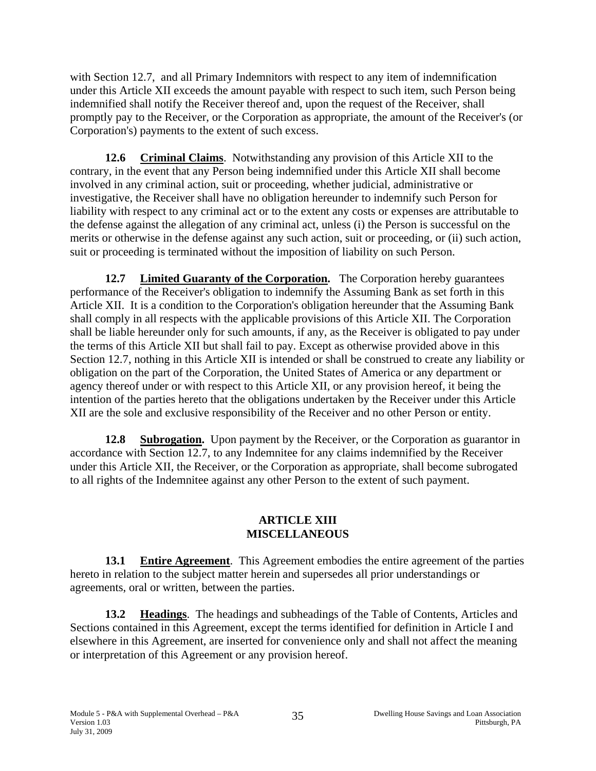with Section 12.7, and all Primary Indemnitors with respect to any item of indemnification under this Article XII exceeds the amount payable with respect to such item, such Person being indemnified shall notify the Receiver thereof and, upon the request of the Receiver, shall promptly pay to the Receiver, or the Corporation as appropriate, the amount of the Receiver's (or Corporation's) payments to the extent of such excess.

**12.6 Criminal Claims**. Notwithstanding any provision of this Article XII to the contrary, in the event that any Person being indemnified under this Article XII shall become involved in any criminal action, suit or proceeding, whether judicial, administrative or investigative, the Receiver shall have no obligation hereunder to indemnify such Person for liability with respect to any criminal act or to the extent any costs or expenses are attributable to the defense against the allegation of any criminal act, unless (i) the Person is successful on the merits or otherwise in the defense against any such action, suit or proceeding, or (ii) such action, suit or proceeding is terminated without the imposition of liability on such Person.

**12.7 Limited Guaranty of the Corporation.** The Corporation hereby guarantees performance of the Receiver's obligation to indemnify the Assuming Bank as set forth in this Article XII. It is a condition to the Corporation's obligation hereunder that the Assuming Bank shall comply in all respects with the applicable provisions of this Article XII. The Corporation shall be liable hereunder only for such amounts, if any, as the Receiver is obligated to pay under the terms of this Article XII but shall fail to pay. Except as otherwise provided above in this Section 12.7, nothing in this Article XII is intended or shall be construed to create any liability or obligation on the part of the Corporation, the United States of America or any department or agency thereof under or with respect to this Article XII, or any provision hereof, it being the intention of the parties hereto that the obligations undertaken by the Receiver under this Article XII are the sole and exclusive responsibility of the Receiver and no other Person or entity.

**12.8 Subrogation.** Upon payment by the Receiver, or the Corporation as guarantor in accordance with Section 12.7, to any Indemnitee for any claims indemnified by the Receiver under this Article XII, the Receiver, or the Corporation as appropriate, shall become subrogated to all rights of the Indemnitee against any other Person to the extent of such payment.

## ARTICLE XIII
## MISCELLANEOUS

**13.1 Entire Agreement**. This Agreement embodies the entire agreement of the parties hereto in relation to the subject matter herein and supersedes all prior understandings or agreements, oral or written, between the parties.

**13.2 Headings**. The headings and subheadings of the Table of Contents, Articles and Sections contained in this Agreement, except the terms identified for definition in Article I and elsewhere in this Agreement, are inserted for convenience only and shall not affect the meaning or interpretation of this Agreement or any provision hereof.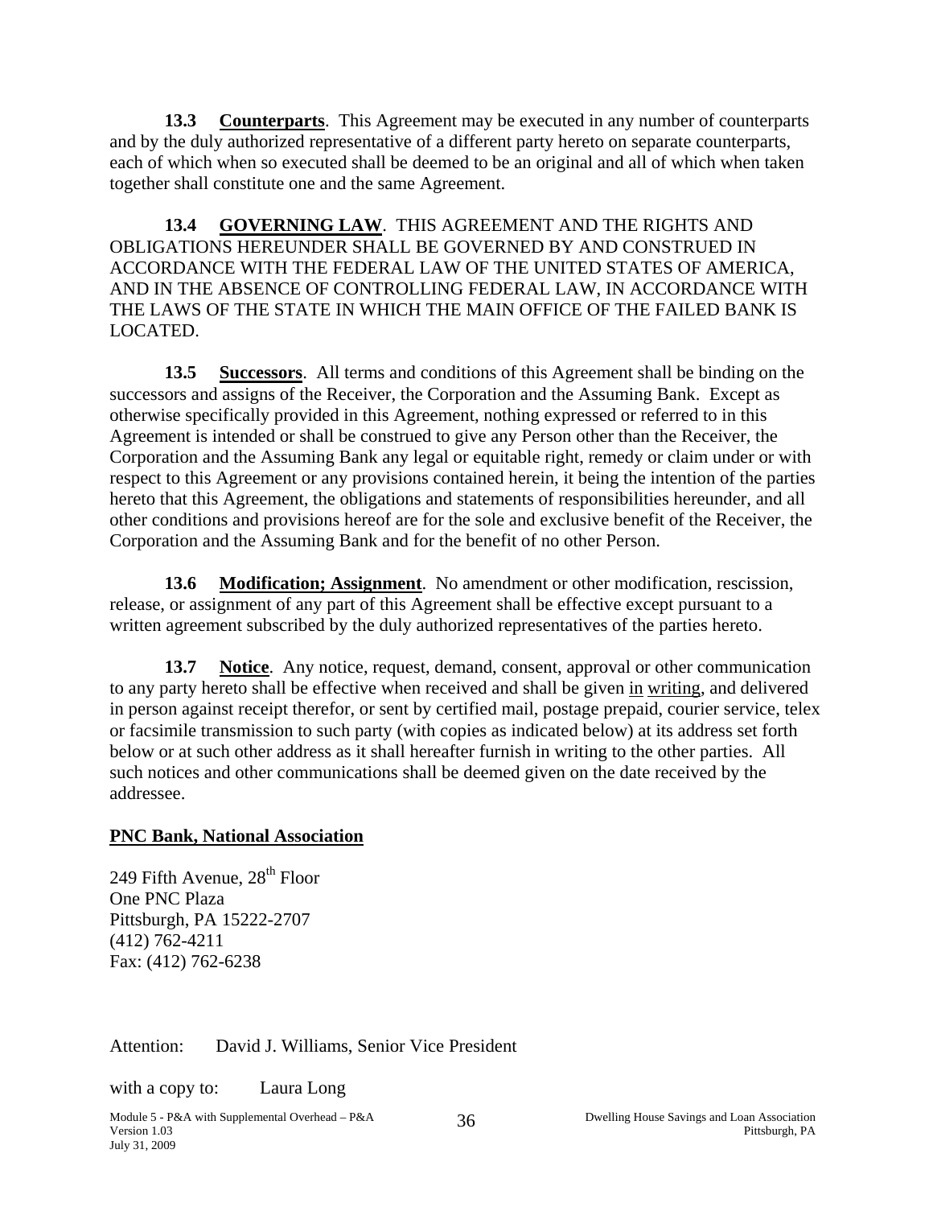**13.3 Counterparts**. This Agreement may be executed in any number of counterparts and by the duly authorized representative of a different party hereto on separate counterparts, each of which when so executed shall be deemed to be an original and all of which when taken together shall constitute one and the same Agreement.

**13.4 GOVERNING LAW**. THIS AGREEMENT AND THE RIGHTS AND OBLIGATIONS HEREUNDER SHALL BE GOVERNED BY AND CONSTRUED IN ACCORDANCE WITH THE FEDERAL LAW OF THE UNITED STATES OF AMERICA, AND IN THE ABSENCE OF CONTROLLING FEDERAL LAW, IN ACCORDANCE WITH THE LAWS OF THE STATE IN WHICH THE MAIN OFFICE OF THE FAILED BANK IS LOCATED.

**13.5 Successors**. All terms and conditions of this Agreement shall be binding on the successors and assigns of the Receiver, the Corporation and the Assuming Bank. Except as otherwise specifically provided in this Agreement, nothing expressed or referred to in this Agreement is intended or shall be construed to give any Person other than the Receiver, the Corporation and the Assuming Bank any legal or equitable right, remedy or claim under or with respect to this Agreement or any provisions contained herein, it being the intention of the parties hereto that this Agreement, the obligations and statements of responsibilities hereunder, and all other conditions and provisions hereof are for the sole and exclusive benefit of the Receiver, the Corporation and the Assuming Bank and for the benefit of no other Person.

**13.6 Modification; Assignment**. No amendment or other modification, rescission, release, or assignment of any part of this Agreement shall be effective except pursuant to a written agreement subscribed by the duly authorized representatives of the parties hereto.

**13.7 Notice**. Any notice, request, demand, consent, approval or other communication to any party hereto shall be effective when received and shall be given in writing, and delivered in person against receipt therefor, or sent by certified mail, postage prepaid, courier service, telex or facsimile transmission to such party (with copies as indicated below) at its address set forth below or at such other address as it shall hereafter furnish in writing to the other parties. All such notices and other communications shall be deemed given on the date received by the addressee.

**PNC Bank, National Association**

249 Fifth Avenue, 28th Floor
One PNC Plaza
Pittsburgh, PA 15222-2707
(412) 762-4211
Fax: (412) 762-6238

Attention: David J. Williams, Senior Vice President

with a copy to: Laura Long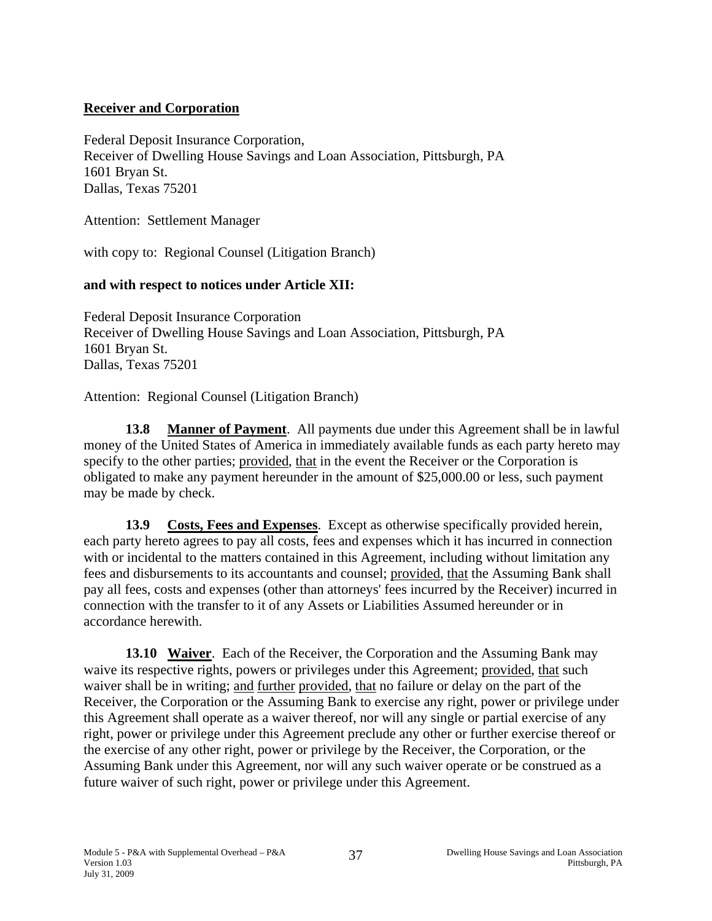**Receiver and Corporation**

Federal Deposit Insurance Corporation,
Receiver of Dwelling House Savings and Loan Association, Pittsburgh, PA
1601 Bryan St.
Dallas, Texas 75201

Attention: Settlement Manager

with copy to: Regional Counsel (Litigation Branch)

**and with respect to notices under Article XII:**

Federal Deposit Insurance Corporation
Receiver of Dwelling House Savings and Loan Association, Pittsburgh, PA
1601 Bryan St.
Dallas, Texas 75201

Attention: Regional Counsel (Litigation Branch)

**13.8 Manner of Payment**. All payments due under this Agreement shall be in lawful money of the United States of America in immediately available funds as each party hereto may specify to the other parties; provided, that in the event the Receiver or the Corporation is obligated to make any payment hereunder in the amount of $25,000.00 or less, such payment may be made by check.

**13.9 Costs, Fees and Expenses**. Except as otherwise specifically provided herein, each party hereto agrees to pay all costs, fees and expenses which it has incurred in connection with or incidental to the matters contained in this Agreement, including without limitation any fees and disbursements to its accountants and counsel; provided, that the Assuming Bank shall pay all fees, costs and expenses (other than attorneys' fees incurred by the Receiver) incurred in connection with the transfer to it of any Assets or Liabilities Assumed hereunder or in accordance herewith.

**13.10 Waiver**. Each of the Receiver, the Corporation and the Assuming Bank may waive its respective rights, powers or privileges under this Agreement; provided, that such waiver shall be in writing; and further provided, that no failure or delay on the part of the Receiver, the Corporation or the Assuming Bank to exercise any right, power or privilege under this Agreement shall operate as a waiver thereof, nor will any single or partial exercise of any right, power or privilege under this Agreement preclude any other or further exercise thereof or the exercise of any other right, power or privilege by the Receiver, the Corporation, or the Assuming Bank under this Agreement, nor will any such waiver operate or be construed as a future waiver of such right, power or privilege under this Agreement.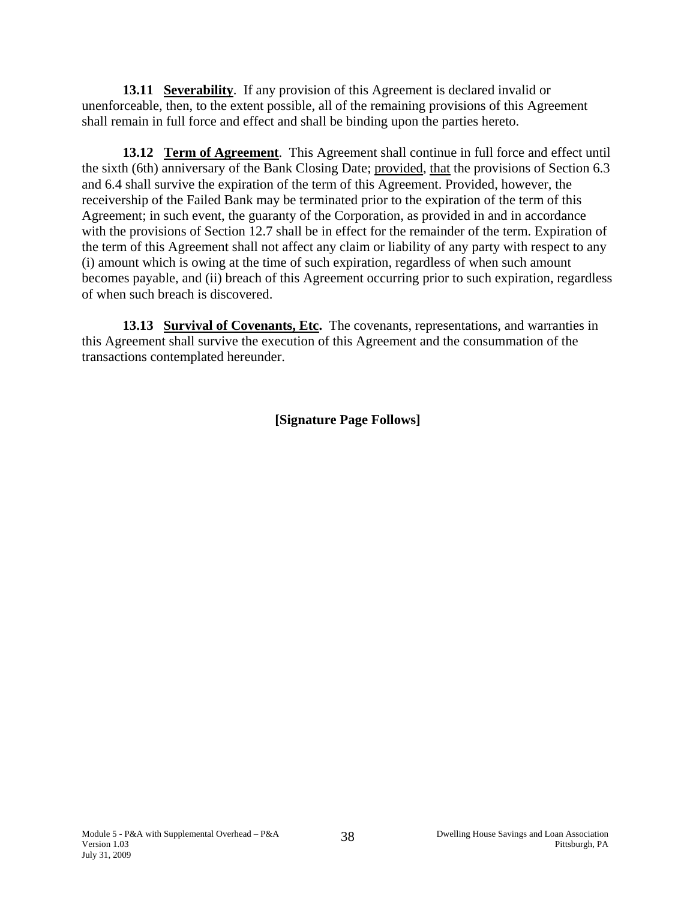**13.11 Severability**. If any provision of this Agreement is declared invalid or unenforceable, then, to the extent possible, all of the remaining provisions of this Agreement shall remain in full force and effect and shall be binding upon the parties hereto.

**13.12 Term of Agreement**. This Agreement shall continue in full force and effect until the sixth (6th) anniversary of the Bank Closing Date; provided, that the provisions of Section 6.3 and 6.4 shall survive the expiration of the term of this Agreement. Provided, however, the receivership of the Failed Bank may be terminated prior to the expiration of the term of this Agreement; in such event, the guaranty of the Corporation, as provided in and in accordance with the provisions of Section 12.7 shall be in effect for the remainder of the term. Expiration of the term of this Agreement shall not affect any claim or liability of any party with respect to any (i) amount which is owing at the time of such expiration, regardless of when such amount becomes payable, and (ii) breach of this Agreement occurring prior to such expiration, regardless of when such breach is discovered.

**13.13 Survival of Covenants, Etc.** The covenants, representations, and warranties in this Agreement shall survive the execution of this Agreement and the consummation of the transactions contemplated hereunder.

**[Signature Page Follows]**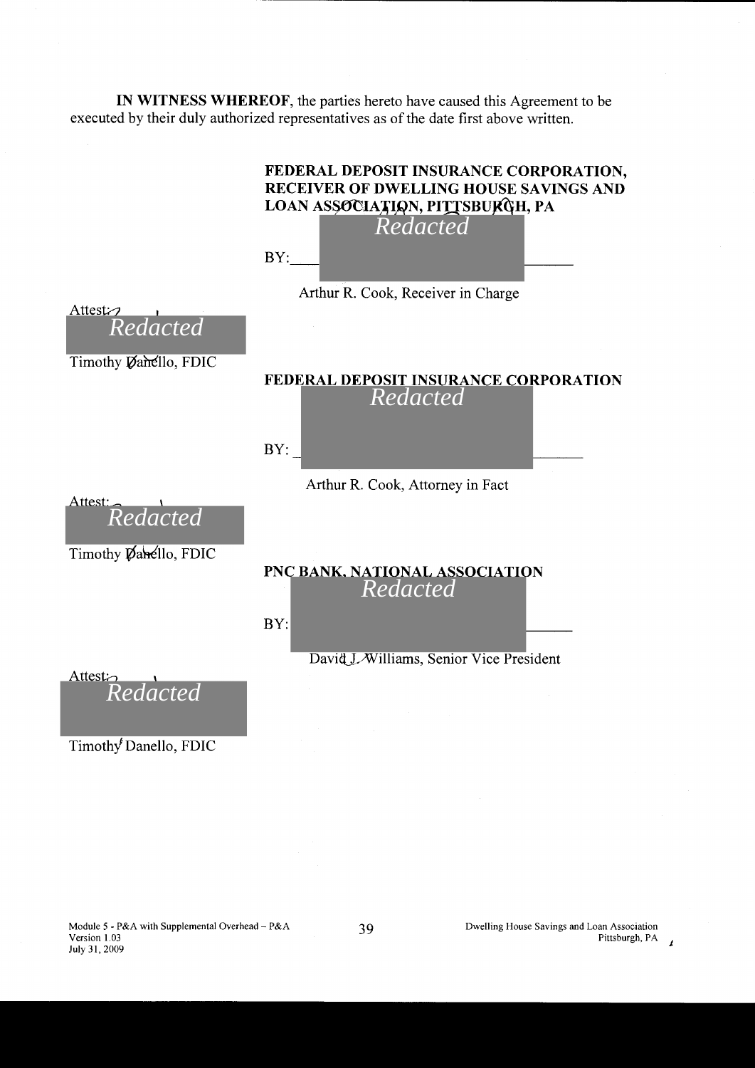**IN WITNESS WHEREOF**, the parties hereto have caused this Agreement to be executed by their duly authorized representatives as of the date first above written.

**FEDERAL DEPOSIT INSURANCE CORPORATION, RECEIVER OF DWELLING HOUSE SAVINGS AND LOAN ASSOCIATION, PITTSBURGH, PA**

*Redacted*

BY:\_\_\_\_\_\_\_\_\_\_\_\_\_\_\_\_\_\_\_\_\_\_\_\_\_\_\_\_\_\_

Arthur R. Cook, Receiver in Charge

Attest:

*Redacted*

Timothy Danello, FDIC

**FEDERAL DEPOSIT INSURANCE CORPORATION**

*Redacted*

BY:\_\_\_\_\_\_\_\_\_\_\_\_\_\_\_\_\_\_\_\_\_\_\_\_\_\_\_\_\_\_

Arthur R. Cook, Attorney in Fact

Attest:

*Redacted*

Timothy Danello, FDIC

**PNC BANK, NATIONAL ASSOCIATION**

*Redacted*

BY:\_\_\_\_\_\_\_\_\_\_\_\_\_\_\_\_\_\_\_\_\_\_\_\_\_\_\_\_\_\_

David J. Williams, Senior Vice President

Attest:

*Redacted*

Timothy Danello, FDIC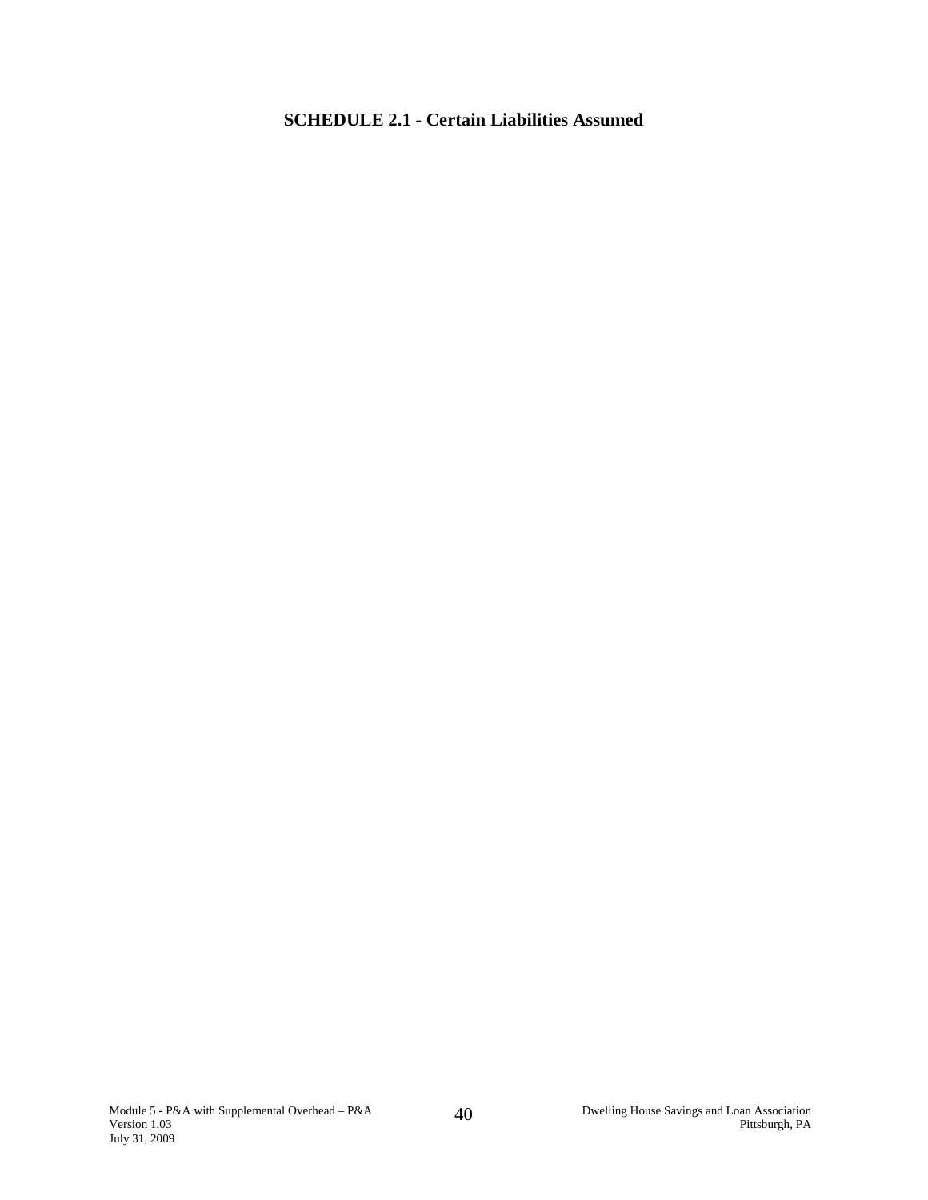**SCHEDULE 2.1 - Certain Liabilities Assumed**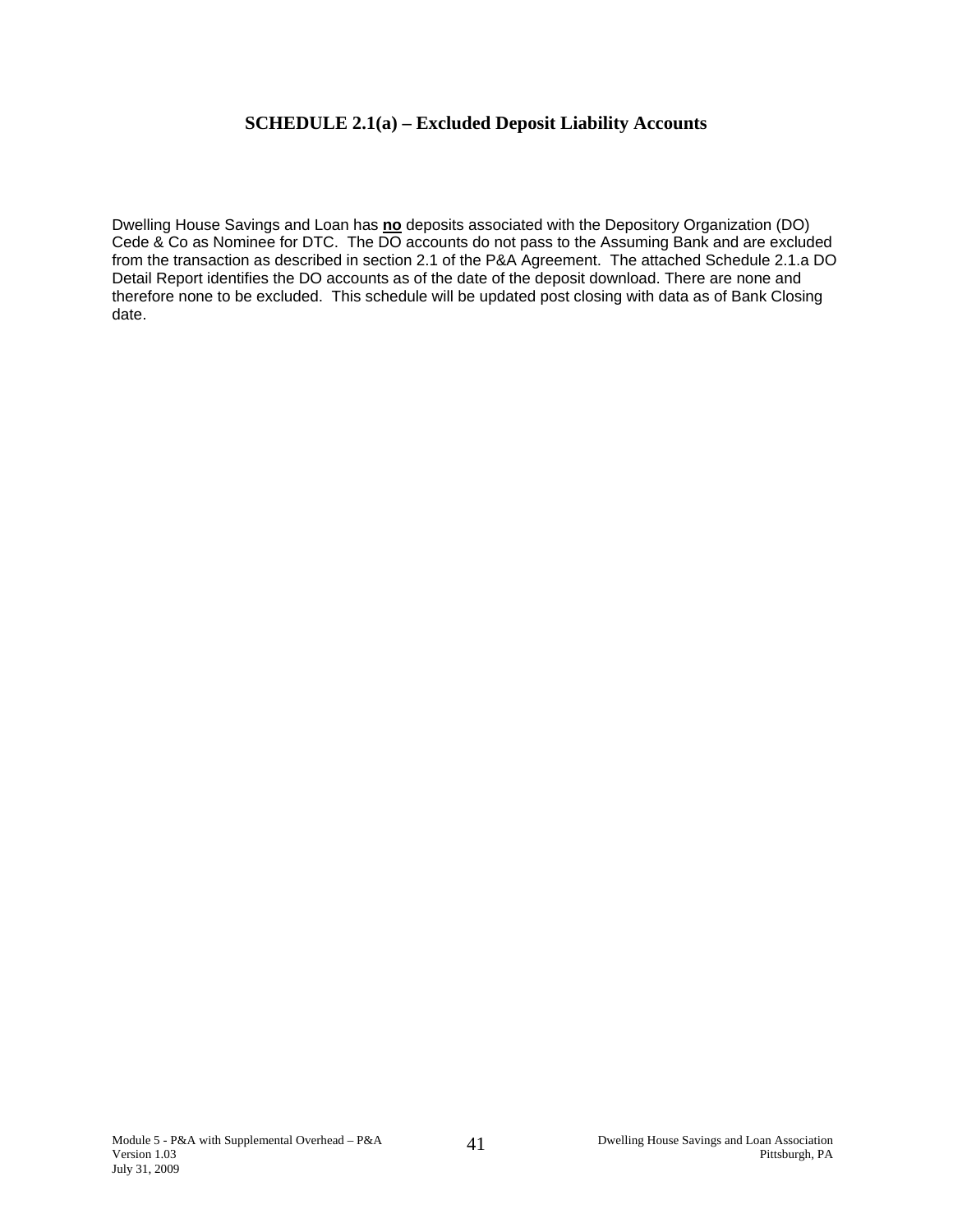## SCHEDULE 2.1(a) – Excluded Deposit Liability Accounts

Dwelling House Savings and Loan has **<u>no</u>** deposits associated with the Depository Organization (DO) Cede & Co as Nominee for DTC. The DO accounts do not pass to the Assuming Bank and are excluded from the transaction as described in section 2.1 of the P&A Agreement. The attached Schedule 2.1.a DO Detail Report identifies the DO accounts as of the date of the deposit download. There are none and therefore none to be excluded. This schedule will be updated post closing with data as of Bank Closing date.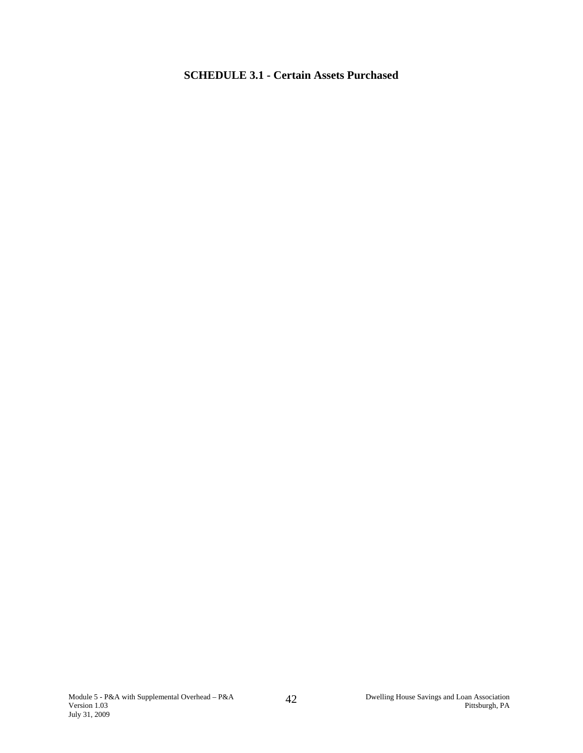## SCHEDULE 3.1 - Certain Assets Purchased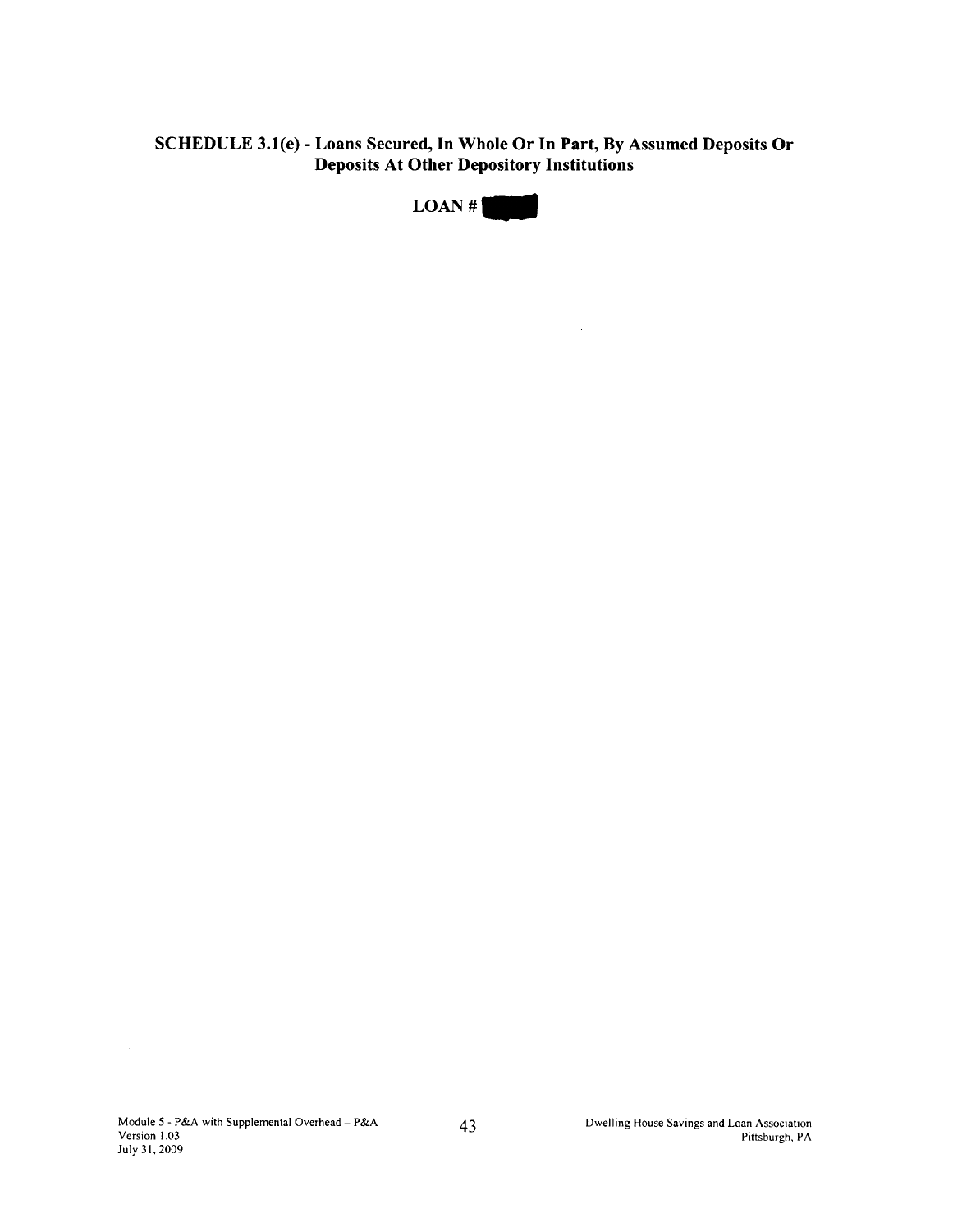## SCHEDULE 3.1(e) - Loans Secured, In Whole Or In Part, By Assumed Deposits Or Deposits At Other Depository Institutions

**LOAN # [REDACTED]**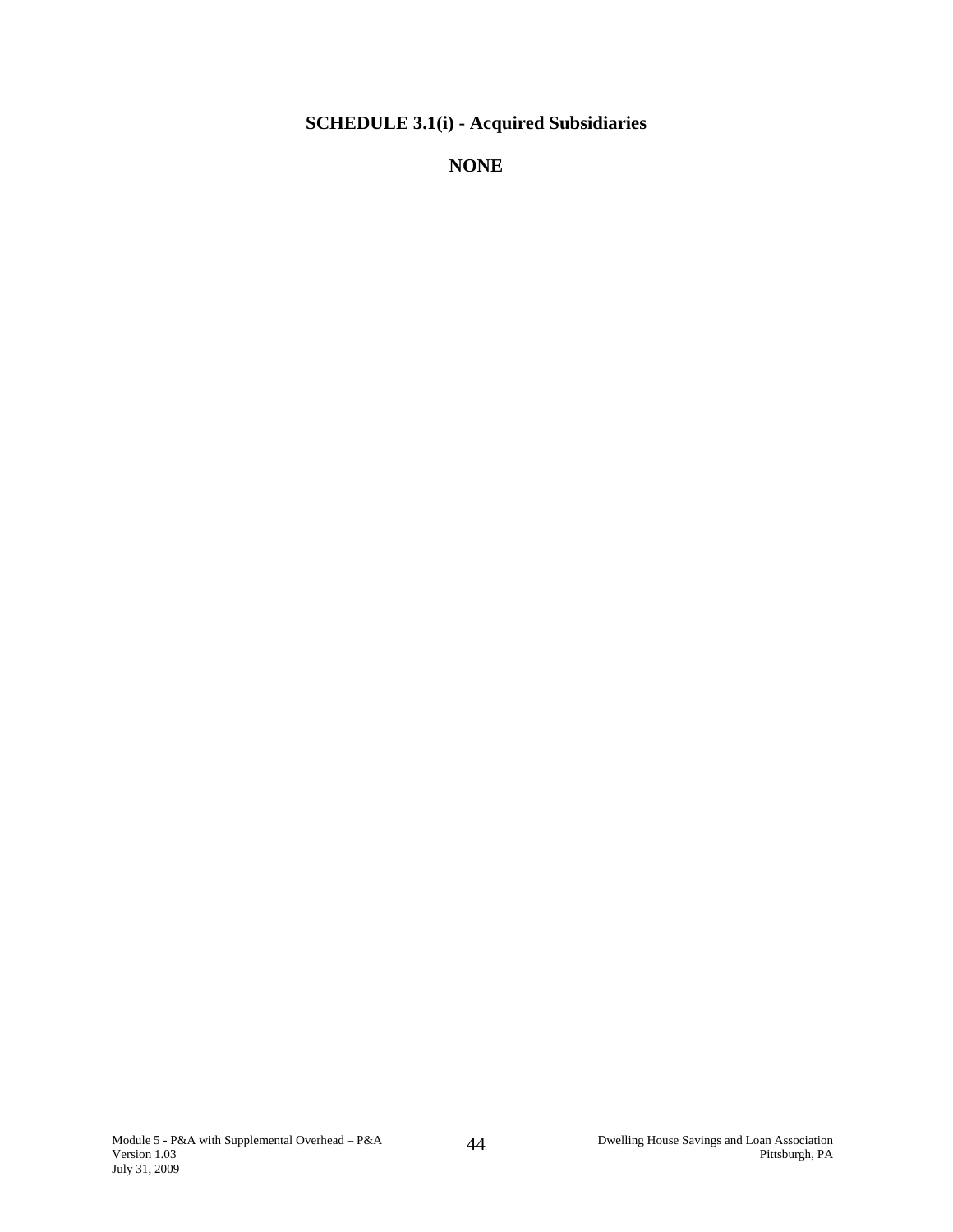## SCHEDULE 3.1(i) - Acquired Subsidiaries

**NONE**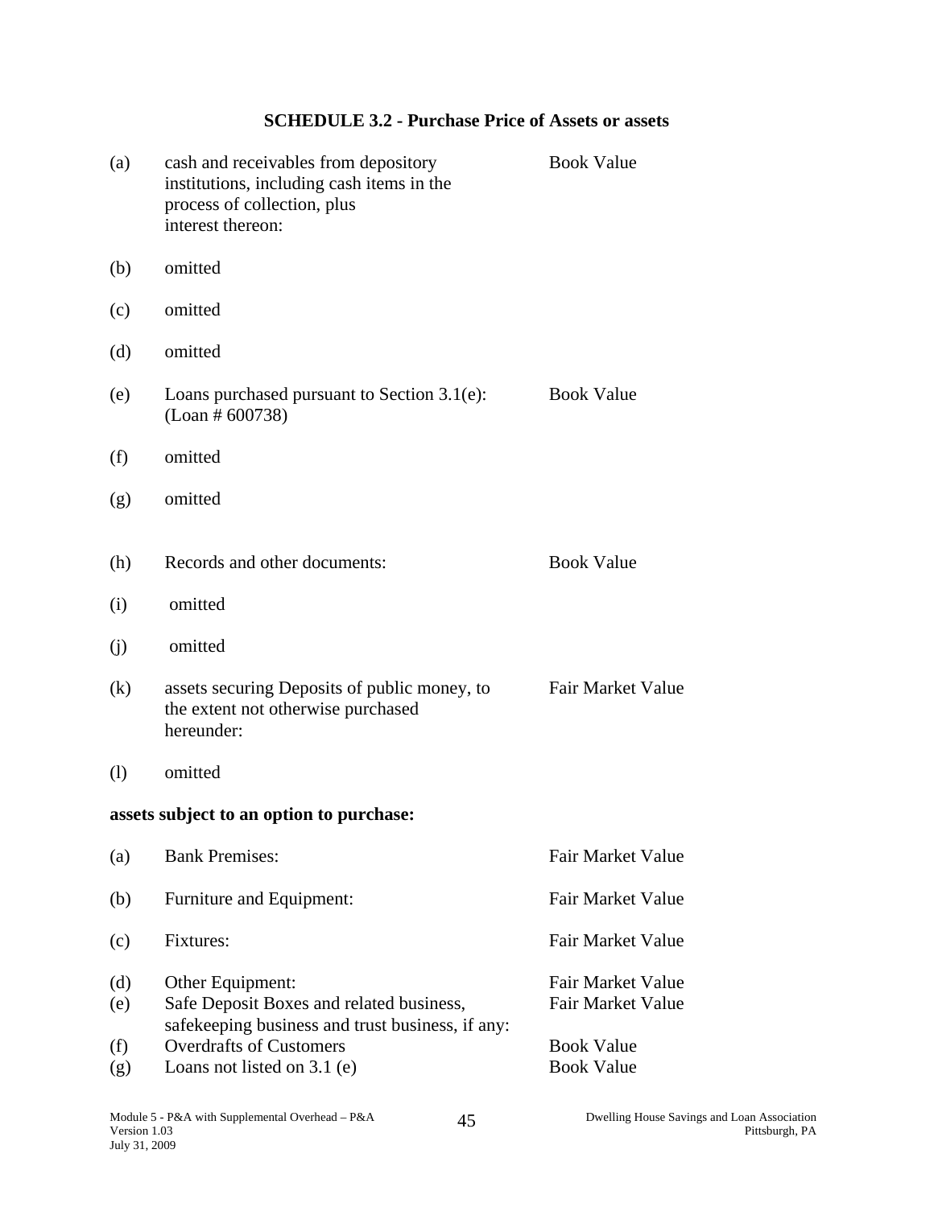**SCHEDULE 3.2 - Purchase Price of Assets or assets**

| | | |
|---|---|---|
| (a) | cash and receivables from depository institutions, including cash items in the process of collection, plus interest thereon: | Book Value |
| (b) | omitted | |
| (c) | omitted | |
| (d) | omitted | |
| (e) | Loans purchased pursuant to Section 3.1(e): (Loan # 600738) | Book Value |
| (f) | omitted | |
| (g) | omitted | |
| (h) | Records and other documents: | Book Value |
| (i) | omitted | |
| (j) | omitted | |
| (k) | assets securing Deposits of public money, to the extent not otherwise purchased hereunder: | Fair Market Value |
| (l) | omitted | |

**assets subject to an option to purchase:**

| | | |
|---|---|---|
| (a) | Bank Premises: | Fair Market Value |
| (b) | Furniture and Equipment: | Fair Market Value |
| (c) | Fixtures: | Fair Market Value |
| (d) | Other Equipment: | Fair Market Value |
| (e) | Safe Deposit Boxes and related business, safekeeping business and trust business, if any: | Fair Market Value |
| (f) | Overdrafts of Customers | Book Value |
| (g) | Loans not listed on 3.1 (e) | Book Value |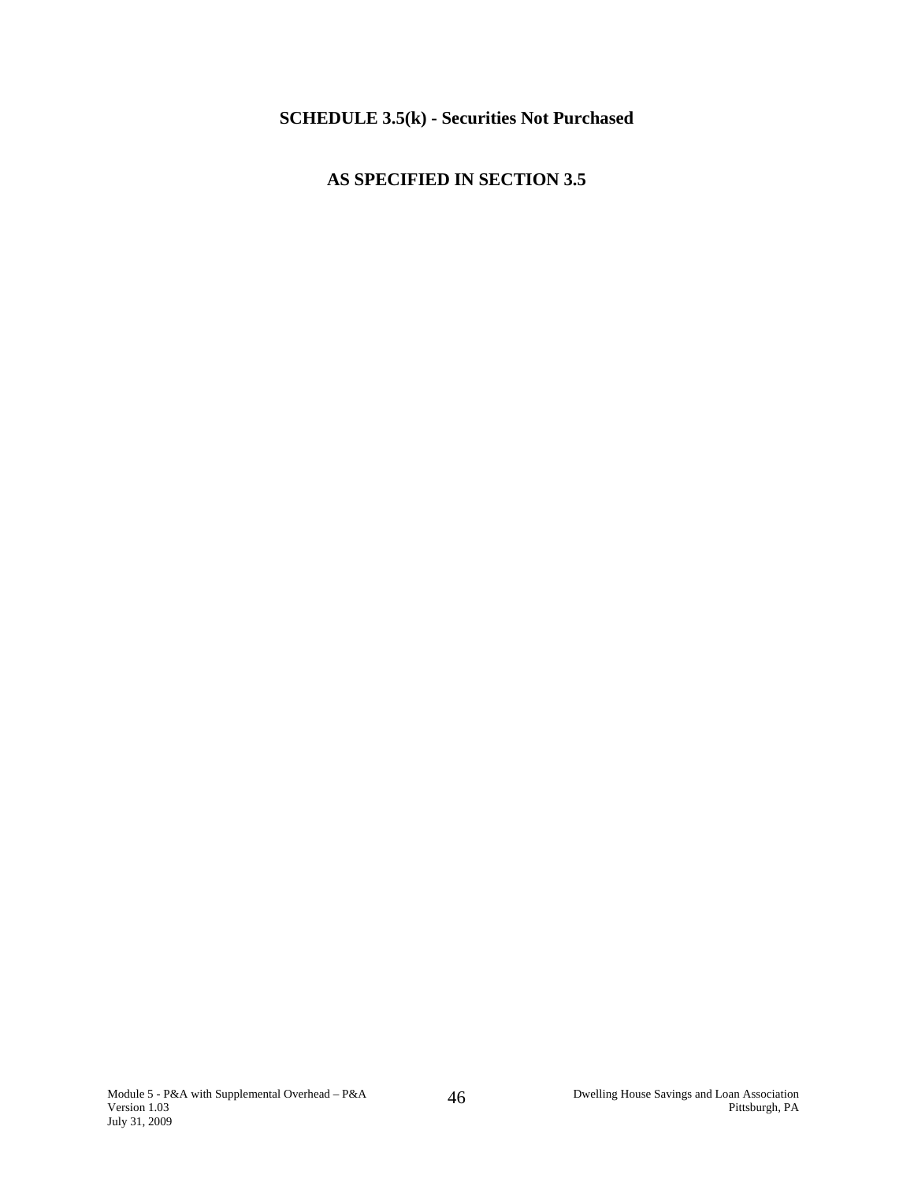## SCHEDULE 3.5(k) - Securities Not Purchased

## AS SPECIFIED IN SECTION 3.5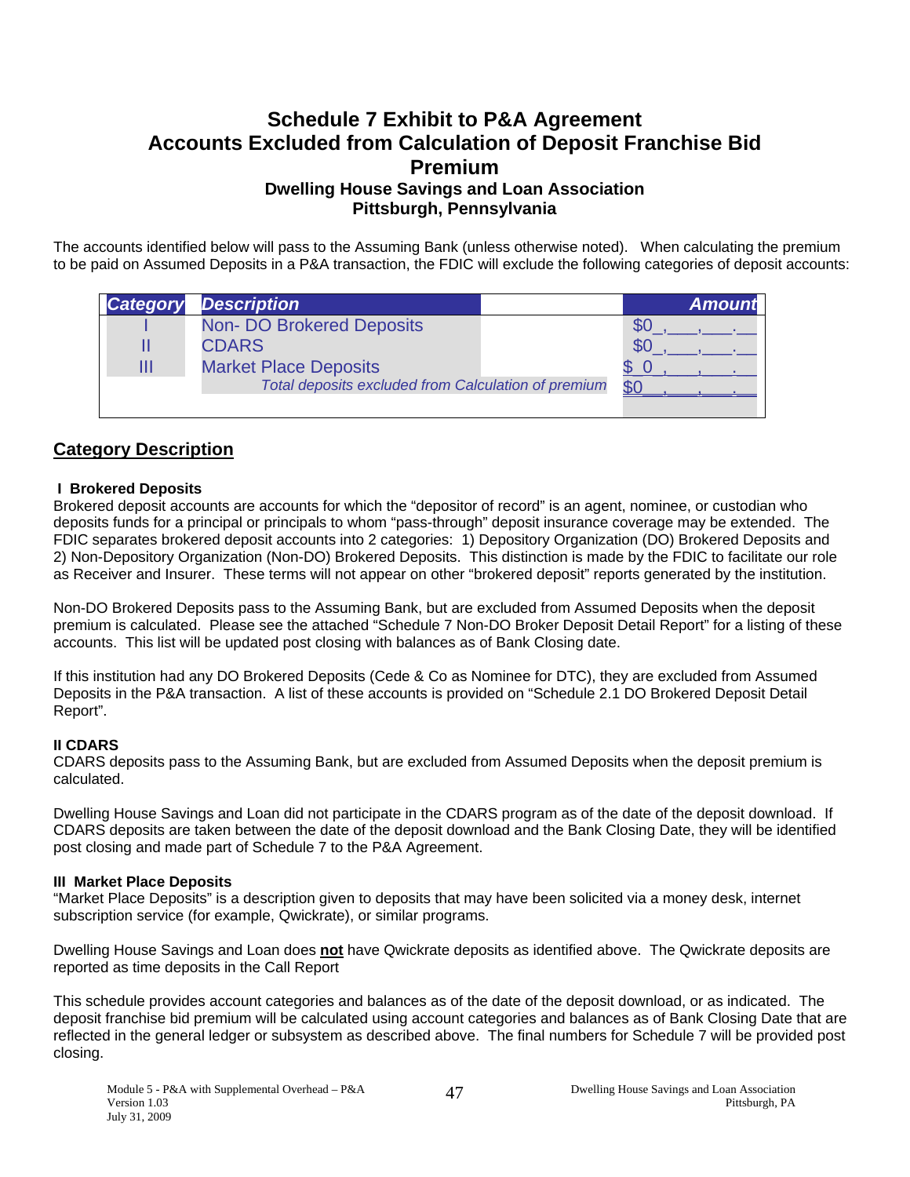# Schedule 7 Exhibit to P&A Agreement
# Accounts Excluded from Calculation of Deposit Franchise Bid Premium
### Dwelling House Savings and Loan Association
### Pittsburgh, Pennsylvania

The accounts identified below will pass to the Assuming Bank (unless otherwise noted). When calculating the premium to be paid on Assumed Deposits in a P&A transaction, the FDIC will exclude the following categories of deposit accounts:

| Category | Description | Amount |
|---|---|---|
| I | Non- DO Brokered Deposits | $0_,___,___.__ |
| II | CDARS | $0_,___,___.__ |
| III | Market Place Deposits | $ 0_,___,___.__ |
| | *Total deposits excluded from Calculation of premium* | $0__,___,___.__ |

## Category Description

**I Brokered Deposits**

Brokered deposit accounts are accounts for which the "depositor of record" is an agent, nominee, or custodian who deposits funds for a principal or principals to whom "pass-through" deposit insurance coverage may be extended. The FDIC separates brokered deposit accounts into 2 categories: 1) Depository Organization (DO) Brokered Deposits and 2) Non-Depository Organization (Non-DO) Brokered Deposits. This distinction is made by the FDIC to facilitate our role as Receiver and Insurer. These terms will not appear on other "brokered deposit" reports generated by the institution.

Non-DO Brokered Deposits pass to the Assuming Bank, but are excluded from Assumed Deposits when the deposit premium is calculated. Please see the attached "Schedule 7 Non-DO Broker Deposit Detail Report" for a listing of these accounts. This list will be updated post closing with balances as of Bank Closing date.

If this institution had any DO Brokered Deposits (Cede & Co as Nominee for DTC), they are excluded from Assumed Deposits in the P&A transaction. A list of these accounts is provided on "Schedule 2.1 DO Brokered Deposit Detail Report".

**II CDARS**

CDARS deposits pass to the Assuming Bank, but are excluded from Assumed Deposits when the deposit premium is calculated.

Dwelling House Savings and Loan did not participate in the CDARS program as of the date of the deposit download. If CDARS deposits are taken between the date of the deposit download and the Bank Closing Date, they will be identified post closing and made part of Schedule 7 to the P&A Agreement.

**III Market Place Deposits**

"Market Place Deposits" is a description given to deposits that may have been solicited via a money desk, internet subscription service (for example, Qwickrate), or similar programs.

Dwelling House Savings and Loan does **not** have Qwickrate deposits as identified above. The Qwickrate deposits are reported as time deposits in the Call Report

This schedule provides account categories and balances as of the date of the deposit download, or as indicated. The deposit franchise bid premium will be calculated using account categories and balances as of Bank Closing Date that are reflected in the general ledger or subsystem as described above. The final numbers for Schedule 7 will be provided post closing.